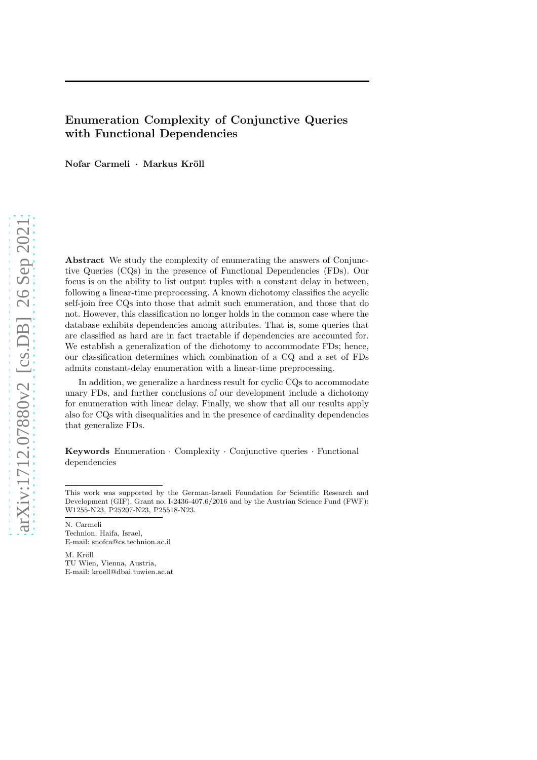# Enumeration Complexity of Conjunctive Queries with Functional Dependencies

**Nofar Carmeli · Markus Kröll**

**Abstract** We study the complexity of enumerating the answers of Conjunctive Queries (CQs) in the presence of Functional Dependencies (FDs). Our focus is on the ability to list output tuples with a constant delay in between, following a linear-time preprocessing. A known dichotomy classifies the acyclic self-join free CQs into those that admit such enumeration, and those that do not. However, this classification no longer holds in the common case where the database exhibits dependencies among attributes. That is, some queries that are classified as hard are in fact tractable if dependencies are accounted for. We establish a generalization of the dichotomy to accommodate FDs; hence, our classification determines which combination of a CQ and a set of FDs admits constant-delay enumeration with a linear-time preprocessing.

In addition, we generalize a hardness result for cyclic CQs to accommodate unary FDs, and further conclusions of our development include a dichotomy for enumeration with linear delay. Finally, we show that all our results apply also for CQs with disequalities and in the presence of cardinality dependencies that generalize FDs.

**Keywords** Enumeration · Complexity · Conjunctive queries · Functional dependencies

---

This work was supported by the German-Israeli Foundation for Scientific Research and Development (GIF), Grant no. I-2436-407.6/2016 and by the Austrian Science Fund (FWF): W1255-N23, P25207-N23, P25518-N23.

N. Carmeli
Technion, Haifa, Israel,
E-mail: snofca@cs.technion.ac.il

M. Kröll
TU Wien, Vienna, Austria,
E-mail: kroell@dbai.tuwien.ac.at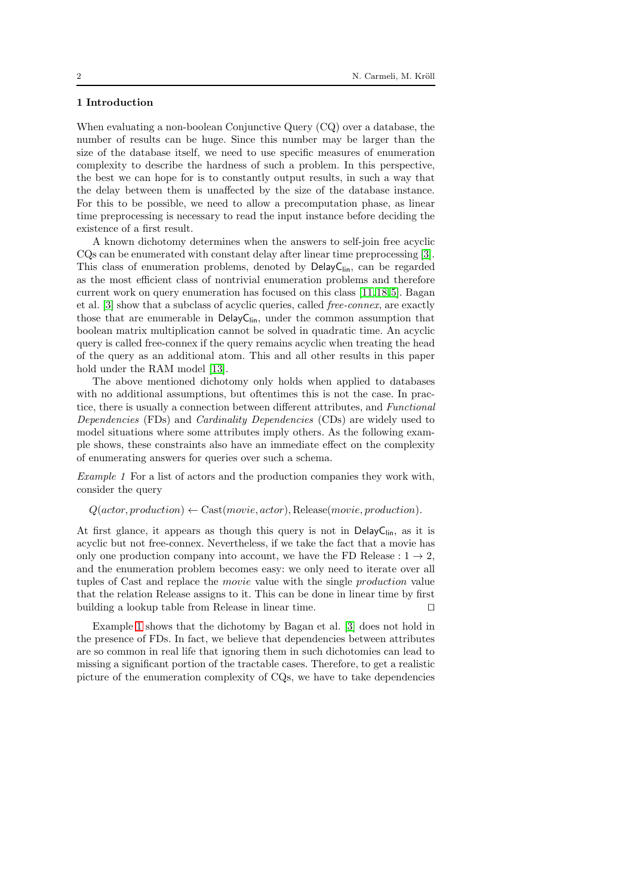## 1 Introduction

When evaluating a non-boolean Conjunctive Query (CQ) over a database, the number of results can be huge. Since this number may be larger than the size of the database itself, we need to use specific measures of enumeration complexity to describe the hardness of such a problem. In this perspective, the best we can hope for is to constantly output results, in such a way that the delay between them is unaffected by the size of the database instance. For this to be possible, we need to allow a precomputation phase, as linear time preprocessing is necessary to read the input instance before deciding the existence of a first result.

A known dichotomy determines when the answers to self-join free acyclic CQs can be enumerated with constant delay after linear time preprocessing [3]. This class of enumeration problems, denoted by $\mathsf{DelayC_{lin}}$, can be regarded as the most efficient class of nontrivial enumeration problems and therefore current work on query enumeration has focused on this class [11,18,5]. Bagan et al. [3] show that a subclass of acyclic queries, called *free-connex*, are exactly those that are enumerable in $\mathsf{DelayC_{lin}}$, under the common assumption that boolean matrix multiplication cannot be solved in quadratic time. An acyclic query is called free-connex if the query remains acyclic when treating the head of the query as an additional atom. This and all other results in this paper hold under the RAM model [13].

The above mentioned dichotomy only holds when applied to databases with no additional assumptions, but oftentimes this is not the case. In practice, there is usually a connection between different attributes, and *Functional Dependencies* (FDs) and *Cardinality Dependencies* (CDs) are widely used to model situations where some attributes imply others. As the following example shows, these constraints also have an immediate effect on the complexity of enumerating answers for queries over such a schema.

*Example 1* For a list of actors and the production companies they work with, consider the query

$$Q(actor, production) \leftarrow \mathrm{Cast}(movie, actor), \mathrm{Release}(movie, production).$$

At first glance, it appears as though this query is not in $\mathsf{DelayC_{lin}}$, as it is acyclic but not free-connex. Nevertheless, if we take the fact that a movie has only one production company into account, we have the FD Release : $1 \rightarrow 2$, and the enumeration problem becomes easy: we only need to iterate over all tuples of Cast and replace the *movie* value with the single *production* value that the relation Release assigns to it. This can be done in linear time by first building a lookup table from Release in linear time. ◻

Example 1 shows that the dichotomy by Bagan et al. [3] does not hold in the presence of FDs. In fact, we believe that dependencies between attributes are so common in real life that ignoring them in such dichotomies can lead to missing a significant portion of the tractable cases. Therefore, to get a realistic picture of the enumeration complexity of CQs, we have to take dependencies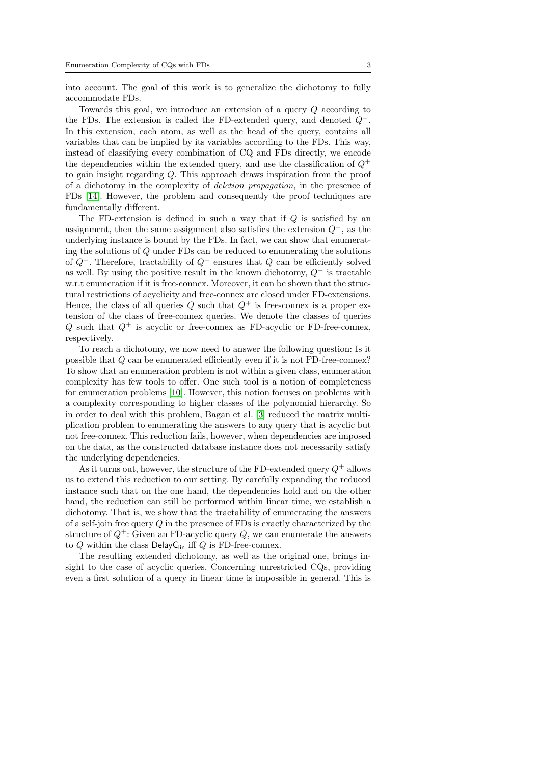into account. The goal of this work is to generalize the dichotomy to fully accommodate FDs.

Towards this goal, we introduce an extension of a query $Q$ according to the FDs. The extension is called the FD-extended query, and denoted $Q^+$. In this extension, each atom, as well as the head of the query, contains all variables that can be implied by its variables according to the FDs. This way, instead of classifying every combination of CQ and FDs directly, we encode the dependencies within the extended query, and use the classification of $Q^+$ to gain insight regarding $Q$. This approach draws inspiration from the proof of a dichotomy in the complexity of *deletion propagation*, in the presence of FDs [14]. However, the problem and consequently the proof techniques are fundamentally different.

The FD-extension is defined in such a way that if $Q$ is satisfied by an assignment, then the same assignment also satisfies the extension $Q^+$, as the underlying instance is bound by the FDs. In fact, we can show that enumerating the solutions of $Q$ under FDs can be reduced to enumerating the solutions of $Q^+$. Therefore, tractability of $Q^+$ ensures that $Q$ can be efficiently solved as well. By using the positive result in the known dichotomy, $Q^+$ is tractable w.r.t enumeration if it is free-connex. Moreover, it can be shown that the structural restrictions of acyclicity and free-connex are closed under FD-extensions. Hence, the class of all queries $Q$ such that $Q^+$ is free-connex is a proper extension of the class of free-connex queries. We denote the classes of queries $Q$ such that $Q^+$ is acyclic or free-connex as FD-acyclic or FD-free-connex, respectively.

To reach a dichotomy, we now need to answer the following question: Is it possible that $Q$ can be enumerated efficiently even if it is not FD-free-connex? To show that an enumeration problem is not within a given class, enumeration complexity has few tools to offer. One such tool is a notion of completeness for enumeration problems [10]. However, this notion focuses on problems with a complexity corresponding to higher classes of the polynomial hierarchy. So in order to deal with this problem, Bagan et al. [3] reduced the matrix multiplication problem to enumerating the answers to any query that is acyclic but not free-connex. This reduction fails, however, when dependencies are imposed on the data, as the constructed database instance does not necessarily satisfy the underlying dependencies.

As it turns out, however, the structure of the FD-extended query $Q^+$ allows us to extend this reduction to our setting. By carefully expanding the reduced instance such that on the one hand, the dependencies hold and on the other hand, the reduction can still be performed within linear time, we establish a dichotomy. That is, we show that the tractability of enumerating the answers of a self-join free query $Q$ in the presence of FDs is exactly characterized by the structure of $Q^+$: Given an FD-acyclic query $Q$, we can enumerate the answers to $Q$ within the class $\mathsf{DelayC_{lin}}$ iff $Q$ is FD-free-connex.

The resulting extended dichotomy, as well as the original one, brings insight to the case of acyclic queries. Concerning unrestricted CQs, providing even a first solution of a query in linear time is impossible in general. This is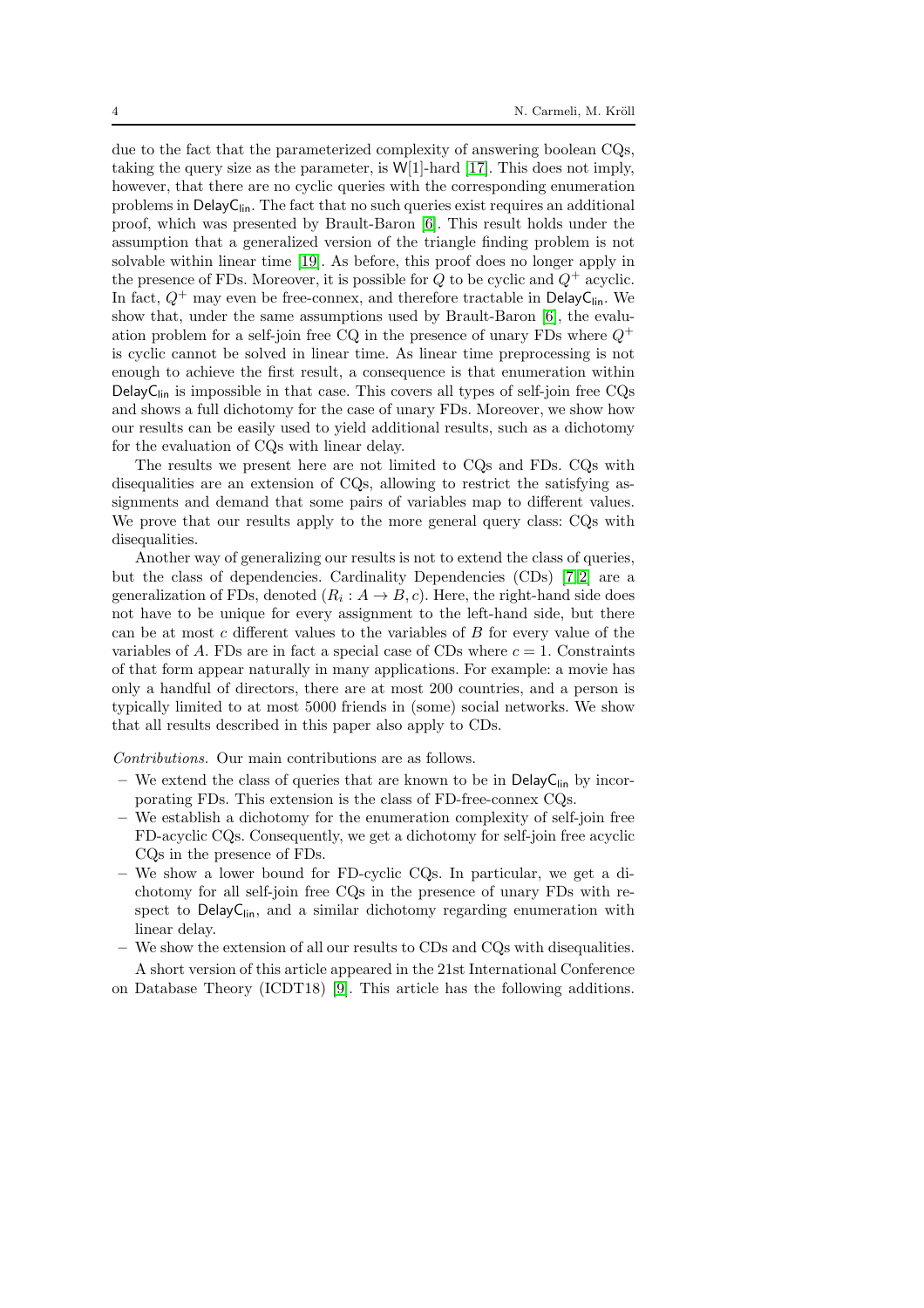due to the fact that the parameterized complexity of answering boolean CQs, taking the query size as the parameter, is W[1]-hard [17]. This does not imply, however, that there are no cyclic queries with the corresponding enumeration problems in $\mathsf{DelayC_{lin}}$. The fact that no such queries exist requires an additional proof, which was presented by Brault-Baron [6]. This result holds under the assumption that a generalized version of the triangle finding problem is not solvable within linear time [19]. As before, this proof does no longer apply in the presence of FDs. Moreover, it is possible for $Q$ to be cyclic and $Q^+$ acyclic. In fact, $Q^+$ may even be free-connex, and therefore tractable in $\mathsf{DelayC_{lin}}$. We show that, under the same assumptions used by Brault-Baron [6], the evaluation problem for a self-join free CQ in the presence of unary FDs where $Q^+$ is cyclic cannot be solved in linear time. As linear time preprocessing is not enough to achieve the first result, a consequence is that enumeration within $\mathsf{DelayC_{lin}}$ is impossible in that case. This covers all types of self-join free CQs and shows a full dichotomy for the case of unary FDs. Moreover, we show how our results can be easily used to yield additional results, such as a dichotomy for the evaluation of CQs with linear delay.

The results we present here are not limited to CQs and FDs. CQs with disequalities are an extension of CQs, allowing to restrict the satisfying assignments and demand that some pairs of variables map to different values. We prove that our results apply to the more general query class: CQs with disequalities.

Another way of generalizing our results is not to extend the class of queries, but the class of dependencies. Cardinality Dependencies (CDs) [7,2] are a generalization of FDs, denoted $(R_i : A \to B, c)$. Here, the right-hand side does not have to be unique for every assignment to the left-hand side, but there can be at most $c$ different values to the variables of $B$ for every value of the variables of $A$. FDs are in fact a special case of CDs where $c = 1$. Constraints of that form appear naturally in many applications. For example: a movie has only a handful of directors, there are at most 200 countries, and a person is typically limited to at most 5000 friends in (some) social networks. We show that all results described in this paper also apply to CDs.

*Contributions.* Our main contributions are as follows.

- We extend the class of queries that are known to be in $\mathsf{DelayC_{lin}}$ by incorporating FDs. This extension is the class of FD-free-connex CQs.
- We establish a dichotomy for the enumeration complexity of self-join free FD-acyclic CQs. Consequently, we get a dichotomy for self-join free acyclic CQs in the presence of FDs.
- We show a lower bound for FD-cyclic CQs. In particular, we get a dichotomy for all self-join free CQs in the presence of unary FDs with respect to $\mathsf{DelayC_{lin}}$, and a similar dichotomy regarding enumeration with linear delay.
- We show the extension of all our results to CDs and CQs with disequalities.

A short version of this article appeared in the 21st International Conference on Database Theory (ICDT18) [9]. This article has the following additions.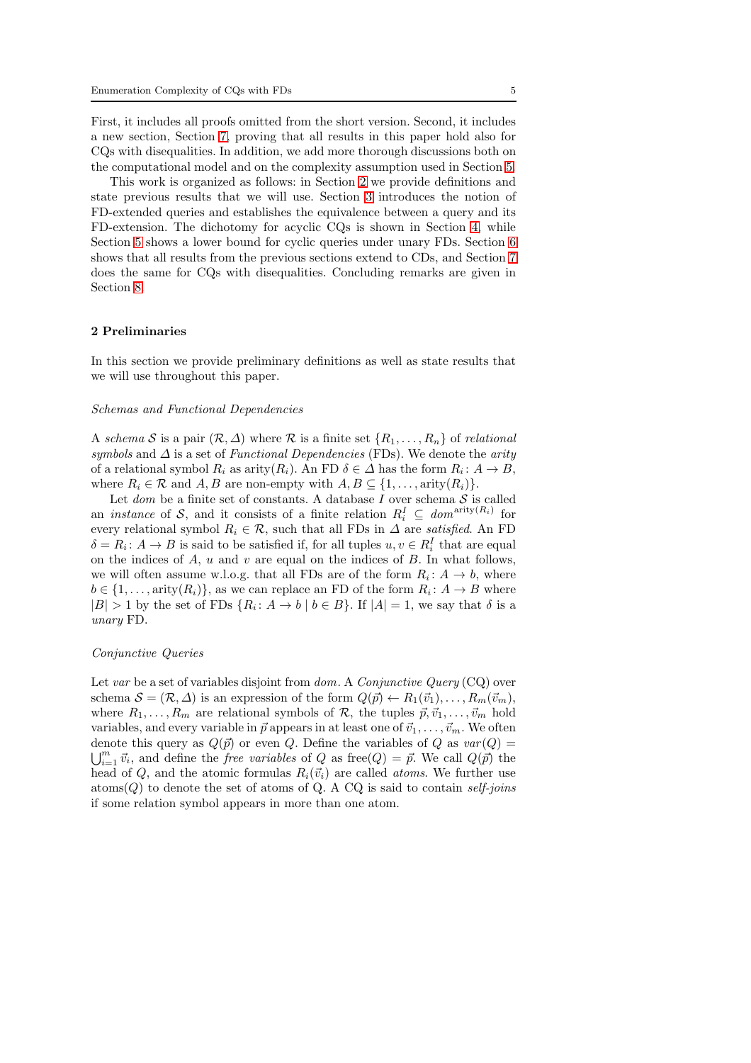First, it includes all proofs omitted from the short version. Second, it includes a new section, Section 7, proving that all results in this paper hold also for CQs with disequalities. In addition, we add more thorough discussions both on the computational model and on the complexity assumption used in Section 5.

This work is organized as follows: in Section 2 we provide definitions and state previous results that we will use. Section 3 introduces the notion of FD-extended queries and establishes the equivalence between a query and its FD-extension. The dichotomy for acyclic CQs is shown in Section 4, while Section 5 shows a lower bound for cyclic queries under unary FDs. Section 6 shows that all results from the previous sections extend to CDs, and Section 7 does the same for CQs with disequalities. Concluding remarks are given in Section 8.

## 2 Preliminaries

In this section we provide preliminary definitions as well as state results that we will use throughout this paper.

### *Schemas and Functional Dependencies*

A *schema* $\mathcal{S}$ is a pair $(\mathcal{R}, \Delta)$ where $\mathcal{R}$ is a finite set $\{R_1, \ldots, R_n\}$ of *relational symbols* and $\Delta$ is a set of *Functional Dependencies* (FDs). We denote the *arity* of a relational symbol $R_i$ as $\text{arity}(R_i)$. An FD $\delta \in \Delta$ has the form $R_i \colon A \to B$, where $R_i \in \mathcal{R}$ and $A, B$ are non-empty with $A, B \subseteq \{1, \ldots, \text{arity}(R_i)\}$.

Let *dom* be a finite set of constants. A database $I$ over schema $\mathcal{S}$ is called an *instance* of $\mathcal{S}$, and it consists of a finite relation $R_i^I \subseteq \mathit{dom}^{\text{arity}(R_i)}$ for every relational symbol $R_i \in \mathcal{R}$, such that all FDs in $\Delta$ are *satisfied*. An FD $\delta = R_i \colon A \to B$ is said to be satisfied if, for all tuples $u, v \in R_i^I$ that are equal on the indices of $A$, $u$ and $v$ are equal on the indices of $B$. In what follows, we will often assume w.l.o.g. that all FDs are of the form $R_i \colon A \to b$, where $b \in \{1, \ldots, \text{arity}(R_i)\}$, as we can replace an FD of the form $R_i \colon A \to B$ where $|B| > 1$ by the set of FDs $\{R_i \colon A \to b \mid b \in B\}$. If $|A| = 1$, we say that $\delta$ is a *unary* FD.

### *Conjunctive Queries*

Let *var* be a set of variables disjoint from *dom*. A *Conjunctive Query* (CQ) over schema $\mathcal{S} = (\mathcal{R}, \Delta)$ is an expression of the form $Q(\vec{p}) \leftarrow R_1(\vec{v}_1), \ldots, R_m(\vec{v}_m)$, where $R_1, \ldots, R_m$ are relational symbols of $\mathcal{R}$, the tuples $\vec{p}, \vec{v}_1, \ldots, \vec{v}_m$ hold variables, and every variable in $\vec{p}$ appears in at least one of $\vec{v}_1, \ldots, \vec{v}_m$. We often denote this query as $Q(\vec{p})$ or even $Q$. Define the variables of $Q$ as $\mathit{var}(Q) = \bigcup_{i=1}^{m} \vec{v}_i$, and define the *free variables* of $Q$ as $\text{free}(Q) = \vec{p}$. We call $Q(\vec{p})$ the head of $Q$, and the atomic formulas $R_i(\vec{v}_i)$ are called *atoms*. We further use $\text{atoms}(Q)$ to denote the set of atoms of Q. A CQ is said to contain *self-joins* if some relation symbol appears in more than one atom.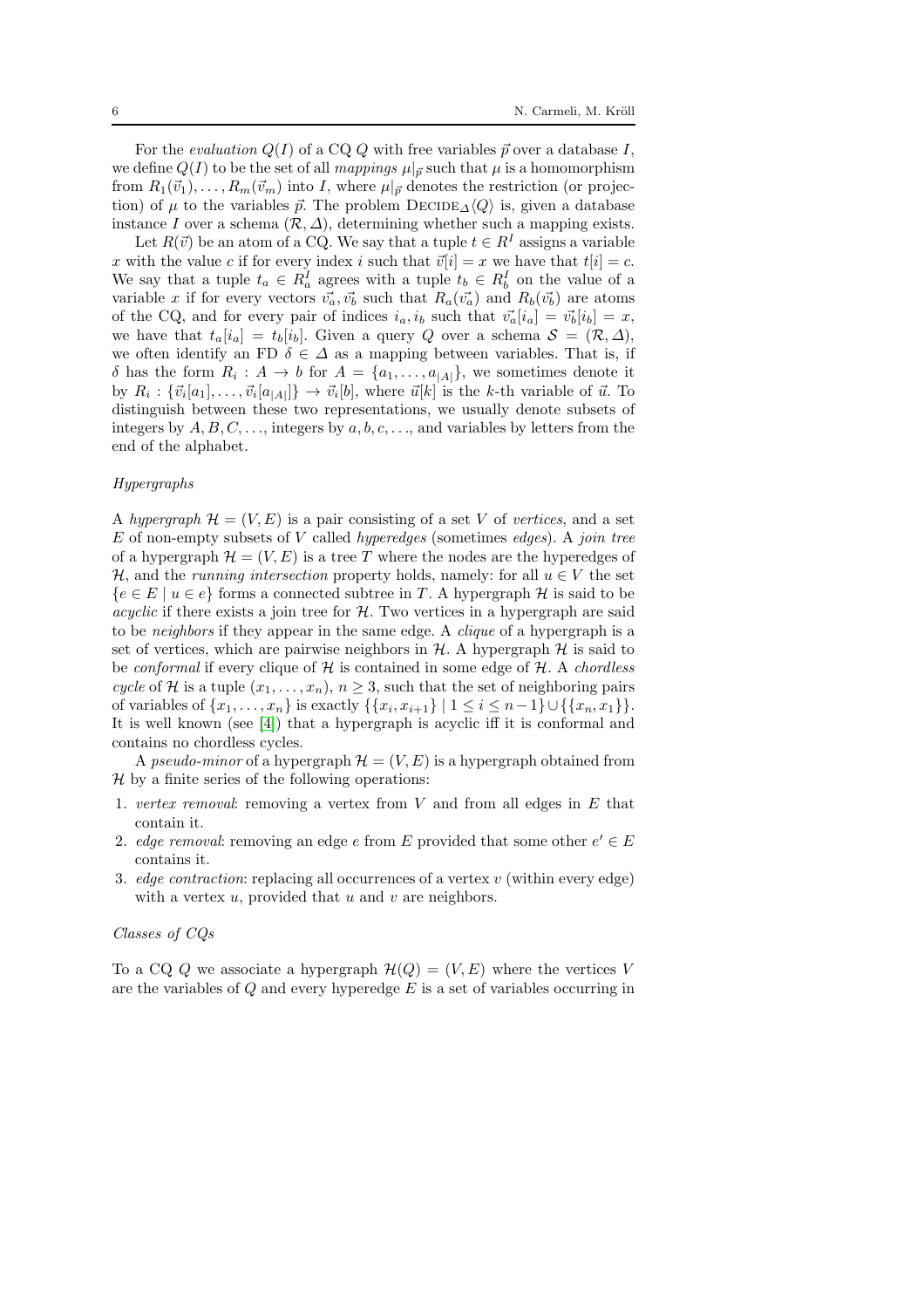For the *evaluation* $Q(I)$ of a CQ $Q$ with free variables $\vec{p}$ over a database $I$, we define $Q(I)$ to be the set of all *mappings* $\mu|_{\vec{p}}$ such that $\mu$ is a homomorphism from $R_1(\vec{v}_1), \dots, R_m(\vec{v}_m)$ into $I$, where $\mu|_{\vec{p}}$ denotes the restriction (or projection) of $\mu$ to the variables $\vec{p}$. The problem $\text{Decide}_\Delta\langle Q\rangle$ is, given a database instance $I$ over a schema $(\mathcal{R}, \Delta)$, determining whether such a mapping exists.

Let $R(\vec{v})$ be an atom of a CQ. We say that a tuple $t \in R^I$ assigns a variable $x$ with the value $c$ if for every index $i$ such that $\vec{v}[i] = x$ we have that $t[i] = c$. We say that a tuple $t_a \in R_a^I$ agrees with a tuple $t_b \in R_b^I$ on the value of a variable $x$ if for every vectors $\vec{v_a}, \vec{v_b}$ such that $R_a(\vec{v_a})$ and $R_b(\vec{v_b})$ are atoms of the CQ, and for every pair of indices $i_a, i_b$ such that $\vec{v_a}[i_a] = \vec{v_b}[i_b] = x$, we have that $t_a[i_a] = t_b[i_b]$. Given a query $Q$ over a schema $\mathcal{S} = (\mathcal{R}, \Delta)$, we often identify an FD $\delta \in \Delta$ as a mapping between variables. That is, if $\delta$ has the form $R_i : A \to b$ for $A = \{a_1, \dots, a_{|A|}\}$, we sometimes denote it by $R_i : \{\vec{v}_i[a_1], \dots, \vec{v}_i[a_{|A|}]\} \to \vec{v}_i[b]$, where $\vec{u}[k]$ is the $k$-th variable of $\vec{u}$. To distinguish between these two representations, we usually denote subsets of integers by $A, B, C, \dots$, integers by $a, b, c, \dots$, and variables by letters from the end of the alphabet.

*Hypergraphs*

A *hypergraph* $\mathcal{H} = (V, E)$ is a pair consisting of a set $V$ of *vertices*, and a set $E$ of non-empty subsets of $V$ called *hyperedges* (sometimes *edges*). A *join tree* of a hypergraph $\mathcal{H} = (V, E)$ is a tree $T$ where the nodes are the hyperedges of $\mathcal{H}$, and the *running intersection* property holds, namely: for all $u \in V$ the set $\{e \in E \mid u \in e\}$ forms a connected subtree in $T$. A hypergraph $\mathcal{H}$ is said to be *acyclic* if there exists a join tree for $\mathcal{H}$. Two vertices in a hypergraph are said to be *neighbors* if they appear in the same edge. A *clique* of a hypergraph is a set of vertices, which are pairwise neighbors in $\mathcal{H}$. A hypergraph $\mathcal{H}$ is said to be *conformal* if every clique of $\mathcal{H}$ is contained in some edge of $\mathcal{H}$. A *chordless cycle* of $\mathcal{H}$ is a tuple $(x_1, \dots, x_n)$, $n \geq 3$, such that the set of neighboring pairs of variables of $\{x_1, \dots, x_n\}$ is exactly $\{\{x_i, x_{i+1}\} \mid 1 \leq i \leq n-1\} \cup \{\{x_n, x_1\}\}$. It is well known (see [4]) that a hypergraph is acyclic iff it is conformal and contains no chordless cycles.

A *pseudo-minor* of a hypergraph $\mathcal{H} = (V, E)$ is a hypergraph obtained from $\mathcal{H}$ by a finite series of the following operations:

1. *vertex removal*: removing a vertex from $V$ and from all edges in $E$ that contain it.
2. *edge removal*: removing an edge $e$ from $E$ provided that some other $e' \in E$ contains it.
3. *edge contraction*: replacing all occurrences of a vertex $v$ (within every edge) with a vertex $u$, provided that $u$ and $v$ are neighbors.

*Classes of CQs*

To a CQ $Q$ we associate a hypergraph $\mathcal{H}(Q) = (V, E)$ where the vertices $V$ are the variables of $Q$ and every hyperedge $E$ is a set of variables occurring in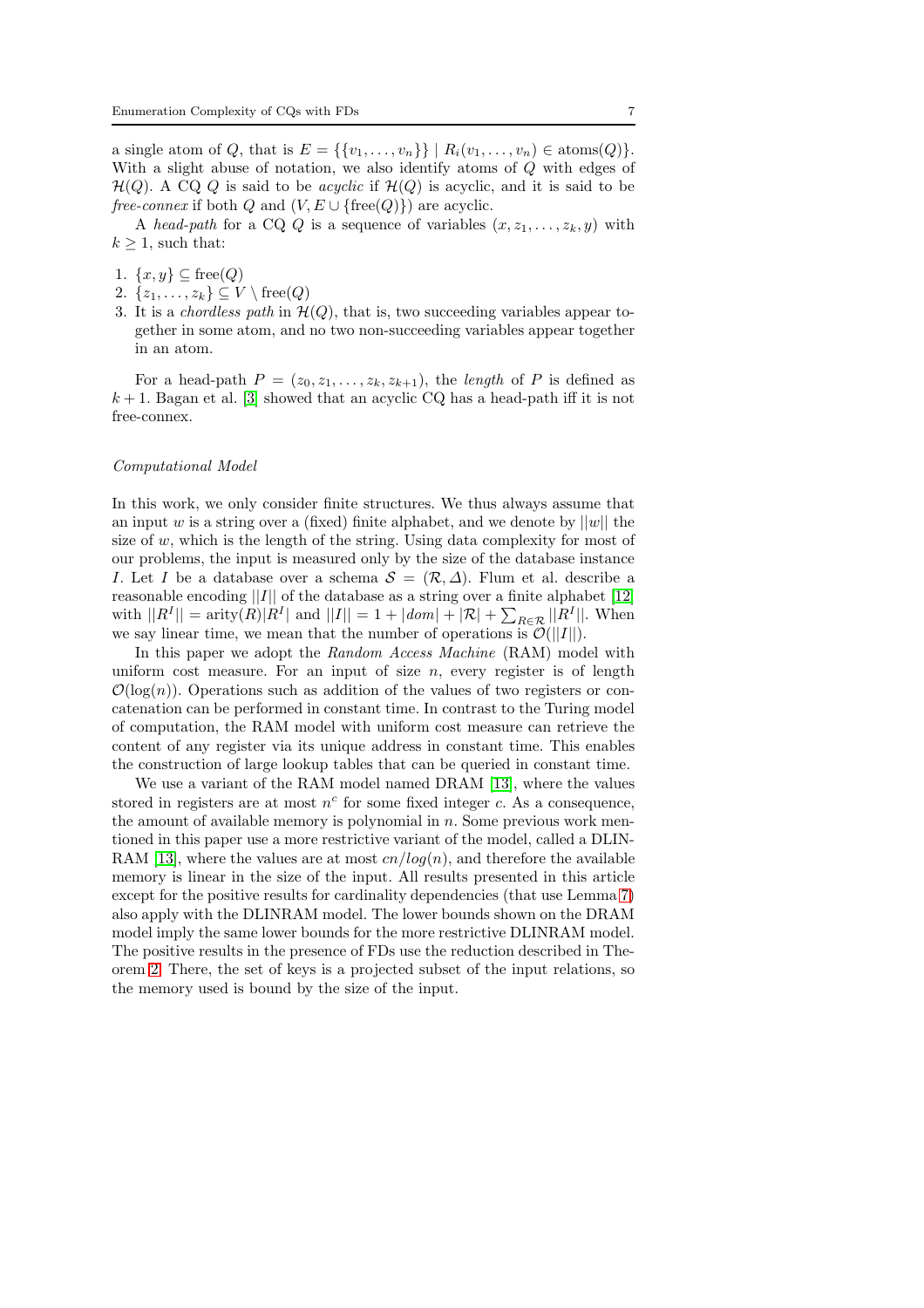a single atom of $Q$, that is $E = \{\{v_1, \ldots, v_n\}\} \mid R_i(v_1, \ldots, v_n) \in \text{atoms}(Q)\}$. With a slight abuse of notation, we also identify atoms of $Q$ with edges of $\mathcal{H}(Q)$. A CQ $Q$ is said to be *acyclic* if $\mathcal{H}(Q)$ is acyclic, and it is said to be *free-connex* if both $Q$ and $(V, E \cup \{\text{free}(Q)\})$ are acyclic.

A *head-path* for a CQ $Q$ is a sequence of variables $(x, z_1, \ldots, z_k, y)$ with $k \geq 1$, such that:

1. $\{x, y\} \subseteq \text{free}(Q)$
2. $\{z_1, \ldots, z_k\} \subseteq V \setminus \text{free}(Q)$
3. It is a *chordless path* in $\mathcal{H}(Q)$, that is, two succeeding variables appear together in some atom, and no two non-succeeding variables appear together in an atom.

For a head-path $P = (z_0, z_1, \ldots, z_k, z_{k+1})$, the *length* of $P$ is defined as $k+1$. Bagan et al. [3] showed that an acyclic CQ has a head-path iff it is not free-connex.

*Computational Model*

In this work, we only consider finite structures. We thus always assume that an input $w$ is a string over a (fixed) finite alphabet, and we denote by $||w||$ the size of $w$, which is the length of the string. Using data complexity for most of our problems, the input is measured only by the size of the database instance $I$. Let $I$ be a database over a schema $\mathcal{S} = (\mathcal{R}, \Delta)$. Flum et al. describe a reasonable encoding $||I||$ of the database as a string over a finite alphabet [12] with $||R^I|| = \text{arity}(R)|R^I|$ and $||I|| = 1 + |dom| + |\mathcal{R}| + \sum_{R \in \mathcal{R}} ||R^I||$. When we say linear time, we mean that the number of operations is $\mathcal{O}(||I||)$.

In this paper we adopt the *Random Access Machine* (RAM) model with uniform cost measure. For an input of size $n$, every register is of length $\mathcal{O}(\log(n))$. Operations such as addition of the values of two registers or concatenation can be performed in constant time. In contrast to the Turing model of computation, the RAM model with uniform cost measure can retrieve the content of any register via its unique address in constant time. This enables the construction of large lookup tables that can be queried in constant time.

We use a variant of the RAM model named DRAM [13], where the values stored in registers are at most $n^c$ for some fixed integer $c$. As a consequence, the amount of available memory is polynomial in $n$. Some previous work mentioned in this paper use a more restrictive variant of the model, called a DLIN-RAM [13], where the values are at most $cn/log(n)$, and therefore the available memory is linear in the size of the input. All results presented in this article except for the positive results for cardinality dependencies (that use Lemma 7) also apply with the DLINRAM model. The lower bounds shown on the DRAM model imply the same lower bounds for the more restrictive DLINRAM model. The positive results in the presence of FDs use the reduction described in Theorem 2. There, the set of keys is a projected subset of the input relations, so the memory used is bound by the size of the input.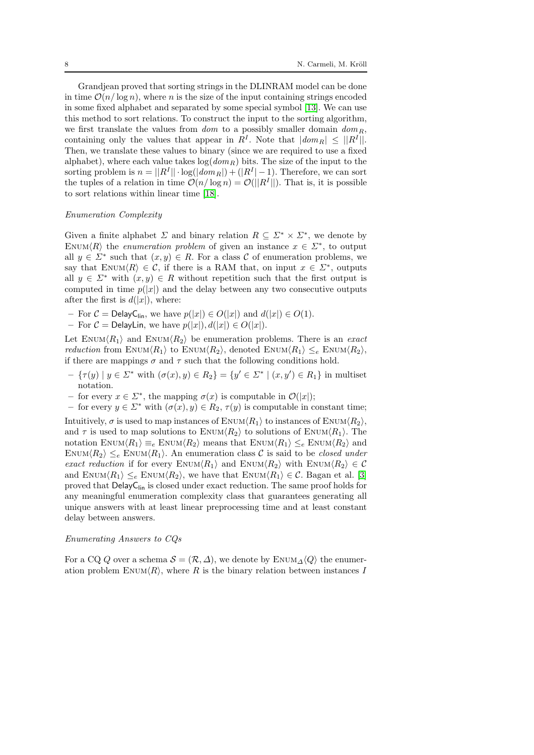Grandjean proved that sorting strings in the DLINRAM model can be done in time $\mathcal{O}(n/\log n)$, where $n$ is the size of the input containing strings encoded in some fixed alphabet and separated by some special symbol [13]. We can use this method to sort relations. To construct the input to the sorting algorithm, we first translate the values from *dom* to a possibly smaller domain $dom_R$, containing only the values that appear in $R^I$. Note that $|dom_R| \leq ||R^I||$. Then, we translate these values to binary (since we are required to use a fixed alphabet), where each value takes $\log(dom_R)$ bits. The size of the input to the sorting problem is $n = ||R^I|| \cdot \log(|dom_R|) + (|R^I| - 1)$. Therefore, we can sort the tuples of a relation in time $\mathcal{O}(n/\log n) = \mathcal{O}(||R^I||)$. That is, it is possible to sort relations within linear time [18].

*Enumeration Complexity*

Given a finite alphabet $\Sigma$ and binary relation $R \subseteq \Sigma^* \times \Sigma^*$, we denote by $\textsc{Enum}\langle R \rangle$ the *enumeration problem* of given an instance $x \in \Sigma^*$, to output all $y \in \Sigma^*$ such that $(x, y) \in R$. For a class $\mathcal{C}$ of enumeration problems, we say that $\textsc{Enum}\langle R \rangle \in \mathcal{C}$, if there is a RAM that, on input $x \in \Sigma^*$, outputs all $y \in \Sigma^*$ with $(x, y) \in R$ without repetition such that the first output is computed in time $p(|x|)$ and the delay between any two consecutive outputs after the first is $d(|x|)$, where:

- For $\mathcal{C} = \mathsf{DelayC_{lin}}$, we have $p(|x|) \in O(|x|)$ and $d(|x|) \in O(1)$.
- For $\mathcal{C} = \mathsf{DelayLin}$, we have $p(|x|), d(|x|) \in O(|x|)$.

Let $\textsc{Enum}\langle R_1 \rangle$ and $\textsc{Enum}\langle R_2 \rangle$ be enumeration problems. There is an *exact reduction* from $\textsc{Enum}\langle R_1 \rangle$ to $\textsc{Enum}\langle R_2 \rangle$, denoted $\textsc{Enum}\langle R_1 \rangle \leq_e \textsc{Enum}\langle R_2 \rangle$, if there are mappings $\sigma$ and $\tau$ such that the following conditions hold.

- $\{\tau(y) \mid y \in \Sigma^* \text{ with } (\sigma(x), y) \in R_2\} = \{y' \in \Sigma^* \mid (x, y') \in R_1\}$ in multiset notation.
- for every $x \in \Sigma^*$, the mapping $\sigma(x)$ is computable in $\mathcal{O}(|x|)$;
- for every $y \in \Sigma^*$ with $(\sigma(x), y) \in R_2$, $\tau(y)$ is computable in constant time;

Intuitively, $\sigma$ is used to map instances of $\textsc{Enum}\langle R_1 \rangle$ to instances of $\textsc{Enum}\langle R_2 \rangle$, and $\tau$ is used to map solutions to $\textsc{Enum}\langle R_2 \rangle$ to solutions of $\textsc{Enum}\langle R_1 \rangle$. The notation $\textsc{Enum}\langle R_1 \rangle \equiv_e \textsc{Enum}\langle R_2 \rangle$ means that $\textsc{Enum}\langle R_1 \rangle \leq_e \textsc{Enum}\langle R_2 \rangle$ and $\textsc{Enum}\langle R_2 \rangle \leq_e \textsc{Enum}\langle R_1 \rangle$. An enumeration class $\mathcal{C}$ is said to be *closed under exact reduction* if for every $\textsc{Enum}\langle R_1 \rangle$ and $\textsc{Enum}\langle R_2 \rangle$ with $\textsc{Enum}\langle R_2 \rangle \in \mathcal{C}$ and $\textsc{Enum}\langle R_1 \rangle \leq_e \textsc{Enum}\langle R_2 \rangle$, we have that $\textsc{Enum}\langle R_1 \rangle \in \mathcal{C}$. Bagan et al. [3] proved that $\mathsf{DelayC_{lin}}$ is closed under exact reduction. The same proof holds for any meaningful enumeration complexity class that guarantees generating all unique answers with at least linear preprocessing time and at least constant delay between answers.

*Enumerating Answers to CQs*

For a CQ $Q$ over a schema $\mathcal{S} = (\mathcal{R}, \Delta)$, we denote by $\textsc{Enum}_\Delta\langle Q \rangle$ the enumeration problem $\textsc{Enum}\langle R \rangle$, where $R$ is the binary relation between instances $I$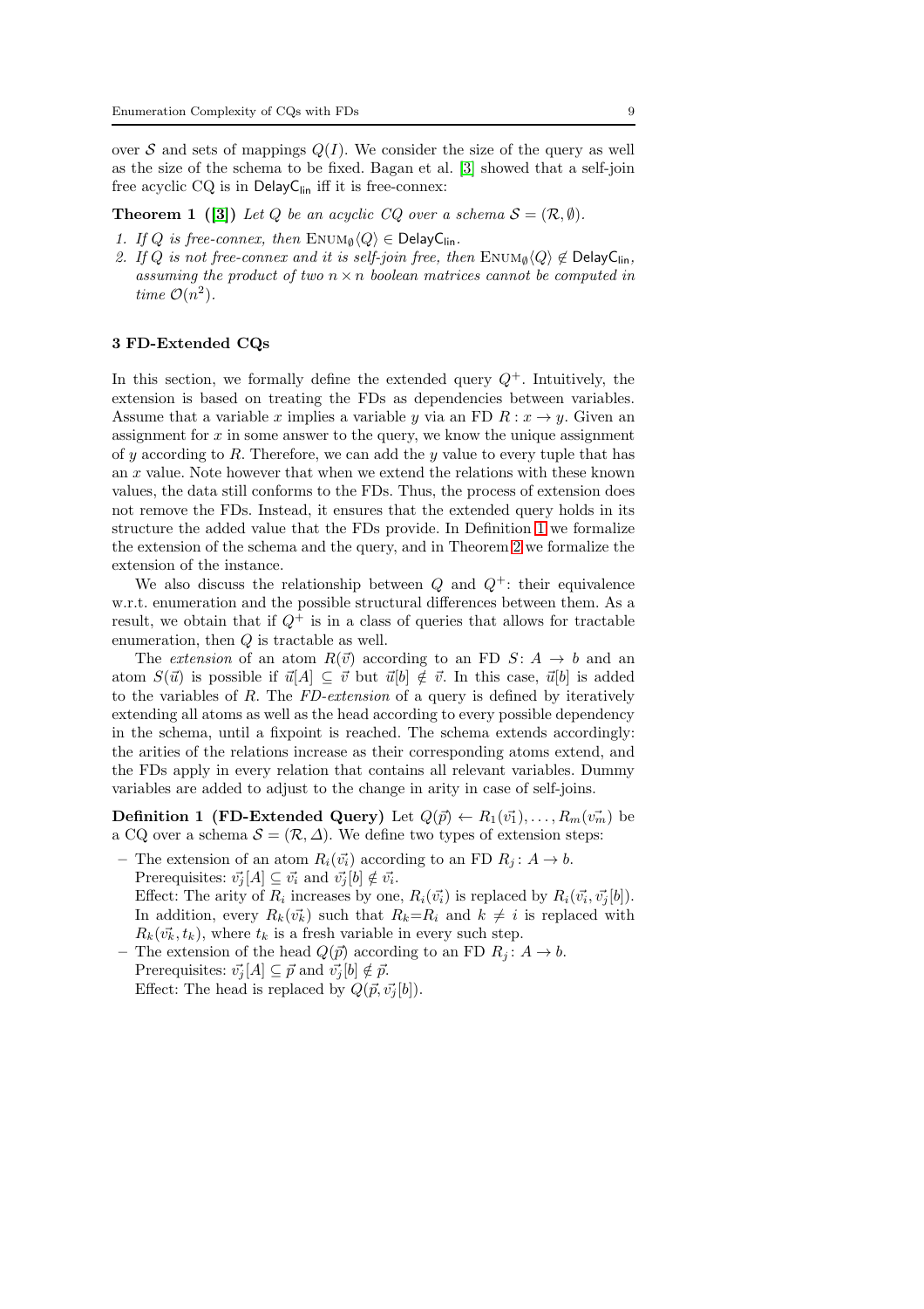over $\mathcal{S}$ and sets of mappings $Q(I)$. We consider the size of the query as well as the size of the schema to be fixed. Bagan et al. [3] showed that a self-join free acyclic CQ is in $\mathsf{DelayC_{lin}}$ iff it is free-connex:

**Theorem 1 ([3])** *Let $Q$ be an acyclic CQ over a schema $\mathcal{S} = (\mathcal{R}, \emptyset)$.*

1. *If $Q$ is free-connex, then* $\textsc{Enum}_\emptyset\langle Q\rangle \in \mathsf{DelayC_{lin}}$.
2. *If $Q$ is not free-connex and it is self-join free, then* $\textsc{Enum}_\emptyset\langle Q\rangle \notin \mathsf{DelayC_{lin}}$*, assuming the product of two $n \times n$ boolean matrices cannot be computed in time $\mathcal{O}(n^2)$.*

## 3 FD-Extended CQs

In this section, we formally define the extended query $Q^+$. Intuitively, the extension is based on treating the FDs as dependencies between variables. Assume that a variable $x$ implies a variable $y$ via an FD $R: x \to y$. Given an assignment for $x$ in some answer to the query, we know the unique assignment of $y$ according to $R$. Therefore, we can add the $y$ value to every tuple that has an $x$ value. Note however that when we extend the relations with these known values, the data still conforms to the FDs. Thus, the process of extension does not remove the FDs. Instead, it ensures that the extended query holds in its structure the added value that the FDs provide. In Definition 1 we formalize the extension of the schema and the query, and in Theorem 2 we formalize the extension of the instance.

We also discuss the relationship between $Q$ and $Q^+$: their equivalence w.r.t. enumeration and the possible structural differences between them. As a result, we obtain that if $Q^+$ is in a class of queries that allows for tractable enumeration, then $Q$ is tractable as well.

The *extension* of an atom $R(\vec{v})$ according to an FD $S\colon A \to b$ and an atom $S(\vec{u})$ is possible if $\vec{u}[A] \subseteq \vec{v}$ but $\vec{u}[b] \notin \vec{v}$. In this case, $\vec{u}[b]$ is added to the variables of $R$. The *FD-extension* of a query is defined by iteratively extending all atoms as well as the head according to every possible dependency in the schema, until a fixpoint is reached. The schema extends accordingly: the arities of the relations increase as their corresponding atoms extend, and the FDs apply in every relation that contains all relevant variables. Dummy variables are added to adjust to the change in arity in case of self-joins.

**Definition 1 (FD-Extended Query)** Let $Q(\vec{p}) \leftarrow R_1(\vec{v_1}), \ldots, R_m(\vec{v_m})$ be a CQ over a schema $\mathcal{S} = (\mathcal{R}, \Delta)$. We define two types of extension steps:

- The extension of an atom $R_i(\vec{v_i})$ according to an FD $R_j\colon A \to b$.
  Prerequisites: $\vec{v_j}[A] \subseteq \vec{v_i}$ and $\vec{v_j}[b] \notin \vec{v_i}$.
  Effect: The arity of $R_i$ increases by one, $R_i(\vec{v_i})$ is replaced by $R_i(\vec{v_i}, \vec{v_j}[b])$. In addition, every $R_k(\vec{v_k})$ such that $R_k{=}R_i$ and $k \neq i$ is replaced with $R_k(\vec{v_k}, t_k)$, where $t_k$ is a fresh variable in every such step.
- The extension of the head $Q(\vec{p})$ according to an FD $R_j\colon A \to b$.
  Prerequisites: $\vec{v_j}[A] \subseteq \vec{p}$ and $\vec{v_j}[b] \notin \vec{p}$.
  Effect: The head is replaced by $Q(\vec{p}, \vec{v_j}[b])$.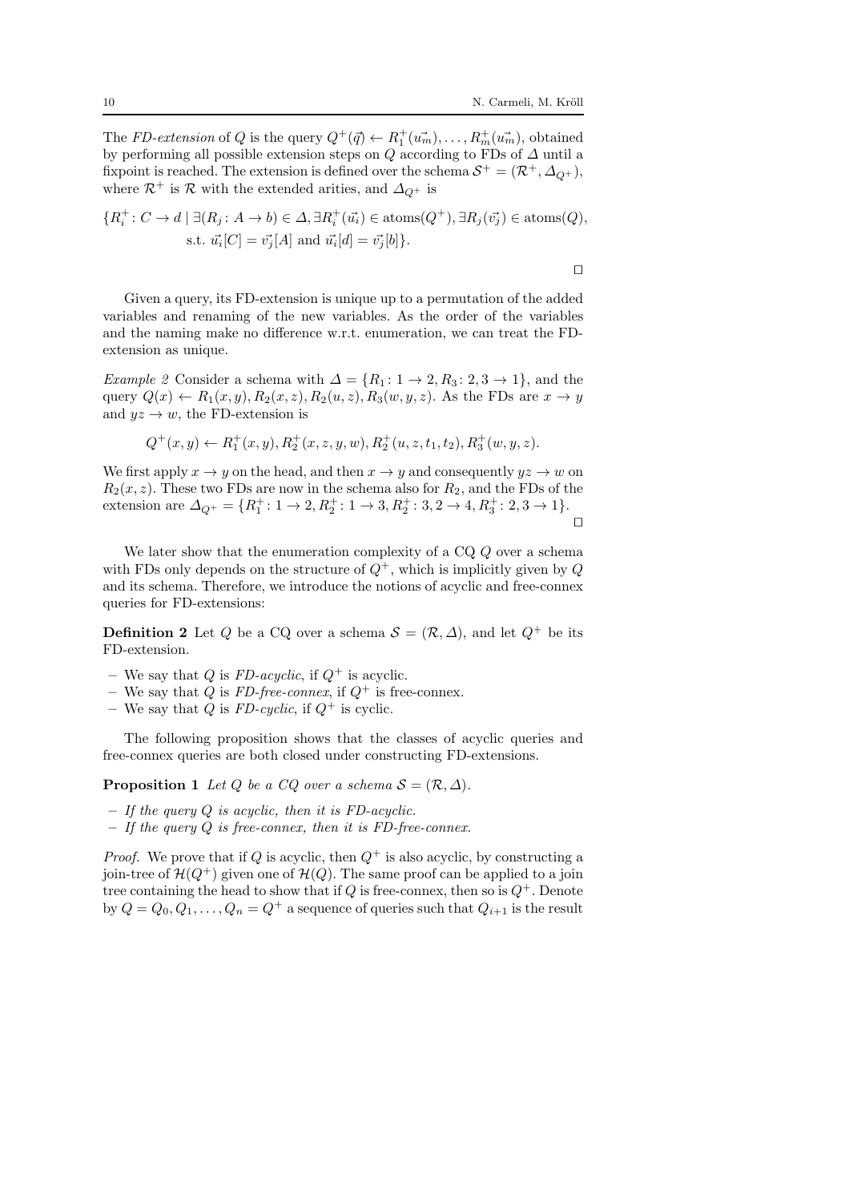The *FD-extension* of $Q$ is the query $Q^+(\vec{q}) \leftarrow R_1^+(\vec{u_m}), \ldots, R_m^+(\vec{u_m})$, obtained by performing all possible extension steps on $Q$ according to FDs of $\Delta$ until a fixpoint is reached. The extension is defined over the schema $\mathcal{S}^+ = (\mathcal{R}^+, \Delta_{Q^+})$, where $\mathcal{R}^+$ is $\mathcal{R}$ with the extended arities, and $\Delta_{Q^+}$ is

$$\{R_i^+ \colon C \to d \mid \exists (R_j \colon A \to b) \in \Delta, \exists R_i^+(\vec{u_i}) \in \text{atoms}(Q^+), \exists R_j(\vec{v_j}) \in \text{atoms}(Q), \\ \text{s.t. } \vec{u_i}[C] = \vec{v_j}[A] \text{ and } \vec{u_i}[d] = \vec{v_j}[b]\}.$$

□

Given a query, its FD-extension is unique up to a permutation of the added variables and renaming of the new variables. As the order of the variables and the naming make no difference w.r.t. enumeration, we can treat the FD-extension as unique.

*Example 2* Consider a schema with $\Delta = \{R_1 \colon 1 \to 2, R_3 \colon 2, 3 \to 1\}$, and the query $Q(x) \leftarrow R_1(x,y), R_2(x,z), R_2(u,z), R_3(w,y,z)$. As the FDs are $x \to y$ and $yz \to w$, the FD-extension is

$$Q^+(x,y) \leftarrow R_1^+(x,y), R_2^+(x,z,y,w), R_2^+(u,z,t_1,t_2), R_3^+(w,y,z).$$

We first apply $x \to y$ on the head, and then $x \to y$ and consequently $yz \to w$ on $R_2(x,z)$. These two FDs are now in the schema also for $R_2$, and the FDs of the extension are $\Delta_{Q^+} = \{R_1^+ \colon 1 \to 2, R_2^+ \colon 1 \to 3, R_2^+ \colon 3, 2 \to 4, R_3^+ \colon 2, 3 \to 1\}$.

□

We later show that the enumeration complexity of a CQ $Q$ over a schema with FDs only depends on the structure of $Q^+$, which is implicitly given by $Q$ and its schema. Therefore, we introduce the notions of acyclic and free-connex queries for FD-extensions:

**Definition 2** Let $Q$ be a CQ over a schema $\mathcal{S} = (\mathcal{R}, \Delta)$, and let $Q^+$ be its FD-extension.

- We say that $Q$ is *FD-acyclic*, if $Q^+$ is acyclic.
- We say that $Q$ is *FD-free-connex*, if $Q^+$ is free-connex.
- We say that $Q$ is *FD-cyclic*, if $Q^+$ is cyclic.

The following proposition shows that the classes of acyclic queries and free-connex queries are both closed under constructing FD-extensions.

**Proposition 1** *Let $Q$ be a CQ over a schema $\mathcal{S} = (\mathcal{R}, \Delta)$.*

- *If the query $Q$ is acyclic, then it is FD-acyclic.*
- *If the query $Q$ is free-connex, then it is FD-free-connex.*

*Proof.* We prove that if $Q$ is acyclic, then $Q^+$ is also acyclic, by constructing a join-tree of $\mathcal{H}(Q^+)$ given one of $\mathcal{H}(Q)$. The same proof can be applied to a join tree containing the head to show that if $Q$ is free-connex, then so is $Q^+$. Denote by $Q = Q_0, Q_1, \ldots, Q_n = Q^+$ a sequence of queries such that $Q_{i+1}$ is the result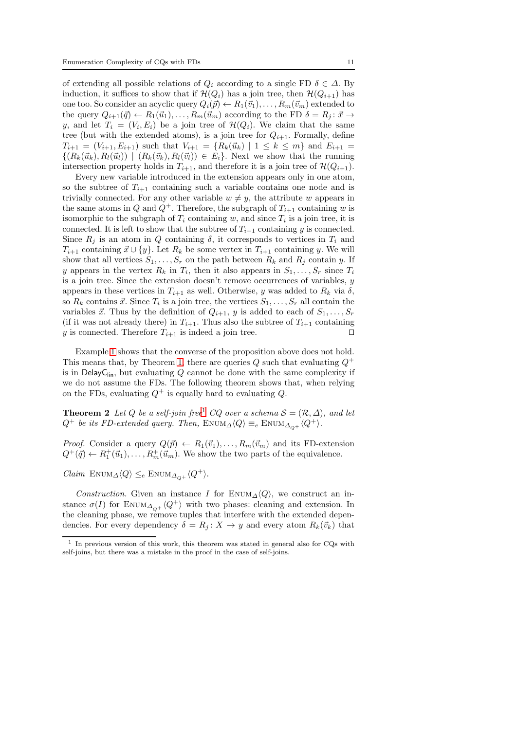of extending all possible relations of $Q_i$ according to a single FD $\delta \in \Delta$. By induction, it suffices to show that if $\mathcal{H}(Q_i)$ has a join tree, then $\mathcal{H}(Q_{i+1})$ has one too. So consider an acyclic query $Q_i(\vec{p}) \leftarrow R_1(\vec{v}_1), \ldots, R_m(\vec{v}_m)$ extended to the query $Q_{i+1}(\vec{q}) \leftarrow R_1(\vec{u}_1), \ldots, R_m(\vec{u}_m)$ according to the FD $\delta = R_j \colon \vec{x} \to y$, and let $T_i = (V_i, E_i)$ be a join tree of $\mathcal{H}(Q_i)$. We claim that the same tree (but with the extended atoms), is a join tree for $Q_{i+1}$. Formally, define $T_{i+1} = (V_{i+1}, E_{i+1})$ such that $V_{i+1} = \{R_k(\vec{u}_k) \mid 1 \leq k \leq m\}$ and $E_{i+1} = \{(R_k(\vec{u}_k), R_l(\vec{u}_l)) \mid (R_k(\vec{v}_k), R_l(\vec{v}_l)) \in E_i\}$. Next we show that the running intersection property holds in $T_{i+1}$, and therefore it is a join tree of $\mathcal{H}(Q_{i+1})$.

Every new variable introduced in the extension appears only in one atom, so the subtree of $T_{i+1}$ containing such a variable contains one node and is trivially connected. For any other variable $w \neq y$, the attribute $w$ appears in the same atoms in $Q$ and $Q^+$. Therefore, the subgraph of $T_{i+1}$ containing $w$ is isomorphic to the subgraph of $T_i$ containing $w$, and since $T_i$ is a join tree, it is connected. It is left to show that the subtree of $T_{i+1}$ containing $y$ is connected. Since $R_j$ is an atom in $Q$ containing $\delta$, it corresponds to vertices in $T_i$ and $T_{i+1}$ containing $\vec{x} \cup \{y\}$. Let $R_k$ be some vertex in $T_{i+1}$ containing $y$. We will show that all vertices $S_1, \ldots, S_r$ on the path between $R_k$ and $R_j$ contain $y$. If $y$ appears in the vertex $R_k$ in $T_i$, then it also appears in $S_1, \ldots, S_r$ since $T_i$ is a join tree. Since the extension doesn't remove occurrences of variables, $y$ appears in these vertices in $T_{i+1}$ as well. Otherwise, $y$ was added to $R_k$ via $\delta$, so $R_k$ contains $\vec{x}$. Since $T_i$ is a join tree, the vertices $S_1, \ldots, S_r$ all contain the variables $\vec{x}$. Thus by the definition of $Q_{i+1}$, $y$ is added to each of $S_1, \ldots, S_r$ (if it was not already there) in $T_{i+1}$. Thus also the subtree of $T_{i+1}$ containing $y$ is connected. Therefore $T_{i+1}$ is indeed a join tree. $\square$

Example 1 shows that the converse of the proposition above does not hold. This means that, by Theorem 1, there are queries $Q$ such that evaluating $Q^+$ is in $\mathsf{DelayC_{lin}}$, but evaluating $Q$ cannot be done with the same complexity if we do not assume the FDs. The following theorem shows that, when relying on the FDs, evaluating $Q^+$ is equally hard to evaluating $Q$.

**Theorem 2** *Let $Q$ be a self-join free[1] CQ over a schema $\mathcal{S} = (\mathcal{R}, \Delta)$, and let $Q^+$ be its FD-extended query. Then,* $\textsc{Enum}_{\Delta}\langle Q \rangle \equiv_e \textsc{Enum}_{\Delta_{Q^+}}\langle Q^+ \rangle$.

*Proof.* Consider a query $Q(\vec{p}) \leftarrow R_1(\vec{v}_1), \ldots, R_m(\vec{v}_m)$ and its FD-extension $Q^+(\vec{q}) \leftarrow R_1^+(\vec{u}_1), \ldots, R_m^+(\vec{u}_m)$. We show the two parts of the equivalence.

*Claim* $\textsc{Enum}_{\Delta}\langle Q \rangle \leq_e \textsc{Enum}_{\Delta_{Q^+}}\langle Q^+ \rangle$.

*Construction.* Given an instance $I$ for $\textsc{Enum}_{\Delta}\langle Q \rangle$, we construct an instance $\sigma(I)$ for $\textsc{Enum}_{\Delta_{Q^+}}\langle Q^+ \rangle$ with two phases: cleaning and extension. In the cleaning phase, we remove tuples that interfere with the extended dependencies. For every dependency $\delta = R_j \colon X \to y$ and every atom $R_k(\vec{v}_k)$ that

[1] In previous version of this work, this theorem was stated in general also for CQs with self-joins, but there was a mistake in the proof in the case of self-joins.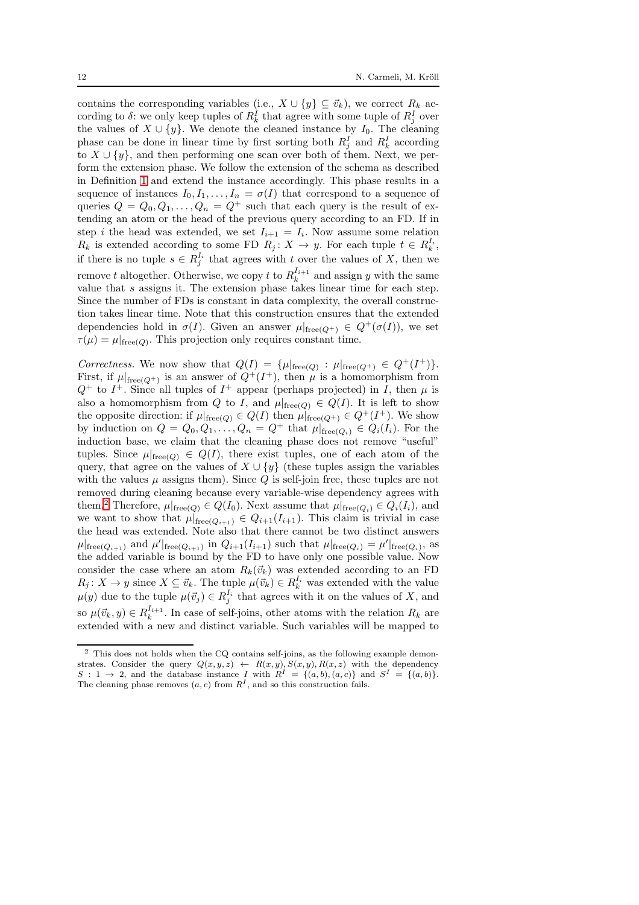contains the corresponding variables (i.e., $X \cup \{y\} \subseteq \vec{v}_k$), we correct $R_k$ according to $\delta$: we only keep tuples of $R_k^I$ that agree with some tuple of $R_j^I$ over the values of $X \cup \{y\}$. We denote the cleaned instance by $I_0$. The cleaning phase can be done in linear time by first sorting both $R_j^I$ and $R_k^I$ according to $X \cup \{y\}$, and then performing one scan over both of them. Next, we perform the extension phase. We follow the extension of the schema as described in Definition 1 and extend the instance accordingly. This phase results in a sequence of instances $I_0, I_1, \ldots, I_n = \sigma(I)$ that correspond to a sequence of queries $Q = Q_0, Q_1, \ldots, Q_n = Q^+$ such that each query is the result of extending an atom or the head of the previous query according to an FD. If in step $i$ the head was extended, we set $I_{i+1} = I_i$. Now assume some relation $R_k$ is extended according to some FD $R_j \colon X \to y$. For each tuple $t \in R_k^{I_i}$, if there is no tuple $s \in R_j^{I_i}$ that agrees with $t$ over the values of $X$, then we remove $t$ altogether. Otherwise, we copy $t$ to $R_k^{I_{i+1}}$ and assign $y$ with the same value that $s$ assigns it. The extension phase takes linear time for each step. Since the number of FDs is constant in data complexity, the overall construction takes linear time. Note that this construction ensures that the extended dependencies hold in $\sigma(I)$. Given an answer $\mu|_{\text{free}(Q^+)} \in Q^+(\sigma(I))$, we set $\tau(\mu) = \mu|_{\text{free}(Q)}$. This projection only requires constant time.

*Correctness.* We now show that $Q(I) = \{\mu|_{\text{free}(Q)} : \mu|_{\text{free}(Q^+)} \in Q^+(I^+)\}$. First, if $\mu|_{\text{free}(Q^+)}$ is an answer of $Q^+(I^+)$, then $\mu$ is a homomorphism from $Q^+$ to $I^+$. Since all tuples of $I^+$ appear (perhaps projected) in $I$, then $\mu$ is also a homomorphism from $Q$ to $I$, and $\mu|_{\text{free}(Q)} \in Q(I)$. It is left to show the opposite direction: if $\mu|_{\text{free}(Q)} \in Q(I)$ then $\mu|_{\text{free}(Q^+)} \in Q^+(I^+)$. We show by induction on $Q = Q_0, Q_1, \ldots, Q_n = Q^+$ that $\mu|_{\text{free}(Q_i)} \in Q_i(I_i)$. For the induction base, we claim that the cleaning phase does not remove "useful" tuples. Since $\mu|_{\text{free}(Q)} \in Q(I)$, there exist tuples, one of each atom of the query, that agree on the values of $X \cup \{y\}$ (these tuples assign the variables with the values $\mu$ assigns them). Since $Q$ is self-join free, these tuples are not removed during cleaning because every variable-wise dependency agrees with them.[2] Therefore, $\mu|_{\text{free}(Q)} \in Q(I_0)$. Next assume that $\mu|_{\text{free}(Q_i)} \in Q_i(I_i)$, and we want to show that $\mu|_{\text{free}(Q_{i+1})} \in Q_{i+1}(I_{i+1})$. This claim is trivial in case the head was extended. Note also that there cannot be two distinct answers $\mu|_{\text{free}(Q_{i+1})}$ and $\mu'|_{\text{free}(Q_{i+1})}$ in $Q_{i+1}(I_{i+1})$ such that $\mu|_{\text{free}(Q_i)} = \mu'|_{\text{free}(Q_i)}$, as the added variable is bound by the FD to have only one possible value. Now consider the case where an atom $R_k(\vec{v}_k)$ was extended according to an FD $R_j \colon X \to y$ since $X \subseteq \vec{v}_k$. The tuple $\mu(\vec{v}_k) \in R_k^{I_i}$ was extended with the value $\mu(y)$ due to the tuple $\mu(\vec{v}_j) \in R_j^{I_i}$ that agrees with it on the values of $X$, and so $\mu(\vec{v}_k, y) \in R_k^{I_{i+1}}$. In case of self-joins, other atoms with the relation $R_k$ are extended with a new and distinct variable. Such variables will be mapped to

---

[2] This does not holds when the CQ contains self-joins, as the following example demonstrates. Consider the query $Q(x, y, z) \leftarrow R(x, y), S(x, y), R(x, z)$ with the dependency $S : 1 \to 2$, and the database instance $I$ with $R^I = \{(a, b), (a, c)\}$ and $S^I = \{(a, b)\}$. The cleaning phase removes $(a, c)$ from $R^I$, and so this construction fails.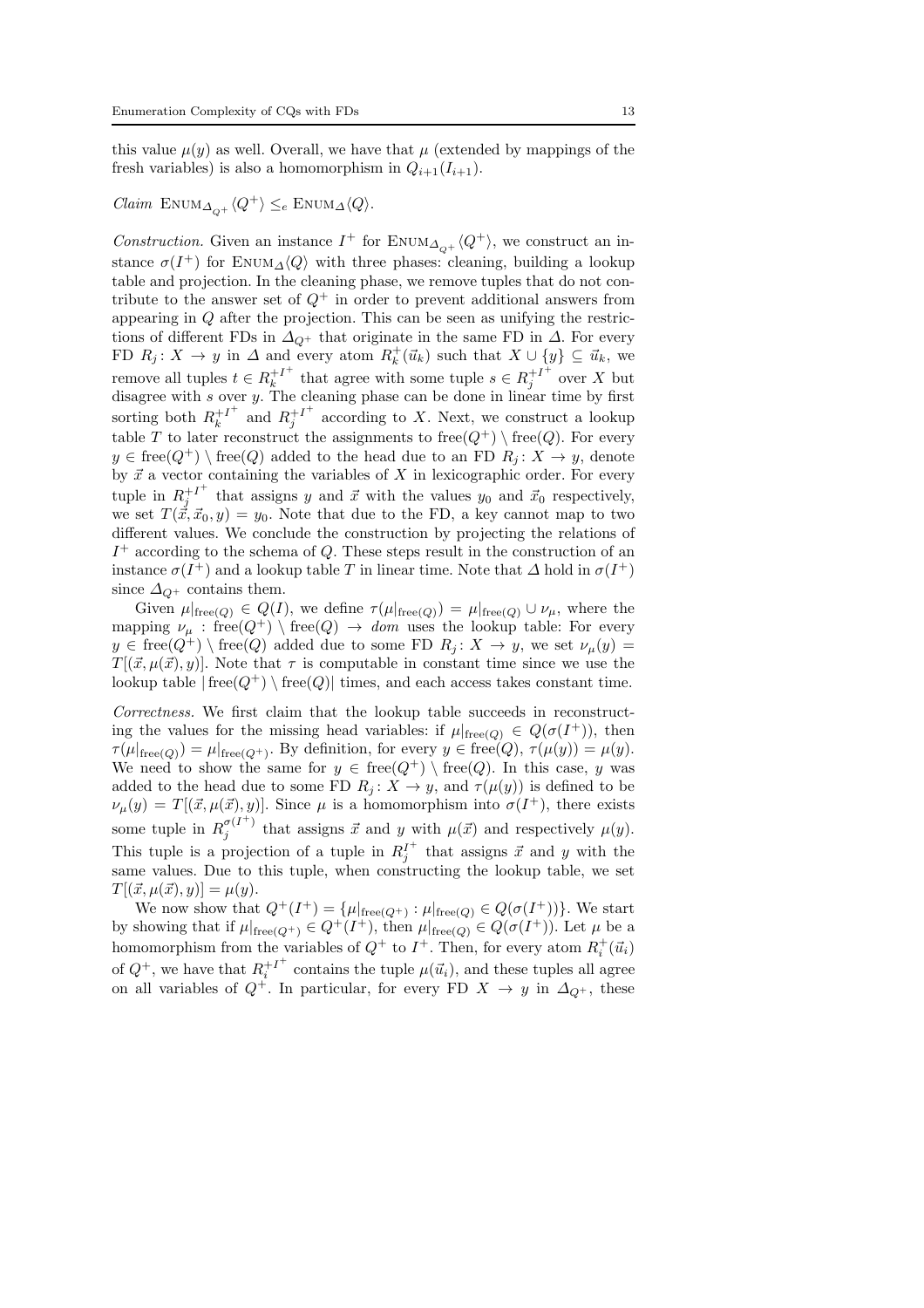this value $\mu(y)$ as well. Overall, we have that $\mu$ (extended by mappings of the fresh variables) is also a homomorphism in $Q_{i+1}(I_{i+1})$.

*Claim* $\text{Enum}_{\Delta_{Q^+}}\langle Q^+\rangle \leq_e \text{Enum}_{\Delta}\langle Q\rangle$.

*Construction.* Given an instance $I^+$ for $\text{Enum}_{\Delta_{Q^+}}\langle Q^+\rangle$, we construct an instance $\sigma(I^+)$ for $\text{Enum}_{\Delta}\langle Q\rangle$ with three phases: cleaning, building a lookup table and projection. In the cleaning phase, we remove tuples that do not contribute to the answer set of $Q^+$ in order to prevent additional answers from appearing in $Q$ after the projection. This can be seen as unifying the restrictions of different FDs in $\Delta_{Q^+}$ that originate in the same FD in $\Delta$. For every FD $R_j\colon X \to y$ in $\Delta$ and every atom $R_k^+(\vec{u}_k)$ such that $X \cup \{y\} \subseteq \vec{u}_k$, we remove all tuples $t \in R_k^{+I^+}$ that agree with some tuple $s \in R_j^{+I^+}$ over $X$ but disagree with $s$ over $y$. The cleaning phase can be done in linear time by first sorting both $R_k^{+I^+}$ and $R_j^{+I^+}$ according to $X$. Next, we construct a lookup table $T$ to later reconstruct the assignments to $\text{free}(Q^+) \setminus \text{free}(Q)$. For every $y \in \text{free}(Q^+) \setminus \text{free}(Q)$ added to the head due to an FD $R_j\colon X \to y$, denote by $\vec{x}$ a vector containing the variables of $X$ in lexicographic order. For every tuple in $R_j^{+I^+}$ that assigns $y$ and $\vec{x}$ with the values $y_0$ and $\vec{x}_0$ respectively, we set $T(\vec{x}, \vec{x}_0, y) = y_0$. Note that due to the FD, a key cannot map to two different values. We conclude the construction by projecting the relations of $I^+$ according to the schema of $Q$. These steps result in the construction of an instance $\sigma(I^+)$ and a lookup table $T$ in linear time. Note that $\Delta$ hold in $\sigma(I^+)$ since $\Delta_{Q^+}$ contains them.

Given $\mu|_{\text{free}(Q)} \in Q(I)$, we define $\tau(\mu|_{\text{free}(Q)}) = \mu|_{\text{free}(Q)} \cup \nu_\mu$, where the mapping $\nu_\mu : \text{free}(Q^+) \setminus \text{free}(Q) \to \mathit{dom}$ uses the lookup table: For every $y \in \text{free}(Q^+) \setminus \text{free}(Q)$ added due to some FD $R_j\colon X \to y$, we set $\nu_\mu(y) = T[(\vec{x}, \mu(\vec{x}), y)]$. Note that $\tau$ is computable in constant time since we use the lookup table $|\text{free}(Q^+) \setminus \text{free}(Q)|$ times, and each access takes constant time.

*Correctness.* We first claim that the lookup table succeeds in reconstructing the values for the missing head variables: if $\mu|_{\text{free}(Q)} \in Q(\sigma(I^+))$, then $\tau(\mu|_{\text{free}(Q)}) = \mu|_{\text{free}(Q^+)}$. By definition, for every $y \in \text{free}(Q)$, $\tau(\mu(y)) = \mu(y)$. We need to show the same for $y \in \text{free}(Q^+) \setminus \text{free}(Q)$. In this case, $y$ was added to the head due to some FD $R_j\colon X \to y$, and $\tau(\mu(y))$ is defined to be $\nu_\mu(y) = T[(\vec{x}, \mu(\vec{x}), y)]$. Since $\mu$ is a homomorphism into $\sigma(I^+)$, there exists some tuple in $R_j^{\sigma(I^+)}$ that assigns $\vec{x}$ and $y$ with $\mu(\vec{x})$ and respectively $\mu(y)$. This tuple is a projection of a tuple in $R_j^{I^+}$ that assigns $\vec{x}$ and $y$ with the same values. Due to this tuple, when constructing the lookup table, we set $T[(\vec{x}, \mu(\vec{x}), y)] = \mu(y)$.

We now show that $Q^+(I^+) = \{\mu|_{\text{free}(Q^+)} : \mu|_{\text{free}(Q)} \in Q(\sigma(I^+))\}$. We start by showing that if $\mu|_{\text{free}(Q^+)} \in Q^+(I^+)$, then $\mu|_{\text{free}(Q)} \in Q(\sigma(I^+))$. Let $\mu$ be a homomorphism from the variables of $Q^+$ to $I^+$. Then, for every atom $R_i^+(\vec{u}_i)$ of $Q^+$, we have that $R_i^{+I^+}$ contains the tuple $\mu(\vec{u}_i)$, and these tuples all agree on all variables of $Q^+$. In particular, for every FD $X \to y$ in $\Delta_{Q^+}$, these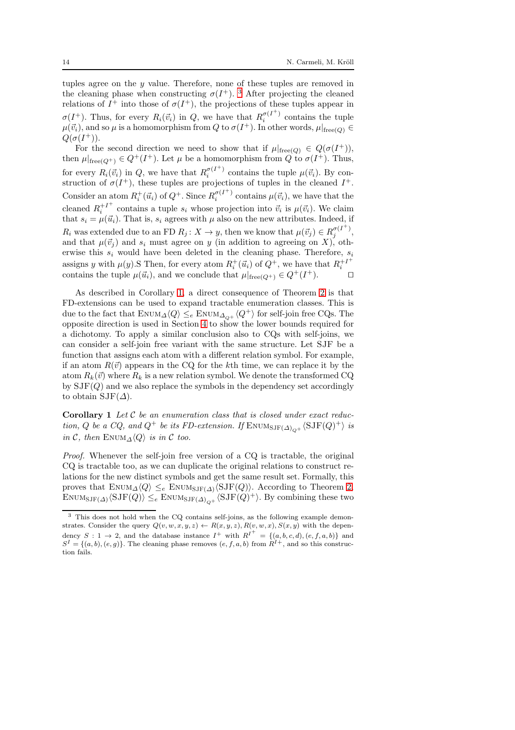tuples agree on the $y$ value. Therefore, none of these tuples are removed in the cleaning phase when constructing $\sigma(I^+)$. [3] After projecting the cleaned relations of $I^+$ into those of $\sigma(I^+)$, the projections of these tuples appear in $\sigma(I^+)$. Thus, for every $R_i(\vec{v}_i)$ in $Q$, we have that $R_i^{\sigma(I^+)}$ contains the tuple $\mu(\vec{v}_i)$, and so $\mu$ is a homomorphism from $Q$ to $\sigma(I^+)$. In other words, $\mu|_{\text{free}(Q)} \in Q(\sigma(I^+))$.

For the second direction we need to show that if $\mu|_{\text{free}(Q)} \in Q(\sigma(I^+))$, then $\mu|_{\text{free}(Q^+)} \in Q^+(I^+)$. Let $\mu$ be a homomorphism from $Q$ to $\sigma(I^+)$. Thus, for every $R_i(\vec{v}_i)$ in $Q$, we have that $R_i^{\sigma(I^+)}$ contains the tuple $\mu(\vec{v}_i)$. By construction of $\sigma(I^+)$, these tuples are projections of tuples in the cleaned $I^+$. Consider an atom $R_i^+(\vec{u}_i)$ of $Q^+$. Since $R_i^{\sigma(I^+)}$ contains $\mu(\vec{v}_i)$, we have that the cleaned $R_i^{+I^+}$ contains a tuple $s_i$ whose projection into $\vec{v}_i$ is $\mu(\vec{v}_i)$. We claim that $s_i = \mu(\vec{u}_i)$. That is, $s_i$ agrees with $\mu$ also on the new attributes. Indeed, if $R_i$ was extended due to an FD $R_j\colon X \to y$, then we know that $\mu(\vec{v}_j) \in R_j^{\sigma(I^+)}$, and that $\mu(\vec{v}_j)$ and $s_i$ must agree on $y$ (in addition to agreeing on $X$), otherwise this $s_i$ would have been deleted in the cleaning phase. Therefore, $s_i$ assigns $y$ with $\mu(y)$.S Then, for every atom $R_i^+(\vec{u}_i)$ of $Q^+$, we have that $R_i^{+I^+}$ contains the tuple $\mu(\vec{u}_i)$, and we conclude that $\mu|_{\text{free}(Q^+)} \in Q^+(I^+)$. $\square$

As described in Corollary 1, a direct consequence of Theorem 2 is that FD-extensions can be used to expand tractable enumeration classes. This is due to the fact that $\text{Enum}_\Delta\langle Q\rangle \leq_e \text{Enum}_{\Delta_{Q^+}}\langle Q^+\rangle$ for self-join free CQs. The opposite direction is used in Section 4 to show the lower bounds required for a dichotomy. To apply a similar conclusion also to CQs with self-joins, we can consider a self-join free variant with the same structure. Let SJF be a function that assigns each atom with a different relation symbol. For example, if an atom $R(\vec{v})$ appears in the CQ for the $k$th time, we can replace it by the atom $R_k(\vec{v})$ where $R_k$ is a new relation symbol. We denote the transformed CQ by $\text{SJF}(Q)$ and we also replace the symbols in the dependency set accordingly to obtain $\text{SJF}(\Delta)$.

**Corollary 1** *Let $\mathcal{C}$ be an enumeration class that is closed under exact reduction, $Q$ be a CQ, and $Q^+$ be its FD-extension. If $\text{Enum}_{\text{SJF}(\Delta)_{Q^+}}\langle \text{SJF}(Q)^+\rangle$ is in $\mathcal{C}$, then $\text{Enum}_\Delta\langle Q\rangle$ is in $\mathcal{C}$ too.*

*Proof.* Whenever the self-join free version of a CQ is tractable, the original CQ is tractable too, as we can duplicate the original relations to construct relations for the new distinct symbols and get the same result set. Formally, this proves that $\text{Enum}_\Delta\langle Q\rangle \leq_e \text{Enum}_{\text{SJF}(\Delta)}\langle \text{SJF}(Q)\rangle$. According to Theorem 2, $\text{Enum}_{\text{SJF}(\Delta)}\langle \text{SJF}(Q)\rangle \leq_e \text{Enum}_{\text{SJF}(\Delta)_{Q^+}}\langle \text{SJF}(Q)^+\rangle$. By combining these two

---

[3] This does not hold when the CQ contains self-joins, as the following example demonstrates. Consider the query $Q(v, w, x, y, z) \leftarrow R(x, y, z), R(v, w, x), S(x, y)$ with the dependency $S : 1 \to 2$, and the database instance $I^+$ with $R^{I^+} = \{(a, b, c, d), (e, f, a, b)\}$ and $S^I = \{(a, b), (e, g)\}$. The cleaning phase removes $(e, f, a, b)$ from $R^{I+}$, and so this construction fails.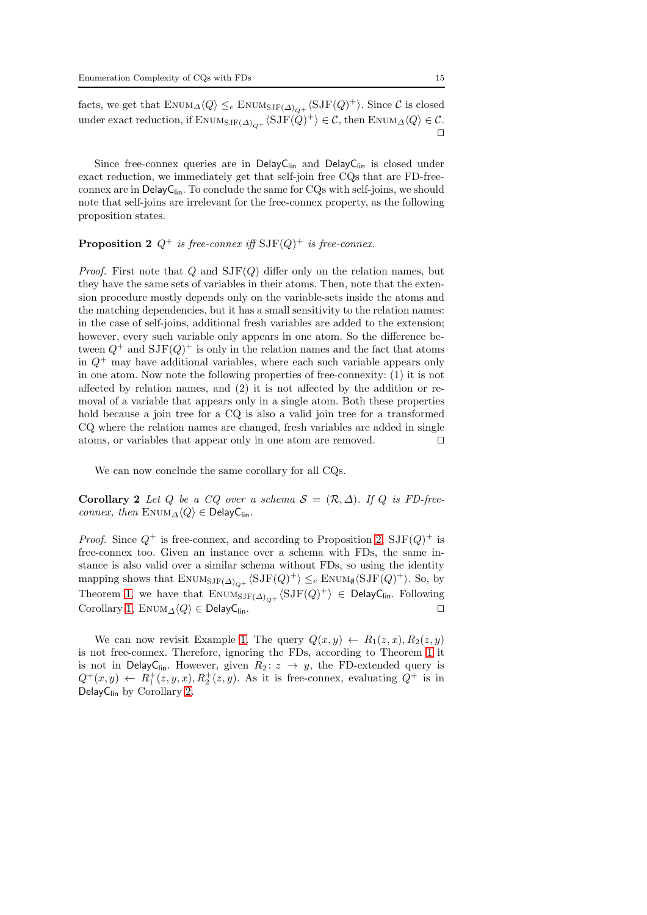facts, we get that $\textsc{Enum}_{\Delta}\langle Q\rangle \leq_e \textsc{Enum}_{\mathrm{SJF}(\Delta)_{Q^+}}\langle \mathrm{SJF}(Q)^+\rangle$. Since $\mathcal{C}$ is closed under exact reduction, if $\textsc{Enum}_{\mathrm{SJF}(\Delta)_{Q^+}}\langle \mathrm{SJF}(Q)^+\rangle \in \mathcal{C}$, then $\textsc{Enum}_{\Delta}\langle Q\rangle \in \mathcal{C}$. □

Since free-connex queries are in $\mathsf{DelayC_{lin}}$ and $\mathsf{DelayC_{lin}}$ is closed under exact reduction, we immediately get that self-join free CQs that are FD-free-connex are in $\mathsf{DelayC_{lin}}$. To conclude the same for CQs with self-joins, we should note that self-joins are irrelevant for the free-connex property, as the following proposition states.

**Proposition 2** *$Q^+$ is free-connex iff $\mathrm{SJF}(Q)^+$ is free-connex.*

*Proof.* First note that $Q$ and $\mathrm{SJF}(Q)$ differ only on the relation names, but they have the same sets of variables in their atoms. Then, note that the extension procedure mostly depends only on the variable-sets inside the atoms and the matching dependencies, but it has a small sensitivity to the relation names: in the case of self-joins, additional fresh variables are added to the extension; however, every such variable only appears in one atom. So the difference between $Q^+$ and $\mathrm{SJF}(Q)^+$ is only in the relation names and the fact that atoms in $Q^+$ may have additional variables, where each such variable appears only in one atom. Now note the following properties of free-connexity: (1) it is not affected by relation names, and (2) it is not affected by the addition or removal of a variable that appears only in a single atom. Both these properties hold because a join tree for a CQ is also a valid join tree for a transformed CQ where the relation names are changed, fresh variables are added in single atoms, or variables that appear only in one atom are removed. □

We can now conclude the same corollary for all CQs.

**Corollary 2** *Let $Q$ be a CQ over a schema $\mathcal{S} = (\mathcal{R}, \Delta)$. If $Q$ is FD-free-connex, then $\textsc{Enum}_{\Delta}\langle Q\rangle \in \mathsf{DelayC_{lin}}$.*

*Proof.* Since $Q^+$ is free-connex, and according to Proposition 2, $\mathrm{SJF}(Q)^+$ is free-connex too. Given an instance over a schema with FDs, the same instance is also valid over a similar schema without FDs, so using the identity mapping shows that $\textsc{Enum}_{\mathrm{SJF}(\Delta)_{Q^+}}\langle \mathrm{SJF}(Q)^+\rangle \leq_e \textsc{Enum}_{\emptyset}\langle \mathrm{SJF}(Q)^+\rangle$. So, by Theorem 1, we have that $\textsc{Enum}_{\mathrm{SJF}(\Delta)_{Q^+}}\langle \mathrm{SJF}(Q)^+\rangle \in \mathsf{DelayC_{lin}}$. Following Corollary 1, $\textsc{Enum}_{\Delta}\langle Q\rangle \in \mathsf{DelayC_{lin}}$. □

We can now revisit Example 1. The query $Q(x, y) \leftarrow R_1(z, x), R_2(z, y)$ is not free-connex. Therefore, ignoring the FDs, according to Theorem 1 it is not in $\mathsf{DelayC_{lin}}$. However, given $R_2\colon z \rightarrow y$, the FD-extended query is $Q^+(x, y) \leftarrow R_1^+(z, y, x), R_2^+(z, y)$. As it is free-connex, evaluating $Q^+$ is in $\mathsf{DelayC_{lin}}$ by Corollary 2.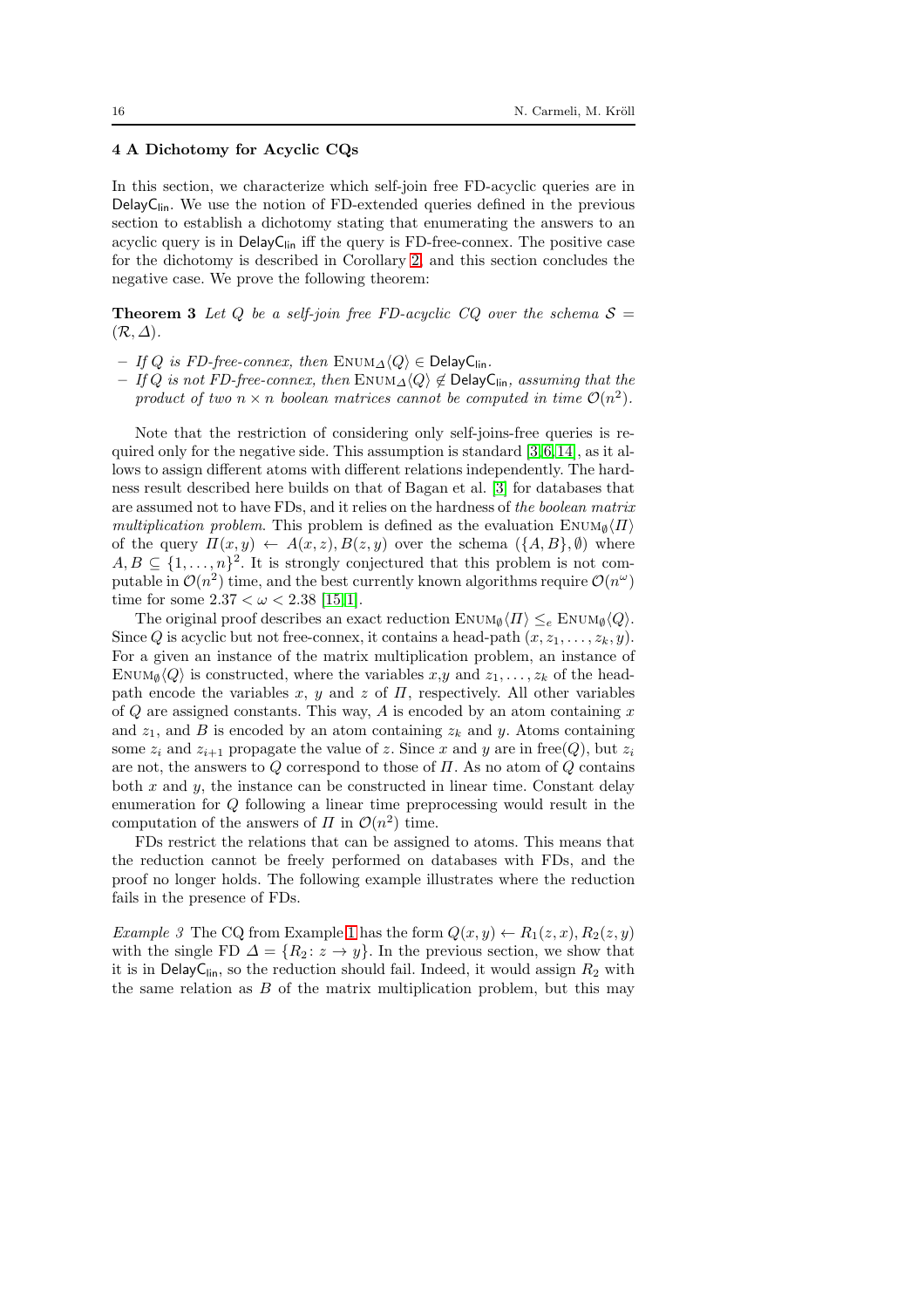## 4 A Dichotomy for Acyclic CQs

In this section, we characterize which self-join free FD-acyclic queries are in $\mathsf{DelayC_{lin}}$. We use the notion of FD-extended queries defined in the previous section to establish a dichotomy stating that enumerating the answers to an acyclic query is in $\mathsf{DelayC_{lin}}$ iff the query is FD-free-connex. The positive case for the dichotomy is described in Corollary 2, and this section concludes the negative case. We prove the following theorem:

**Theorem 3** *Let $Q$ be a self-join free FD-acyclic CQ over the schema $\mathcal{S} = (\mathcal{R}, \Delta)$.*

- *If $Q$ is FD-free-connex, then $\text{ENUM}_\Delta\langle Q\rangle \in \mathsf{DelayC_{lin}}$.*
- *If $Q$ is not FD-free-connex, then $\text{ENUM}_\Delta\langle Q\rangle \notin \mathsf{DelayC_{lin}}$, assuming that the product of two $n \times n$ boolean matrices cannot be computed in time $\mathcal{O}(n^2)$.*

Note that the restriction of considering only self-joins-free queries is required only for the negative side. This assumption is standard [3,6,14], as it allows to assign different atoms with different relations independently. The hardness result described here builds on that of Bagan et al. [3] for databases that are assumed not to have FDs, and it relies on the hardness of *the boolean matrix multiplication problem*. This problem is defined as the evaluation $\text{ENUM}_\emptyset\langle \Pi\rangle$ of the query $\Pi(x, y) \leftarrow A(x, z), B(z, y)$ over the schema $(\{A, B\}, \emptyset)$ where $A, B \subseteq \{1, \ldots, n\}^2$. It is strongly conjectured that this problem is not computable in $\mathcal{O}(n^2)$ time, and the best currently known algorithms require $\mathcal{O}(n^\omega)$ time for some $2.37 < \omega < 2.38$ [15,1].

The original proof describes an exact reduction $\text{ENUM}_\emptyset\langle \Pi\rangle \leq_e \text{ENUM}_\emptyset\langle Q\rangle$. Since $Q$ is acyclic but not free-connex, it contains a head-path $(x, z_1, \ldots, z_k, y)$. For a given an instance of the matrix multiplication problem, an instance of $\text{ENUM}_\emptyset\langle Q\rangle$ is constructed, where the variables $x$,$y$ and $z_1, \ldots, z_k$ of the head-path encode the variables $x$, $y$ and $z$ of $\Pi$, respectively. All other variables of $Q$ are assigned constants. This way, $A$ is encoded by an atom containing $x$ and $z_1$, and $B$ is encoded by an atom containing $z_k$ and $y$. Atoms containing some $z_i$ and $z_{i+1}$ propagate the value of $z$. Since $x$ and $y$ are in free$(Q)$, but $z_i$ are not, the answers to $Q$ correspond to those of $\Pi$. As no atom of $Q$ contains both $x$ and $y$, the instance can be constructed in linear time. Constant delay enumeration for $Q$ following a linear time preprocessing would result in the computation of the answers of $\Pi$ in $\mathcal{O}(n^2)$ time.

FDs restrict the relations that can be assigned to atoms. This means that the reduction cannot be freely performed on databases with FDs, and the proof no longer holds. The following example illustrates where the reduction fails in the presence of FDs.

*Example 3* The CQ from Example 1 has the form $Q(x, y) \leftarrow R_1(z, x), R_2(z, y)$ with the single FD $\Delta = \{R_2 \colon z \to y\}$. In the previous section, we show that it is in $\mathsf{DelayC_{lin}}$, so the reduction should fail. Indeed, it would assign $R_2$ with the same relation as $B$ of the matrix multiplication problem, but this may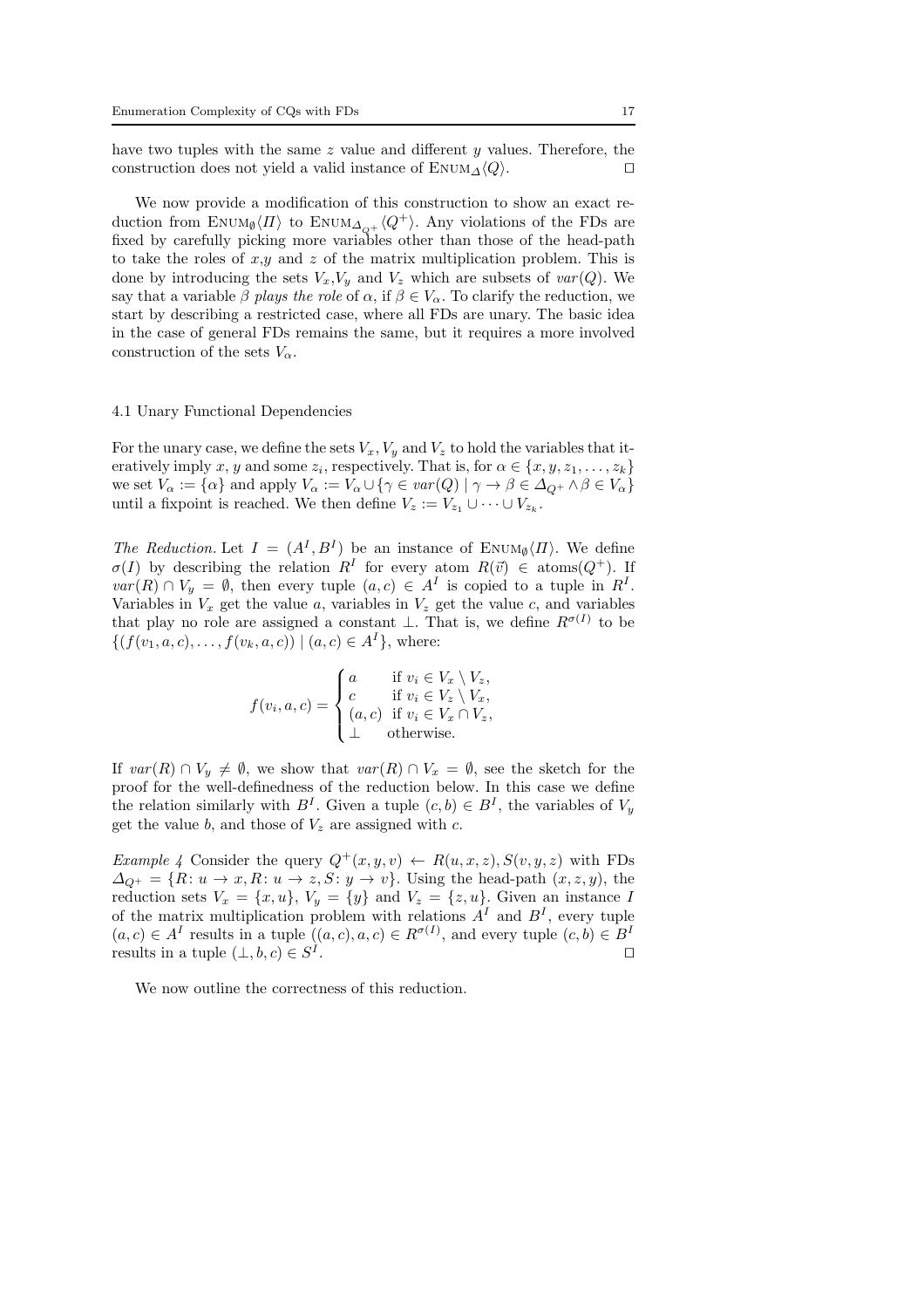have two tuples with the same $z$ value and different $y$ values. Therefore, the construction does not yield a valid instance of $\text{ENUM}_{\Delta}\langle Q\rangle$. $\square$

We now provide a modification of this construction to show an exact reduction from $\text{ENUM}_{\emptyset}\langle \Pi\rangle$ to $\text{ENUM}_{\Delta_{Q^+}}\langle Q^+\rangle$. Any violations of the FDs are fixed by carefully picking more variables other than those of the head-path to take the roles of $x$,$y$ and $z$ of the matrix multiplication problem. This is done by introducing the sets $V_x$,$V_y$ and $V_z$ which are subsets of $var(Q)$. We say that a variable $\beta$ *plays the role* of $\alpha$, if $\beta \in V_\alpha$. To clarify the reduction, we start by describing a restricted case, where all FDs are unary. The basic idea in the case of general FDs remains the same, but it requires a more involved construction of the sets $V_\alpha$.

### 4.1 Unary Functional Dependencies

For the unary case, we define the sets $V_x, V_y$ and $V_z$ to hold the variables that iteratively imply $x$, $y$ and some $z_i$, respectively. That is, for $\alpha \in \{x, y, z_1, \ldots, z_k\}$ we set $V_\alpha := \{\alpha\}$ and apply $V_\alpha := V_\alpha \cup \{\gamma \in var(Q) \mid \gamma \to \beta \in \Delta_{Q^+} \wedge \beta \in V_\alpha\}$ until a fixpoint is reached. We then define $V_z := V_{z_1} \cup \cdots \cup V_{z_k}$.

*The Reduction.* Let $I = (A^I, B^I)$ be an instance of $\text{ENUM}_{\emptyset}\langle \Pi\rangle$. We define $\sigma(I)$ by describing the relation $R^I$ for every atom $R(\vec{v}) \in \text{atoms}(Q^+)$. If $var(R) \cap V_y = \emptyset$, then every tuple $(a, c) \in A^I$ is copied to a tuple in $R^I$. Variables in $V_x$ get the value $a$, variables in $V_z$ get the value $c$, and variables that play no role are assigned a constant $\perp$. That is, we define $R^{\sigma(I)}$ to be $\{(f(v_1, a, c), \ldots, f(v_k, a, c)) \mid (a, c) \in A^I\}$, where:

$$
f(v_i, a, c) = \begin{cases} a & \text{if } v_i \in V_x \setminus V_z, \\ c & \text{if } v_i \in V_z \setminus V_x, \\ (a, c) & \text{if } v_i \in V_x \cap V_z, \\ \perp & \text{otherwise.} \end{cases}
$$

If $var(R) \cap V_y \neq \emptyset$, we show that $var(R) \cap V_x = \emptyset$, see the sketch for the proof for the well-definedness of the relation below. In this case we define the relation similarly with $B^I$. Given a tuple $(c, b) \in B^I$, the variables of $V_y$ get the value $b$, and those of $V_z$ are assigned with $c$.

*Example 4* Consider the query $Q^+(x, y, v) \leftarrow R(u, x, z), S(v, y, z)$ with FDs $\Delta_{Q^+} = \{R\colon u \to x, R\colon u \to z, S\colon y \to v\}$. Using the head-path $(x, z, y)$, the reduction sets $V_x = \{x, u\}$, $V_y = \{y\}$ and $V_z = \{z, u\}$. Given an instance $I$ of the matrix multiplication problem with relations $A^I$ and $B^I$, every tuple $(a, c) \in A^I$ results in a tuple $((a, c), a, c) \in R^{\sigma(I)}$, and every tuple $(c, b) \in B^I$ results in a tuple $(\perp, b, c) \in S^I$. $\square$

We now outline the correctness of this reduction.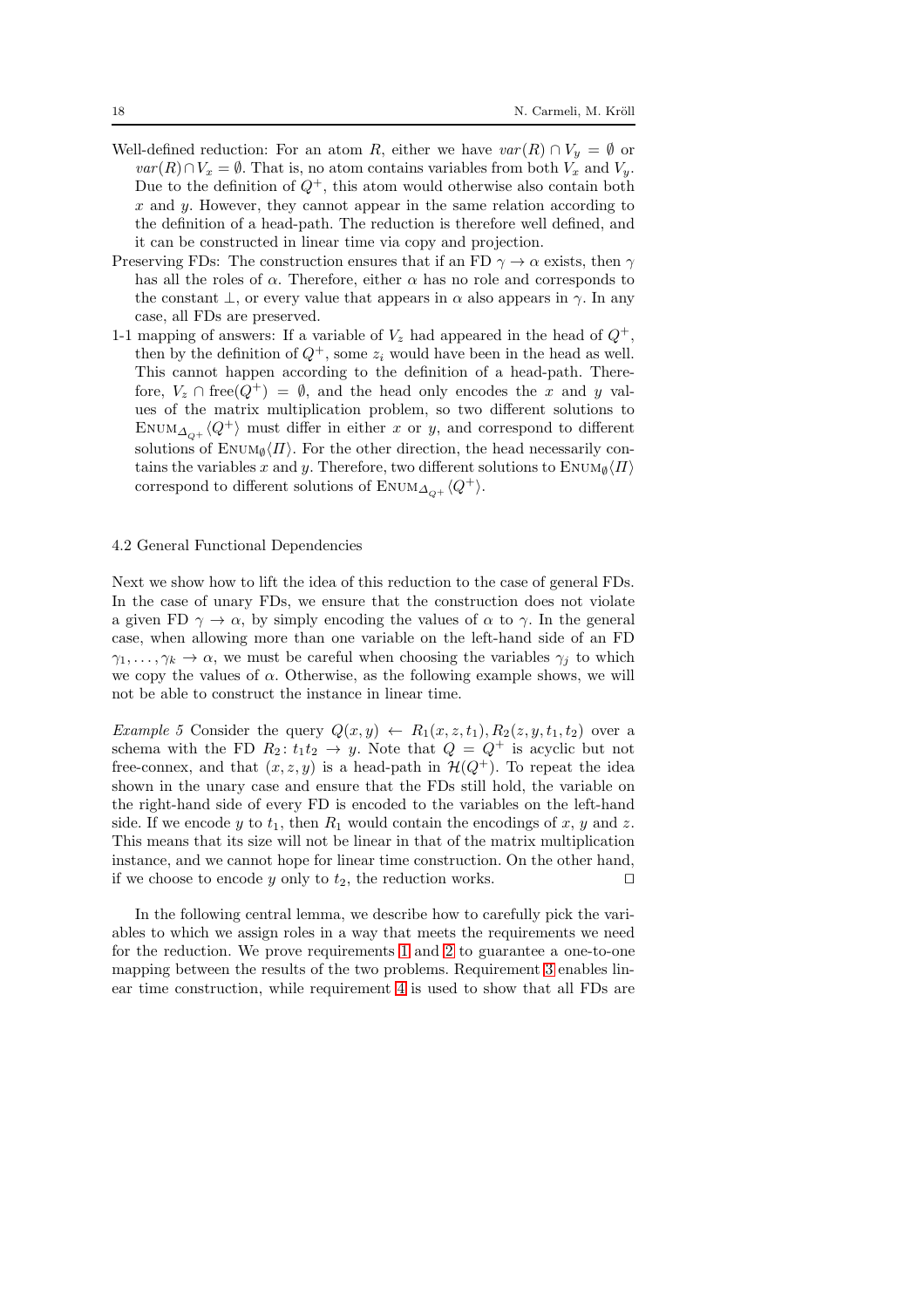- Well-defined reduction: For an atom $R$, either we have $var(R) \cap V_y = \emptyset$ or $var(R) \cap V_x = \emptyset$. That is, no atom contains variables from both $V_x$ and $V_y$. Due to the definition of $Q^+$, this atom would otherwise also contain both $x$ and $y$. However, they cannot appear in the same relation according to the definition of a head-path. The reduction is therefore well defined, and it can be constructed in linear time via copy and projection.
- Preserving FDs: The construction ensures that if an FD $\gamma \to \alpha$ exists, then $\gamma$ has all the roles of $\alpha$. Therefore, either $\alpha$ has no role and corresponds to the constant $\bot$, or every value that appears in $\alpha$ also appears in $\gamma$. In any case, all FDs are preserved.
- 1-1 mapping of answers: If a variable of $V_z$ had appeared in the head of $Q^+$, then by the definition of $Q^+$, some $z_i$ would have been in the head as well. This cannot happen according to the definition of a head-path. Therefore, $V_z \cap \text{free}(Q^+) = \emptyset$, and the head only encodes the $x$ and $y$ values of the matrix multiplication problem, so two different solutions to $\text{Enum}_{\Delta_{Q^+}}\langle Q^+ \rangle$ must differ in either $x$ or $y$, and correspond to different solutions of $\text{Enum}_{\emptyset}\langle \Pi \rangle$. For the other direction, the head necessarily contains the variables $x$ and $y$. Therefore, two different solutions to $\text{Enum}_{\emptyset}\langle \Pi \rangle$ correspond to different solutions of $\text{Enum}_{\Delta_{Q^+}}\langle Q^+ \rangle$.

## 4.2 General Functional Dependencies

Next we show how to lift the idea of this reduction to the case of general FDs. In the case of unary FDs, we ensure that the construction does not violate a given FD $\gamma \to \alpha$, by simply encoding the values of $\alpha$ to $\gamma$. In the general case, when allowing more than one variable on the left-hand side of an FD $\gamma_1, \dots, \gamma_k \to \alpha$, we must be careful when choosing the variables $\gamma_j$ to which we copy the values of $\alpha$. Otherwise, as the following example shows, we will not be able to construct the instance in linear time.

*Example 5* Consider the query $Q(x, y) \leftarrow R_1(x, z, t_1), R_2(z, y, t_1, t_2)$ over a schema with the FD $R_2\colon t_1 t_2 \to y$. Note that $Q = Q^+$ is acyclic but not free-connex, and that $(x, z, y)$ is a head-path in $\mathcal{H}(Q^+)$. To repeat the idea shown in the unary case and ensure that the FDs still hold, the variable on the right-hand side of every FD is encoded to the variables on the left-hand side. If we encode $y$ to $t_1$, then $R_1$ would contain the encodings of $x$, $y$ and $z$. This means that its size will not be linear in that of the matrix multiplication instance, and we cannot hope for linear time construction. On the other hand, if we choose to encode $y$ only to $t_2$, the reduction works. ◻

In the following central lemma, we describe how to carefully pick the variables to which we assign roles in a way that meets the requirements we need for the reduction. We prove requirements 1 and 2 to guarantee a one-to-one mapping between the results of the two problems. Requirement 3 enables linear time construction, while requirement 4 is used to show that all FDs are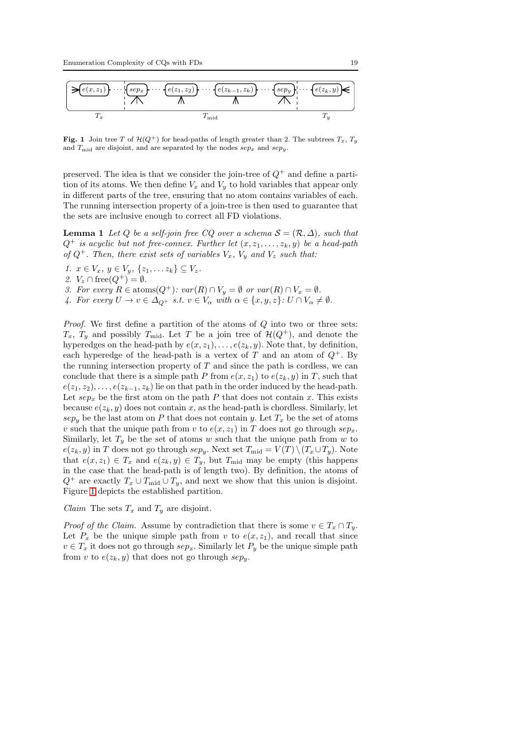**Fig. 1** Join tree $T$ of $\mathcal{H}(Q^+)$ for head-paths of length greater than 2. The subtrees $T_x$, $T_y$ and $T_{\text{mid}}$ are disjoint, and are separated by the nodes $sep_x$ and $sep_y$.

preserved. The idea is that we consider the join-tree of $Q^+$ and define a partition of its atoms. We then define $V_x$ and $V_y$ to hold variables that appear only in different parts of the tree, ensuring that no atom contains variables of each. The running intersection property of a join-tree is then used to guarantee that the sets are inclusive enough to correct all FD violations.

**Lemma 1** *Let $Q$ be a self-join free CQ over a schema $\mathcal{S} = (\mathcal{R}, \Delta)$, such that $Q^+$ is acyclic but not free-connex. Further let $(x, z_1, \ldots, z_k, y)$ be a head-path of $Q^+$. Then, there exist sets of variables $V_x$, $V_y$ and $V_z$ such that:*

1. $x \in V_x$, $y \in V_y$, $\{z_1, \ldots z_k\} \subseteq V_z$.
2. $V_z \cap \text{free}(Q^+) = \emptyset$.
3. *For every $R \in \text{atoms}(Q^+)$: $var(R) \cap V_y = \emptyset$ or $var(R) \cap V_x = \emptyset$.*
4. *For every $U \to v \in \Delta_{Q^+}$ s.t. $v \in V_\alpha$ with $\alpha \in \{x, y, z\}$: $U \cap V_\alpha \neq \emptyset$.*

*Proof.* We first define a partition of the atoms of $Q$ into two or three sets: $T_x$, $T_y$ and possibly $T_{\text{mid}}$. Let $T$ be a join tree of $\mathcal{H}(Q^+)$, and denote the hyperedges on the head-path by $e(x, z_1), \ldots, e(z_k, y)$. Note that, by definition, each hyperedge of the head-path is a vertex of $T$ and an atom of $Q^+$. By the running intersection property of $T$ and since the path is cordless, we can conclude that there is a simple path $P$ from $e(x, z_1)$ to $e(z_k, y)$ in $T$, such that $e(z_1, z_2), \ldots, e(z_{k-1}, z_k)$ lie on that path in the order induced by the head-path. Let $sep_x$ be the first atom on the path $P$ that does not contain $x$. This exists because $e(z_k, y)$ does not contain $x$, as the head-path is chordless. Similarly, let $sep_y$ be the last atom on $P$ that does not contain $y$. Let $T_x$ be the set of atoms $v$ such that the unique path from $v$ to $e(x, z_1)$ in $T$ does not go through $sep_x$. Similarly, let $T_y$ be the set of atoms $w$ such that the unique path from $w$ to $e(z_k, y)$ in $T$ does not go through $sep_y$. Next set $T_{\text{mid}} = V(T) \setminus (T_x \cup T_y)$. Note that $e(x, z_1) \in T_x$ and $e(z_k, y) \in T_y$, but $T_{\text{mid}}$ may be empty (this happens in the case that the head-path is of length two). By definition, the atoms of $Q^+$ are exactly $T_x \cup T_{\text{mid}} \cup T_y$, and next we show that this union is disjoint. Figure 1 depicts the established partition.

*Claim* The sets $T_x$ and $T_y$ are disjoint.

*Proof of the Claim.* Assume by contradiction that there is some $v \in T_x \cap T_y$. Let $P_x$ be the unique simple path from $v$ to $e(x, z_1)$, and recall that since $v \in T_x$ it does not go through $sep_x$. Similarly let $P_y$ be the unique simple path from $v$ to $e(z_k, y)$ that does not go through $sep_y$.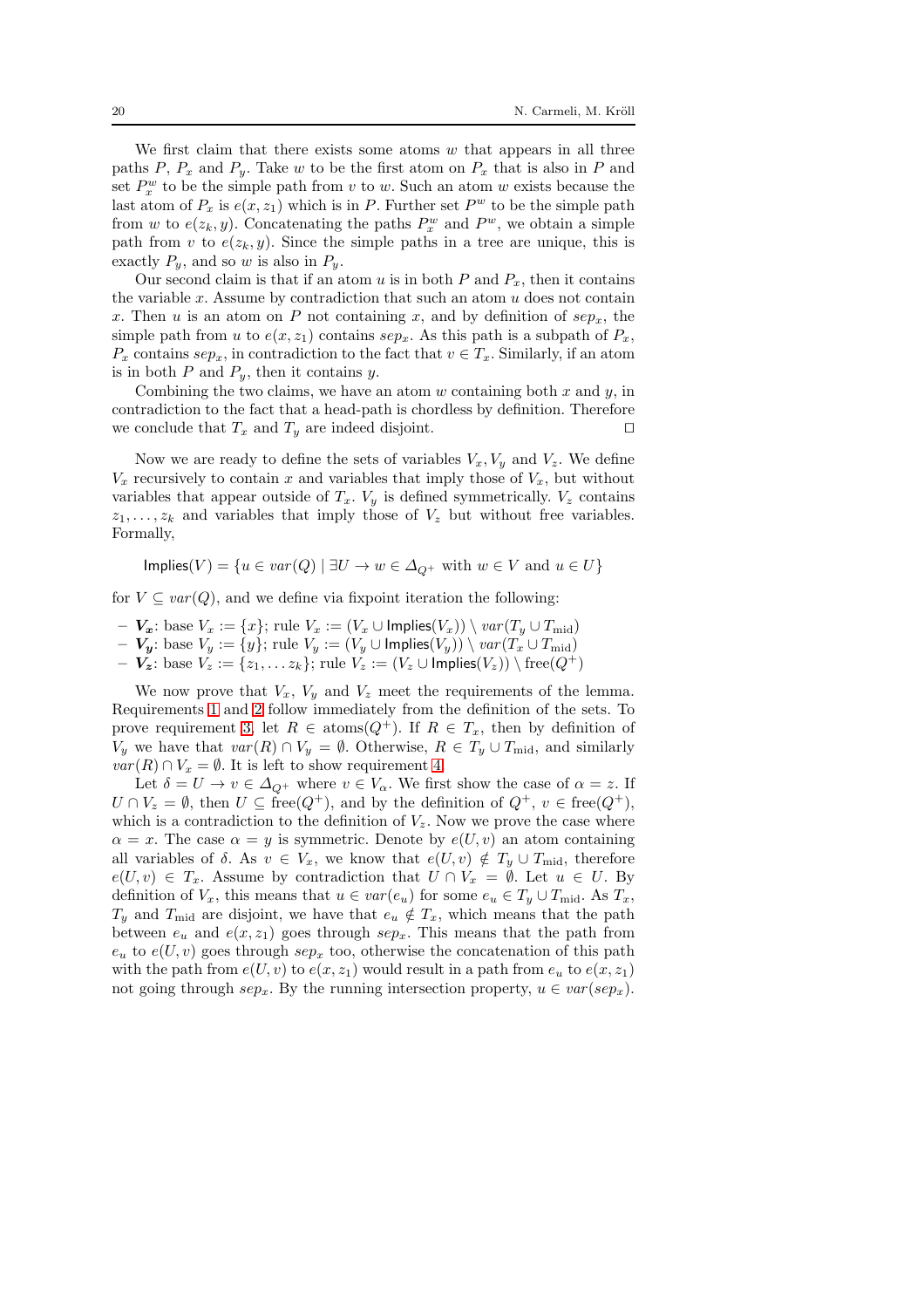We first claim that there exists some atoms $w$ that appears in all three paths $P$, $P_x$ and $P_y$. Take $w$ to be the first atom on $P_x$ that is also in $P$ and set $P_x^w$ to be the simple path from $v$ to $w$. Such an atom $w$ exists because the last atom of $P_x$ is $e(x, z_1)$ which is in $P$. Further set $P^w$ to be the simple path from $w$ to $e(z_k, y)$. Concatenating the paths $P_x^w$ and $P^w$, we obtain a simple path from $v$ to $e(z_k, y)$. Since the simple paths in a tree are unique, this is exactly $P_y$, and so $w$ is also in $P_y$.

Our second claim is that if an atom $u$ is in both $P$ and $P_x$, then it contains the variable $x$. Assume by contradiction that such an atom $u$ does not contain $x$. Then $u$ is an atom on $P$ not containing $x$, and by definition of $sep_x$, the simple path from $u$ to $e(x, z_1)$ contains $sep_x$. As this path is a subpath of $P_x$, $P_x$ contains $sep_x$, in contradiction to the fact that $v \in T_x$. Similarly, if an atom is in both $P$ and $P_y$, then it contains $y$.

Combining the two claims, we have an atom $w$ containing both $x$ and $y$, in contradiction to the fact that a head-path is chordless by definition. Therefore we conclude that $T_x$ and $T_y$ are indeed disjoint. $\square$

Now we are ready to define the sets of variables $V_x, V_y$ and $V_z$. We define $V_x$ recursively to contain $x$ and variables that imply those of $V_x$, but without variables that appear outside of $T_x$. $V_y$ is defined symmetrically. $V_z$ contains $z_1, \ldots, z_k$ and variables that imply those of $V_z$ but without free variables. Formally,

$$\mathsf{Implies}(V) = \{u \in var(Q) \mid \exists U \to w \in \Delta_{Q^+} \text{ with } w \in V \text{ and } u \in U\}$$

for $V \subseteq var(Q)$, and we define via fixpoint iteration the following:

- $\boldsymbol{V_x}$: base $V_x := \{x\}$; rule $V_x := (V_x \cup \mathsf{Implies}(V_x)) \setminus var(T_y \cup T_{\text{mid}})$
- $\boldsymbol{V_y}$: base $V_y := \{y\}$; rule $V_y := (V_y \cup \mathsf{Implies}(V_y)) \setminus var(T_x \cup T_{\text{mid}})$
- $\boldsymbol{V_z}$: base $V_z := \{z_1, \ldots z_k\}$; rule $V_z := (V_z \cup \mathsf{Implies}(V_z)) \setminus \text{free}(Q^+)$

We now prove that $V_x$, $V_y$ and $V_z$ meet the requirements of the lemma. Requirements 1 and 2 follow immediately from the definition of the sets. To prove requirement 3, let $R \in \text{atoms}(Q^+)$. If $R \in T_x$, then by definition of $V_y$ we have that $var(R) \cap V_y = \emptyset$. Otherwise, $R \in T_y \cup T_{\text{mid}}$, and similarly $var(R) \cap V_x = \emptyset$. It is left to show requirement 4.

Let $\delta = U \to v \in \Delta_{Q^+}$ where $v \in V_\alpha$. We first show the case of $\alpha = z$. If $U \cap V_z = \emptyset$, then $U \subseteq \text{free}(Q^+)$, and by the definition of $Q^+$, $v \in \text{free}(Q^+)$, which is a contradiction to the definition of $V_z$. Now we prove the case where $\alpha = x$. The case $\alpha = y$ is symmetric. Denote by $e(U, v)$ an atom containing all variables of $\delta$. As $v \in V_x$, we know that $e(U, v) \notin T_y \cup T_{\text{mid}}$, therefore $e(U, v) \in T_x$. Assume by contradiction that $U \cap V_x = \emptyset$. Let $u \in U$. By definition of $V_x$, this means that $u \in var(e_u)$ for some $e_u \in T_y \cup T_{\text{mid}}$. As $T_x$, $T_y$ and $T_{\text{mid}}$ are disjoint, we have that $e_u \notin T_x$, which means that the path between $e_u$ and $e(x, z_1)$ goes through $sep_x$. This means that the path from $e_u$ to $e(U, v)$ goes through $sep_x$ too, otherwise the concatenation of this path with the path from $e(U, v)$ to $e(x, z_1)$ would result in a path from $e_u$ to $e(x, z_1)$ not going through $sep_x$. By the running intersection property, $u \in var(sep_x)$.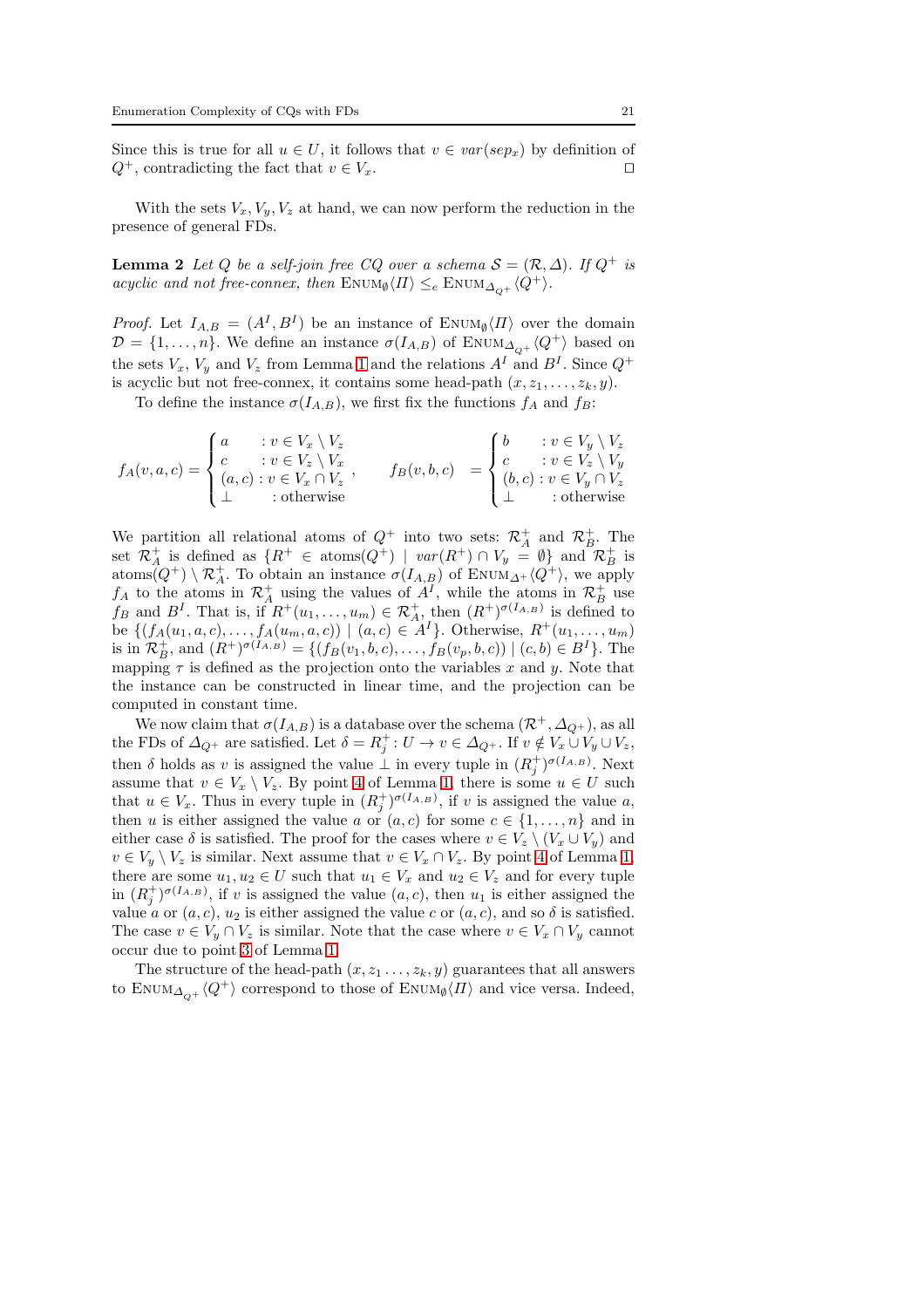Since this is true for all $u \in U$, it follows that $v \in var(sep_x)$ by definition of $Q^+$, contradicting the fact that $v \in V_x$. $\square$

With the sets $V_x, V_y, V_z$ at hand, we can now perform the reduction in the presence of general FDs.

**Lemma 2** *Let $Q$ be a self-join free CQ over a schema $\mathcal{S} = (\mathcal{R}, \Delta)$. If $Q^+$ is acyclic and not free-connex, then* $\textsc{Enum}_{\emptyset}\langle \Pi \rangle \leq_e \textsc{Enum}_{\Delta_{Q^+}}\langle Q^+ \rangle$.

*Proof.* Let $I_{A,B} = (A^I, B^I)$ be an instance of $\textsc{Enum}_{\emptyset}\langle \Pi \rangle$ over the domain $\mathcal{D} = \{1, \dots, n\}$. We define an instance $\sigma(I_{A,B})$ of $\textsc{Enum}_{\Delta_{Q^+}}\langle Q^+ \rangle$ based on the sets $V_x$, $V_y$ and $V_z$ from Lemma 1 and the relations $A^I$ and $B^I$. Since $Q^+$ is acyclic but not free-connex, it contains some head-path $(x, z_1, \dots, z_k, y)$.

To define the instance $\sigma(I_{A,B})$, we first fix the functions $f_A$ and $f_B$:

$$
f_A(v, a, c) = \begin{cases} a & : v \in V_x \setminus V_z \\ c & : v \in V_z \setminus V_x \\ (a, c) & : v \in V_x \cap V_z \\ \bot & : \text{otherwise} \end{cases}, \qquad f_B(v, b, c) = \begin{cases} b & : v \in V_y \setminus V_z \\ c & : v \in V_z \setminus V_y \\ (b, c) & : v \in V_y \cap V_z \\ \bot & : \text{otherwise} \end{cases}
$$

We partition all relational atoms of $Q^+$ into two sets: $\mathcal{R}_A^+$ and $\mathcal{R}_B^+$. The set $\mathcal{R}_A^+$ is defined as $\{R^+ \in \text{atoms}(Q^+) \mid var(R^+) \cap V_y = \emptyset\}$ and $\mathcal{R}_B^+$ is $\text{atoms}(Q^+) \setminus \mathcal{R}_A^+$. To obtain an instance $\sigma(I_{A,B})$ of $\textsc{Enum}_{\Delta^+}\langle Q^+ \rangle$, we apply $f_A$ to the atoms in $\mathcal{R}_A^+$ using the values of $A^I$, while the atoms in $\mathcal{R}_B^+$ use $f_B$ and $B^I$. That is, if $R^+(u_1, \dots, u_m) \in \mathcal{R}_A^+$, then $(R^+)^{\sigma(I_{A,B})}$ is defined to be $\{(f_A(u_1, a, c), \dots, f_A(u_m, a, c)) \mid (a, c) \in A^I\}$. Otherwise, $R^+(u_1, \dots, u_m)$ is in $\mathcal{R}_B^+$, and $(R^+)^{\sigma(I_{A,B})} = \{(f_B(v_1, b, c), \dots, f_B(v_p, b, c)) \mid (c, b) \in B^I\}$. The mapping $\tau$ is defined as the projection onto the variables $x$ and $y$. Note that the instance can be constructed in linear time, and the projection can be computed in constant time.

We now claim that $\sigma(I_{A,B})$ is a database over the schema $(\mathcal{R}^+, \Delta_{Q^+})$, as all the FDs of $\Delta_{Q^+}$ are satisfied. Let $\delta = R_j^+ \colon U \to v \in \Delta_{Q^+}$. If $v \notin V_x \cup V_y \cup V_z$, then $\delta$ holds as $v$ is assigned the value $\bot$ in every tuple in $(R_j^+)^{\sigma(I_{A,B})}$. Next assume that $v \in V_x \setminus V_z$. By point 4 of Lemma 1, there is some $u \in U$ such that $u \in V_x$. Thus in every tuple in $(R_j^+)^{\sigma(I_{A,B})}$, if $v$ is assigned the value $a$, then $u$ is either assigned the value $a$ or $(a, c)$ for some $c \in \{1, \dots, n\}$ and in either case $\delta$ is satisfied. The proof for the cases where $v \in V_z \setminus (V_x \cup V_y)$ and $v \in V_y \setminus V_z$ is similar. Next assume that $v \in V_x \cap V_z$. By point 4 of Lemma 1, there are some $u_1, u_2 \in U$ such that $u_1 \in V_x$ and $u_2 \in V_z$ and for every tuple in $(R_j^+)^{\sigma(I_{A,B})}$, if $v$ is assigned the value $(a, c)$, then $u_1$ is either assigned the value $a$ or $(a, c)$, $u_2$ is either assigned the value $c$ or $(a, c)$, and so $\delta$ is satisfied. The case $v \in V_y \cap V_z$ is similar. Note that the case where $v \in V_x \cap V_y$ cannot occur due to point 3 of Lemma 1.

The structure of the head-path $(x, z_1 \dots, z_k, y)$ guarantees that all answers to $\textsc{Enum}_{\Delta_{Q^+}}\langle Q^+ \rangle$ correspond to those of $\textsc{Enum}_{\emptyset}\langle \Pi \rangle$ and vice versa. Indeed,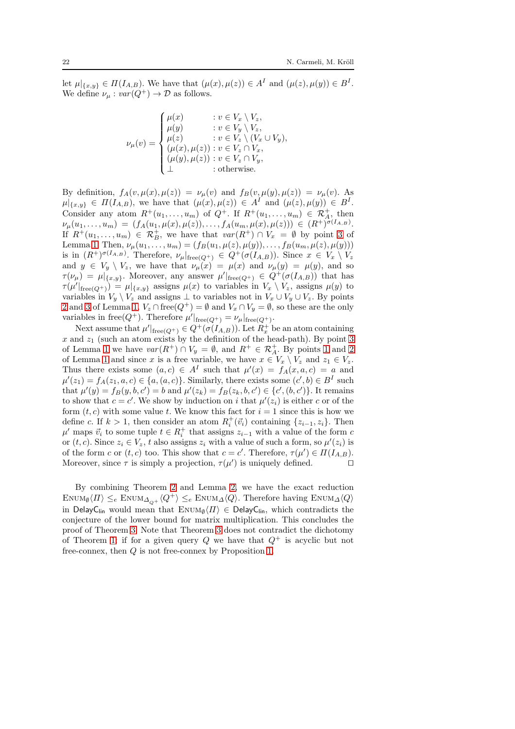let $\mu|_{\{x,y\}} \in \Pi(I_{A,B})$. We have that $(\mu(x), \mu(z)) \in A^I$ and $(\mu(z), \mu(y)) \in B^I$. We define $\nu_\mu : var(Q^+) \to \mathcal{D}$ as follows.

$$\nu_\mu(v) = \begin{cases} \mu(x) & : v \in V_x \setminus V_z, \\ \mu(y) & : v \in V_y \setminus V_z, \\ \mu(z) & : v \in V_z \setminus (V_x \cup V_y), \\ (\mu(x), \mu(z)) & : v \in V_z \cap V_x, \\ (\mu(y), \mu(z)) & : v \in V_z \cap V_y, \\ \bot & : \text{otherwise}. \end{cases}$$

By definition, $f_A(v, \mu(x), \mu(z)) = \nu_\mu(v)$ and $f_B(v, \mu(y), \mu(z)) = \nu_\mu(v)$. As $\mu|_{\{x,y\}} \in \Pi(I_{A,B})$, we have that $(\mu(x), \mu(z)) \in A^I$ and $(\mu(z), \mu(y)) \in B^I$. Consider any atom $R^+(u_1, \dots, u_m)$ of $Q^+$. If $R^+(u_1, \dots, u_m) \in \mathcal{R}^+_A$, then $\nu_\mu(u_1, \dots, u_m) = (f_A(u_1, \mu(x), \mu(z)), \dots, f_A(u_m, \mu(x), \mu(z))) \in (R^+)^{\sigma(I_{A,B})}$. If $R^+(u_1, \dots, u_m) \in \mathcal{R}^+_B$, we have that $var(R^+) \cap V_x = \emptyset$ by point 3 of Lemma 1. Then, $\nu_\mu(u_1, \dots, u_m) = (f_B(u_1, \mu(z), \mu(y)), \dots, f_B(u_m, \mu(z), \mu(y)))$ is in $(R^+)^{\sigma(I_{A,B})}$. Therefore, $\nu_\mu|_{\text{free}(Q^+)} \in Q^+(\sigma(I_{A,B}))$. Since $x \in V_x \setminus V_z$ and $y \in V_y \setminus V_z$, we have that $\nu_\mu(x) = \mu(x)$ and $\nu_\mu(y) = \mu(y)$, and so $\tau(\nu_\mu) = \mu|_{\{x,y\}}$. Moreover, any answer $\mu'|_{\text{free}(Q^+)} \in Q^+(\sigma(I_{A,B}))$ that has $\tau(\mu'|_{\text{free}(Q^+)}) = \mu|_{\{x,y\}}$ assigns $\mu(x)$ to variables in $V_x \setminus V_z$, assigns $\mu(y)$ to variables in $V_y \setminus V_z$ and assigns $\bot$ to variables not in $V_x \cup V_y \cup V_z$. By points 2 and 3 of Lemma 1, $V_z \cap \text{free}(Q^+) = \emptyset$ and $V_x \cap V_y = \emptyset$, so these are the only variables in $\text{free}(Q^+)$. Therefore $\mu'|_{\text{free}(Q^+)} = \nu_\mu|_{\text{free}(Q^+)}$.

Next assume that $\mu'|_{\text{free}(Q^+)} \in Q^+(\sigma(I_{A,B}))$. Let $R^+_x$ be an atom containing $x$ and $z_1$ (such an atom exists by the definition of the head-path). By point 3 of Lemma 1 we have $var(R^+) \cap V_y = \emptyset$, and $R^+ \in \mathcal{R}^+_A$. By points 1 and 2 of Lemma 1 and since $x$ is a free variable, we have $x \in V_x \setminus V_z$ and $z_1 \in V_z$. Thus there exists some $(a, c) \in A^I$ such that $\mu'(x) = f_A(x, a, c) = a$ and $\mu'(z_1) = f_A(z_1, a, c) \in \{a, (a, c)\}$. Similarly, there exists some $(c', b) \in B^I$ such that $\mu'(y) = f_B(y, b, c') = b$ and $\mu'(z_k) = f_B(z_k, b, c') \in \{c', (b, c')\}$. It remains to show that $c = c'$. We show by induction on $i$ that $\mu'(z_i)$ is either $c$ or of the form $(t, c)$ with some value $t$. We know this fact for $i = 1$ since this is how we define $c$. If $k > 1$, then consider an atom $R^+_i(\vec{v}_i)$ containing $\{z_{i-1}, z_i\}$. Then $\mu'$ maps $\vec{v}_i$ to some tuple $t \in R^+_i$ that assigns $z_{i-1}$ with a value of the form $c$ or $(t, c)$. Since $z_i \in V_z$, $t$ also assigns $z_i$ with a value of such a form, so $\mu'(z_i)$ is of the form $c$ or $(t, c)$ too. This show that $c = c'$. Therefore, $\tau(\mu') \in \Pi(I_{A,B})$. Moreover, since $\tau$ is simply a projection, $\tau(\mu')$ is uniquely defined. □

By combining Theorem 2 and Lemma 2, we have the exact reduction $\text{Enum}_\emptyset\langle\Pi\rangle \leq_e \text{Enum}_{\Delta_{Q^+}}\langle Q^+\rangle \leq_e \text{Enum}_\Delta\langle Q\rangle$. Therefore having $\text{Enum}_\Delta\langle Q\rangle$ in $\mathsf{DelayC_{lin}}$ would mean that $\text{Enum}_\emptyset\langle\Pi\rangle \in \mathsf{DelayC_{lin}}$, which contradicts the conjecture of the lower bound for matrix multiplication. This concludes the proof of Theorem 3. Note that Theorem 3 does not contradict the dichotomy of Theorem 1: if for a given query $Q$ we have that $Q^+$ is acyclic but not free-connex, then $Q$ is not free-connex by Proposition 1.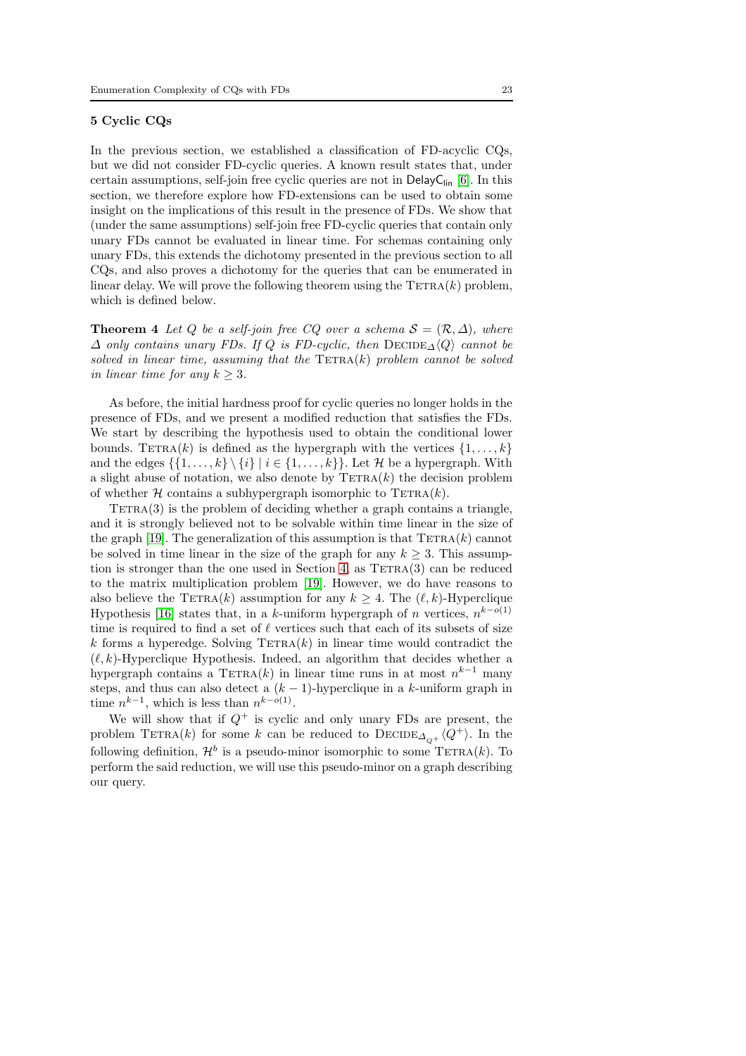## 5 Cyclic CQs

In the previous section, we established a classification of FD-acyclic CQs, but we did not consider FD-cyclic queries. A known result states that, under certain assumptions, self-join free cyclic queries are not in $\mathsf{DelayC_{lin}}$ [6]. In this section, we therefore explore how FD-extensions can be used to obtain some insight on the implications of this result in the presence of FDs. We show that (under the same assumptions) self-join free FD-cyclic queries that contain only unary FDs cannot be evaluated in linear time. For schemas containing only unary FDs, this extends the dichotomy presented in the previous section to all CQs, and also proves a dichotomy for the queries that can be enumerated in linear delay. We will prove the following theorem using the $\textsc{Tetra}(k)$ problem, which is defined below.

**Theorem 4** *Let $Q$ be a self-join free CQ over a schema $\mathcal{S} = (\mathcal{R}, \Delta)$, where $\Delta$ only contains unary FDs. If $Q$ is FD-cyclic, then $\textsc{Decide}_{\Delta}\langle Q\rangle$ cannot be solved in linear time, assuming that the $\textsc{Tetra}(k)$ problem cannot be solved in linear time for any $k \geq 3$.*

As before, the initial hardness proof for cyclic queries no longer holds in the presence of FDs, and we present a modified reduction that satisfies the FDs. We start by describing the hypothesis used to obtain the conditional lower bounds. $\textsc{Tetra}(k)$ is defined as the hypergraph with the vertices $\{1, \dots, k\}$ and the edges $\{\{1, \dots, k\} \setminus \{i\} \mid i \in \{1, \dots, k\}\}$. Let $\mathcal{H}$ be a hypergraph. With a slight abuse of notation, we also denote by $\textsc{Tetra}(k)$ the decision problem of whether $\mathcal{H}$ contains a subhypergraph isomorphic to $\textsc{Tetra}(k)$.

$\textsc{Tetra}(3)$ is the problem of deciding whether a graph contains a triangle, and it is strongly believed not to be solvable within time linear in the size of the graph [19]. The generalization of this assumption is that $\textsc{Tetra}(k)$ cannot be solved in time linear in the size of the graph for any $k \geq 3$. This assumption is stronger than the one used in Section 4, as $\textsc{Tetra}(3)$ can be reduced to the matrix multiplication problem [19]. However, we do have reasons to also believe the $\textsc{Tetra}(k)$ assumption for any $k \geq 4$. The $(\ell, k)$-Hyperclique Hypothesis [16] states that, in a $k$-uniform hypergraph of $n$ vertices, $n^{k-o(1)}$ time is required to find a set of $\ell$ vertices such that each of its subsets of size $k$ forms a hyperedge. Solving $\textsc{Tetra}(k)$ in linear time would contradict the $(\ell, k)$-Hyperclique Hypothesis. Indeed, an algorithm that decides whether a hypergraph contains a $\textsc{Tetra}(k)$ in linear time runs in at most $n^{k-1}$ many steps, and thus can also detect a $(k-1)$-hyperclique in a $k$-uniform graph in time $n^{k-1}$, which is less than $n^{k-o(1)}$.

We will show that if $Q^+$ is cyclic and only unary FDs are present, the problem $\textsc{Tetra}(k)$ for some $k$ can be reduced to $\textsc{Decide}_{\Delta_{Q^+}}\langle Q^+\rangle$. In the following definition, $\mathcal{H}^b$ is a pseudo-minor isomorphic to some $\textsc{Tetra}(k)$. To perform the said reduction, we will use this pseudo-minor on a graph describing our query.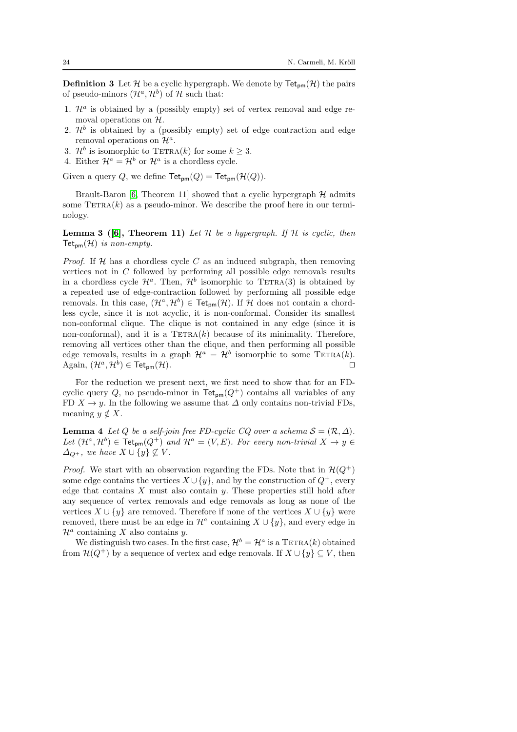**Definition 3** Let $\mathcal{H}$ be a cyclic hypergraph. We denote by $\mathsf{Tet}_{\mathsf{pm}}(\mathcal{H})$ the pairs of pseudo-minors $(\mathcal{H}^a, \mathcal{H}^b)$ of $\mathcal{H}$ such that:

1. $\mathcal{H}^a$ is obtained by a (possibly empty) set of vertex removal and edge removal operations on $\mathcal{H}$.
2. $\mathcal{H}^b$ is obtained by a (possibly empty) set of edge contraction and edge removal operations on $\mathcal{H}^a$.
3. $\mathcal{H}^b$ is isomorphic to $\textsc{Tetra}(k)$ for some $k \geq 3$.
4. Either $\mathcal{H}^a = \mathcal{H}^b$ or $\mathcal{H}^a$ is a chordless cycle.

Given a query $Q$, we define $\mathsf{Tet}_{\mathsf{pm}}(Q) = \mathsf{Tet}_{\mathsf{pm}}(\mathcal{H}(Q))$.

Brault-Baron [6, Theorem 11] showed that a cyclic hypergraph $\mathcal{H}$ admits some $\textsc{Tetra}(k)$ as a pseudo-minor. We describe the proof here in our terminology.

**Lemma 3 ([6], Theorem 11)** *Let $\mathcal{H}$ be a hypergraph. If $\mathcal{H}$ is cyclic, then $\mathsf{Tet}_{\mathsf{pm}}(\mathcal{H})$ is non-empty.*

*Proof.* If $\mathcal{H}$ has a chordless cycle $C$ as an induced subgraph, then removing vertices not in $C$ followed by performing all possible edge removals results in a chordless cycle $\mathcal{H}^a$. Then, $\mathcal{H}^b$ isomorphic to $\textsc{Tetra}(3)$ is obtained by a repeated use of edge-contraction followed by performing all possible edge removals. In this case, $(\mathcal{H}^a, \mathcal{H}^b) \in \mathsf{Tet}_{\mathsf{pm}}(\mathcal{H})$. If $\mathcal{H}$ does not contain a chordless cycle, since it is not acyclic, it is non-conformal. Consider its smallest non-conformal clique. The clique is not contained in any edge (since it is non-conformal), and it is a $\textsc{Tetra}(k)$ because of its minimality. Therefore, removing all vertices other than the clique, and then performing all possible edge removals, results in a graph $\mathcal{H}^a = \mathcal{H}^b$ isomorphic to some $\textsc{Tetra}(k)$. Again, $(\mathcal{H}^a, \mathcal{H}^b) \in \mathsf{Tet}_{\mathsf{pm}}(\mathcal{H})$. $\square$

For the reduction we present next, we first need to show that for an FD-cyclic query $Q$, no pseudo-minor in $\mathsf{Tet}_{\mathsf{pm}}(Q^+)$ contains all variables of any FD $X \to y$. In the following we assume that $\Delta$ only contains non-trivial FDs, meaning $y \notin X$.

**Lemma 4** *Let $Q$ be a self-join free FD-cyclic CQ over a schema $\mathcal{S} = (\mathcal{R}, \Delta)$. Let $(\mathcal{H}^a, \mathcal{H}^b) \in \mathsf{Tet}_{\mathsf{pm}}(Q^+)$ and $\mathcal{H}^a = (V, E)$. For every non-trivial $X \to y \in \Delta_{Q^+}$, we have $X \cup \{y\} \not\subseteq V$.*

*Proof.* We start with an observation regarding the FDs. Note that in $\mathcal{H}(Q^+)$ some edge contains the vertices $X \cup \{y\}$, and by the construction of $Q^+$, every edge that contains $X$ must also contain $y$. These properties still hold after any sequence of vertex removals and edge removals as long as none of the vertices $X \cup \{y\}$ are removed. Therefore if none of the vertices $X \cup \{y\}$ were removed, there must be an edge in $\mathcal{H}^a$ containing $X \cup \{y\}$, and every edge in $\mathcal{H}^a$ containing $X$ also contains $y$.

We distinguish two cases. In the first case, $\mathcal{H}^b = \mathcal{H}^a$ is a $\textsc{Tetra}(k)$ obtained from $\mathcal{H}(Q^+)$ by a sequence of vertex and edge removals. If $X \cup \{y\} \subseteq V$, then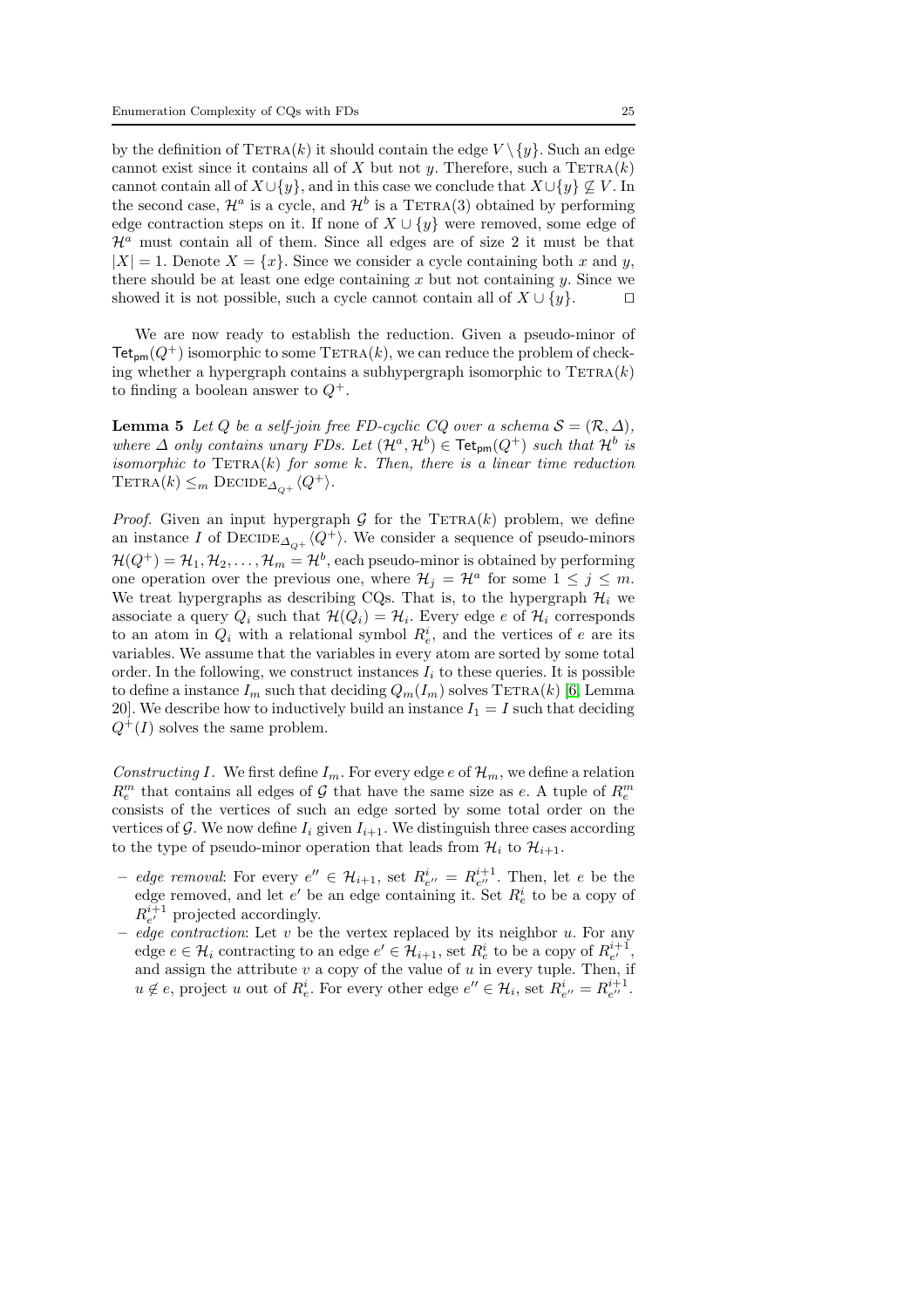by the definition of $\textsc{Tetra}(k)$ it should contain the edge $V \setminus \{y\}$. Such an edge cannot exist since it contains all of $X$ but not $y$. Therefore, such a $\textsc{Tetra}(k)$ cannot contain all of $X \cup \{y\}$, and in this case we conclude that $X \cup \{y\} \not\subseteq V$. In the second case, $\mathcal{H}^a$ is a cycle, and $\mathcal{H}^b$ is a $\textsc{Tetra}(3)$ obtained by performing edge contraction steps on it. If none of $X \cup \{y\}$ were removed, some edge of $\mathcal{H}^a$ must contain all of them. Since all edges are of size 2 it must be that $|X| = 1$. Denote $X = \{x\}$. Since we consider a cycle containing both $x$ and $y$, there should be at least one edge containing $x$ but not containing $y$. Since we showed it is not possible, such a cycle cannot contain all of $X \cup \{y\}$. $\square$

We are now ready to establish the reduction. Given a pseudo-minor of $\mathsf{Tet}_{\mathsf{pm}}(Q^+)$ isomorphic to some $\textsc{Tetra}(k)$, we can reduce the problem of checking whether a hypergraph contains a subhypergraph isomorphic to $\textsc{Tetra}(k)$ to finding a boolean answer to $Q^+$.

**Lemma 5** *Let $Q$ be a self-join free FD-cyclic CQ over a schema $\mathcal{S} = (\mathcal{R}, \Delta)$, where $\Delta$ only contains unary FDs. Let $(\mathcal{H}^a, \mathcal{H}^b) \in \mathsf{Tet}_{\mathsf{pm}}(Q^+)$ such that $\mathcal{H}^b$ is isomorphic to $\textsc{Tetra}(k)$ for some $k$. Then, there is a linear time reduction $\textsc{Tetra}(k) \leq_m \textsc{Decide}_{\Delta_{Q^+}}\langle Q^+\rangle$.*

*Proof.* Given an input hypergraph $\mathcal{G}$ for the $\textsc{Tetra}(k)$ problem, we define an instance $I$ of $\textsc{Decide}_{\Delta_{Q^+}}\langle Q^+\rangle$. We consider a sequence of pseudo-minors $\mathcal{H}(Q^+) = \mathcal{H}_1, \mathcal{H}_2, \ldots, \mathcal{H}_m = \mathcal{H}^b$, each pseudo-minor is obtained by performing one operation over the previous one, where $\mathcal{H}_j = \mathcal{H}^a$ for some $1 \leq j \leq m$. We treat hypergraphs as describing CQs. That is, to the hypergraph $\mathcal{H}_i$ we associate a query $Q_i$ such that $\mathcal{H}(Q_i) = \mathcal{H}_i$. Every edge $e$ of $\mathcal{H}_i$ corresponds to an atom in $Q_i$ with a relational symbol $R^i_e$, and the vertices of $e$ are its variables. We assume that the variables in every atom are sorted by some total order. In the following, we construct instances $I_i$ to these queries. It is possible to define a instance $I_m$ such that deciding $Q_m(I_m)$ solves $\textsc{Tetra}(k)$ [6, Lemma 20]. We describe how to inductively build an instance $I_1 = I$ such that deciding $Q^+(I)$ solves the same problem.

*Constructing $I$.* We first define $I_m$. For every edge $e$ of $\mathcal{H}_m$, we define a relation $R^m_e$ that contains all edges of $\mathcal{G}$ that have the same size as $e$. A tuple of $R^m_e$ consists of the vertices of such an edge sorted by some total order on the vertices of $\mathcal{G}$. We now define $I_i$ given $I_{i+1}$. We distinguish three cases according to the type of pseudo-minor operation that leads from $\mathcal{H}_i$ to $\mathcal{H}_{i+1}$.

- *edge removal*: For every $e'' \in \mathcal{H}_{i+1}$, set $R^i_{e''} = R^{i+1}_{e''}$. Then, let $e$ be the edge removed, and let $e'$ be an edge containing it. Set $R^i_e$ to be a copy of $R^{i+1}_{e'}$ projected accordingly.
- *edge contraction*: Let $v$ be the vertex replaced by its neighbor $u$. For any edge $e \in \mathcal{H}_i$ contracting to an edge $e' \in \mathcal{H}_{i+1}$, set $R^i_e$ to be a copy of $R^{i+1}_{e'}$, and assign the attribute $v$ a copy of the value of $u$ in every tuple. Then, if $u \notin e$, project $u$ out of $R^i_e$. For every other edge $e'' \in \mathcal{H}_i$, set $R^i_{e''} = R^{i+1}_{e''}$.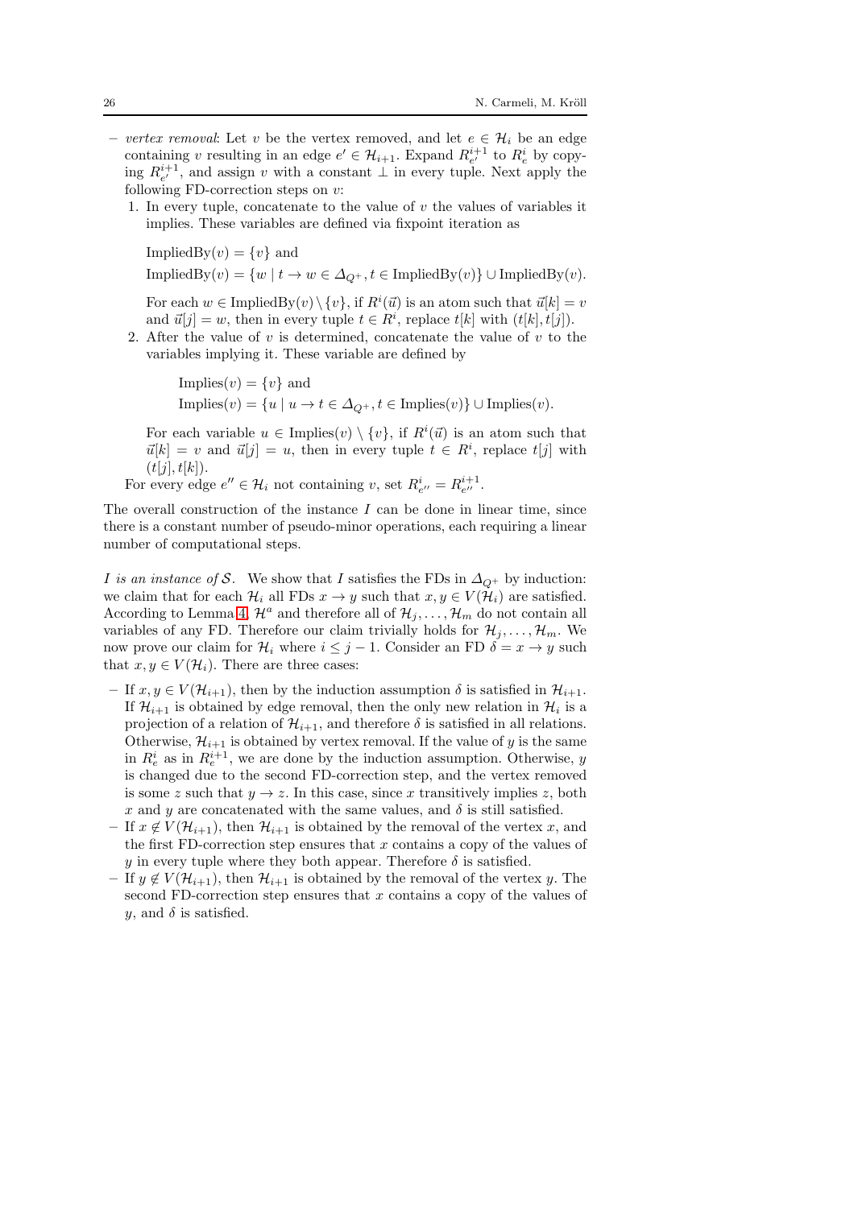- *vertex removal*: Let $v$ be the vertex removed, and let $e \in \mathcal{H}_i$ be an edge containing $v$ resulting in an edge $e' \in \mathcal{H}_{i+1}$. Expand $R^{i+1}_{e'}$ to $R^i_e$ by copying $R^{i+1}_{e'}$, and assign $v$ with a constant $\perp$ in every tuple. Next apply the following FD-correction steps on $v$:
  1. In every tuple, concatenate to the value of $v$ the values of variables it implies. These variables are defined via fixpoint iteration as

     $\text{ImpliedBy}(v) = \{v\}$ and

     $\text{ImpliedBy}(v) = \{w \mid t \to w \in \Delta_{Q^+}, t \in \text{ImpliedBy}(v)\} \cup \text{ImpliedBy}(v)$.

     For each $w \in \text{ImpliedBy}(v) \setminus \{v\}$, if $R^i(\vec{u})$ is an atom such that $\vec{u}[k] = v$ and $\vec{u}[j] = w$, then in every tuple $t \in R^i$, replace $t[k]$ with $(t[k], t[j])$.
  2. After the value of $v$ is determined, concatenate the value of $v$ to the variables implying it. These variable are defined by

     $\text{Implies}(v) = \{v\}$ and

     $\text{Implies}(v) = \{u \mid u \to t \in \Delta_{Q^+}, t \in \text{Implies}(v)\} \cup \text{Implies}(v)$.

     For each variable $u \in \text{Implies}(v) \setminus \{v\}$, if $R^i(\vec{u})$ is an atom such that $\vec{u}[k] = v$ and $\vec{u}[j] = u$, then in every tuple $t \in R^i$, replace $t[j]$ with $(t[j], t[k])$.

  For every edge $e'' \in \mathcal{H}_i$ not containing $v$, set $R^i_{e''} = R^{i+1}_{e''}$.

The overall construction of the instance $I$ can be done in linear time, since there is a constant number of pseudo-minor operations, each requiring a linear number of computational steps.

*$I$ is an instance of $\mathcal{S}$.* We show that $I$ satisfies the FDs in $\Delta_{Q^+}$ by induction: we claim that for each $\mathcal{H}_i$ all FDs $x \to y$ such that $x, y \in V(\mathcal{H}_i)$ are satisfied. According to Lemma 4, $\mathcal{H}^a$ and therefore all of $\mathcal{H}_j, \ldots, \mathcal{H}_m$ do not contain all variables of any FD. Therefore our claim trivially holds for $\mathcal{H}_j, \ldots, \mathcal{H}_m$. We now prove our claim for $\mathcal{H}_i$ where $i \leq j-1$. Consider an FD $\delta = x \to y$ such that $x, y \in V(\mathcal{H}_i)$. There are three cases:

- If $x, y \in V(\mathcal{H}_{i+1})$, then by the induction assumption $\delta$ is satisfied in $\mathcal{H}_{i+1}$. If $\mathcal{H}_{i+1}$ is obtained by edge removal, then the only new relation in $\mathcal{H}_i$ is a projection of a relation of $\mathcal{H}_{i+1}$, and therefore $\delta$ is satisfied in all relations. Otherwise, $\mathcal{H}_{i+1}$ is obtained by vertex removal. If the value of $y$ is the same in $R^i_e$ as in $R^{i+1}_e$, we are done by the induction assumption. Otherwise, $y$ is changed due to the second FD-correction step, and the vertex removed is some $z$ such that $y \to z$. In this case, since $x$ transitively implies $z$, both $x$ and $y$ are concatenated with the same values, and $\delta$ is still satisfied.
- If $x \notin V(\mathcal{H}_{i+1})$, then $\mathcal{H}_{i+1}$ is obtained by the removal of the vertex $x$, and the first FD-correction step ensures that $x$ contains a copy of the values of $y$ in every tuple where they both appear. Therefore $\delta$ is satisfied.
- If $y \notin V(\mathcal{H}_{i+1})$, then $\mathcal{H}_{i+1}$ is obtained by the removal of the vertex $y$. The second FD-correction step ensures that $x$ contains a copy of the values of $y$, and $\delta$ is satisfied.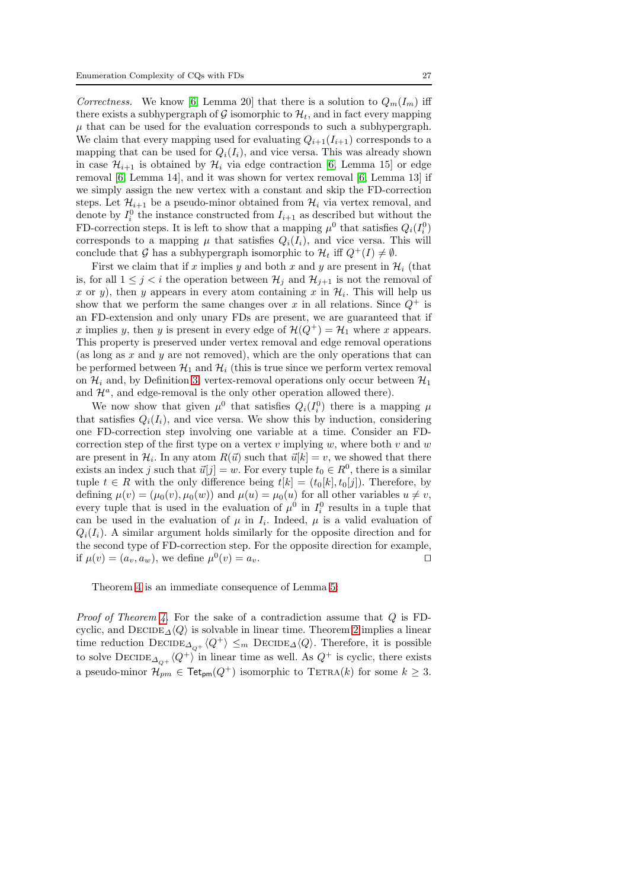*Correctness.* We know [6, Lemma 20] that there is a solution to $Q_m(I_m)$ iff there exists a subhypergraph of $\mathcal{G}$ isomorphic to $\mathcal{H}_t$, and in fact every mapping $\mu$ that can be used for the evaluation corresponds to such a subhypergraph. We claim that every mapping used for evaluating $Q_{i+1}(I_{i+1})$ corresponds to a mapping that can be used for $Q_i(I_i)$, and vice versa. This was already shown in case $\mathcal{H}_{i+1}$ is obtained by $\mathcal{H}_i$ via edge contraction [6, Lemma 15] or edge removal [6, Lemma 14], and it was shown for vertex removal [6, Lemma 13] if we simply assign the new vertex with a constant and skip the FD-correction steps. Let $\mathcal{H}_{i+1}$ be a pseudo-minor obtained from $\mathcal{H}_i$ via vertex removal, and denote by $I_i^0$ the instance constructed from $I_{i+1}$ as described but without the FD-correction steps. It is left to show that a mapping $\mu^0$ that satisfies $Q_i(I_i^0)$ corresponds to a mapping $\mu$ that satisfies $Q_i(I_i)$, and vice versa. This will conclude that $\mathcal{G}$ has a subhypergraph isomorphic to $\mathcal{H}_t$ iff $Q^+(I) \neq \emptyset$.

First we claim that if $x$ implies $y$ and both $x$ and $y$ are present in $\mathcal{H}_i$ (that is, for all $1 \leq j < i$ the operation between $\mathcal{H}_j$ and $\mathcal{H}_{j+1}$ is not the removal of $x$ or $y$), then $y$ appears in every atom containing $x$ in $\mathcal{H}_i$. This will help us show that we perform the same changes over $x$ in all relations. Since $Q^+$ is an FD-extension and only unary FDs are present, we are guaranteed that if $x$ implies $y$, then $y$ is present in every edge of $\mathcal{H}(Q^+) = \mathcal{H}_1$ where $x$ appears. This property is preserved under vertex removal and edge removal operations (as long as $x$ and $y$ are not removed), which are the only operations that can be performed between $\mathcal{H}_1$ and $\mathcal{H}_i$ (this is true since we perform vertex removal on $\mathcal{H}_i$ and, by Definition 3, vertex-removal operations only occur between $\mathcal{H}_1$ and $\mathcal{H}^a$, and edge-removal is the only other operation allowed there).

We now show that given $\mu^0$ that satisfies $Q_i(I_i^0)$ there is a mapping $\mu$ that satisfies $Q_i(I_i)$, and vice versa. We show this by induction, considering one FD-correction step involving one variable at a time. Consider an FD-correction step of the first type on a vertex $v$ implying $w$, where both $v$ and $w$ are present in $\mathcal{H}_i$. In any atom $R(\vec{u})$ such that $\vec{u}[k] = v$, we showed that there exists an index $j$ such that $\vec{u}[j] = w$. For every tuple $t_0 \in R^0$, there is a similar tuple $t \in R$ with the only difference being $t[k] = (t_0[k], t_0[j])$. Therefore, by defining $\mu(v) = (\mu_0(v), \mu_0(w))$ and $\mu(u) = \mu_0(u)$ for all other variables $u \neq v$, every tuple that is used in the evaluation of $\mu^0$ in $I_i^0$ results in a tuple that can be used in the evaluation of $\mu$ in $I_i$. Indeed, $\mu$ is a valid evaluation of $Q_i(I_i)$. A similar argument holds similarly for the opposite direction and for the second type of FD-correction step. For the opposite direction for example, if $\mu(v) = (a_v, a_w)$, we define $\mu^0(v) = a_v$. ◻

Theorem 4 is an immediate consequence of Lemma 5:

*Proof of Theorem 4.* For the sake of a contradiction assume that $Q$ is FD-cyclic, and $\textsc{Decide}_\Delta\langle Q\rangle$ is solvable in linear time. Theorem 2 implies a linear time reduction $\textsc{Decide}_{\Delta_{Q^+}}\langle Q^+\rangle \leq_m \textsc{Decide}_\Delta\langle Q\rangle$. Therefore, it is possible to solve $\textsc{Decide}_{\Delta_{Q^+}}\langle Q^+\rangle$ in linear time as well. As $Q^+$ is cyclic, there exists a pseudo-minor $\mathcal{H}_{pm} \in \mathsf{Tet}_{\mathsf{pm}}(Q^+)$ isomorphic to $\textsc{Tetra}(k)$ for some $k \geq 3$.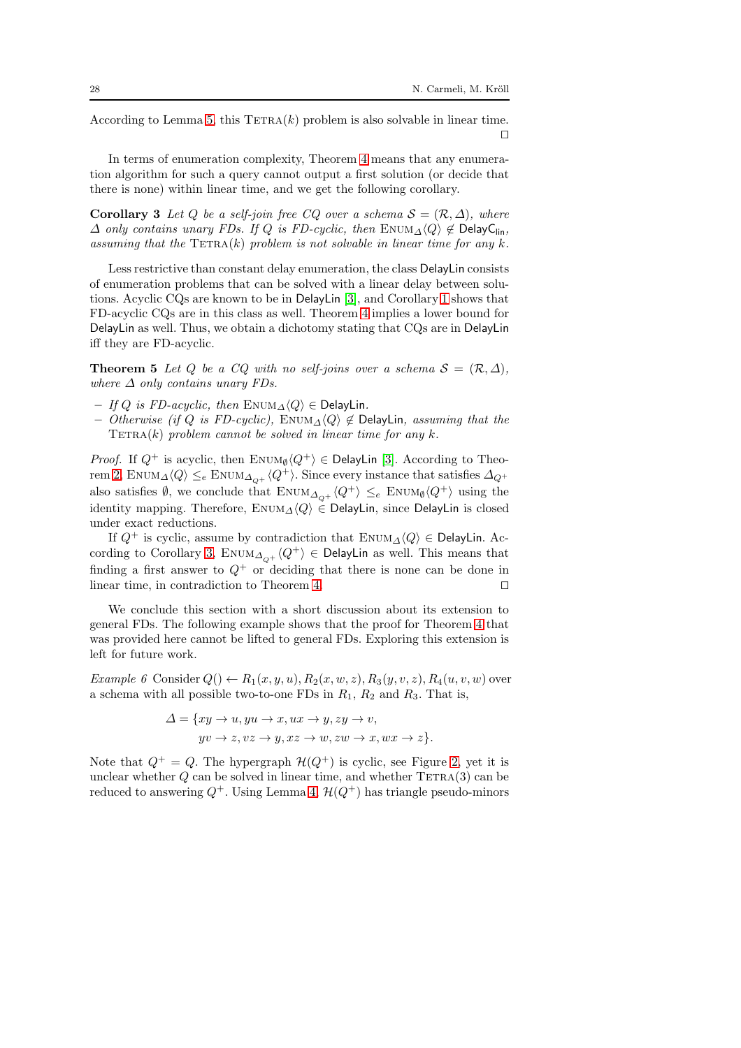According to Lemma 5, this $\text{TETRA}(k)$ problem is also solvable in linear time. $\square$

In terms of enumeration complexity, Theorem 4 means that any enumeration algorithm for such a query cannot output a first solution (or decide that there is none) within linear time, and we get the following corollary.

**Corollary 3** *Let $Q$ be a self-join free CQ over a schema $\mathcal{S} = (\mathcal{R}, \Delta)$, where $\Delta$ only contains unary FDs. If $Q$ is FD-cyclic, then $\text{ENUM}_\Delta\langle Q\rangle \notin \mathsf{DelayC_{lin}}$, assuming that the $\text{TETRA}(k)$ problem is not solvable in linear time for any $k$.*

Less restrictive than constant delay enumeration, the class $\mathsf{DelayLin}$ consists of enumeration problems that can be solved with a linear delay between solutions. Acyclic CQs are known to be in $\mathsf{DelayLin}$ [3], and Corollary 1 shows that FD-acyclic CQs are in this class as well. Theorem 4 implies a lower bound for $\mathsf{DelayLin}$ as well. Thus, we obtain a dichotomy stating that CQs are in $\mathsf{DelayLin}$ iff they are FD-acyclic.

**Theorem 5** *Let $Q$ be a CQ with no self-joins over a schema $\mathcal{S} = (\mathcal{R}, \Delta)$, where $\Delta$ only contains unary FDs.*

- *If $Q$ is FD-acyclic, then $\text{ENUM}_\Delta\langle Q\rangle \in \mathsf{DelayLin}$.*
- *Otherwise (if $Q$ is FD-cyclic), $\text{ENUM}_\Delta\langle Q\rangle \notin \mathsf{DelayLin}$, assuming that the $\text{TETRA}(k)$ problem cannot be solved in linear time for any $k$.*

*Proof.* If $Q^+$ is acyclic, then $\text{ENUM}_\emptyset\langle Q^+\rangle \in \mathsf{DelayLin}$ [3]. According to Theorem 2, $\text{ENUM}_\Delta\langle Q\rangle \leq_e \text{ENUM}_{\Delta_{Q^+}}\langle Q^+\rangle$. Since every instance that satisfies $\Delta_{Q^+}$ also satisfies $\emptyset$, we conclude that $\text{ENUM}_{\Delta_{Q^+}}\langle Q^+\rangle \leq_e \text{ENUM}_\emptyset\langle Q^+\rangle$ using the identity mapping. Therefore, $\text{ENUM}_\Delta\langle Q\rangle \in \mathsf{DelayLin}$, since $\mathsf{DelayLin}$ is closed under exact reductions.

If $Q^+$ is cyclic, assume by contradiction that $\text{ENUM}_\Delta\langle Q\rangle \in \mathsf{DelayLin}$. According to Corollary 3, $\text{ENUM}_{\Delta_{Q^+}}\langle Q^+\rangle \in \mathsf{DelayLin}$ as well. This means that finding a first answer to $Q^+$ or deciding that there is none can be done in linear time, in contradiction to Theorem 4. $\square$

We conclude this section with a short discussion about its extension to general FDs. The following example shows that the proof for Theorem 4 that was provided here cannot be lifted to general FDs. Exploring this extension is left for future work.

*Example 6* Consider $Q() \leftarrow R_1(x, y, u), R_2(x, w, z), R_3(y, v, z), R_4(u, v, w)$ over a schema with all possible two-to-one FDs in $R_1$, $R_2$ and $R_3$. That is,

$$\Delta = \{xy \to u, yu \to x, ux \to y, zy \to v,$$
$$yv \to z, vz \to y, xz \to w, zw \to x, wx \to z\}.$$

Note that $Q^+ = Q$. The hypergraph $\mathcal{H}(Q^+)$ is cyclic, see Figure 2, yet it is unclear whether $Q$ can be solved in linear time, and whether $\text{TETRA}(3)$ can be reduced to answering $Q^+$. Using Lemma 4, $\mathcal{H}(Q^+)$ has triangle pseudo-minors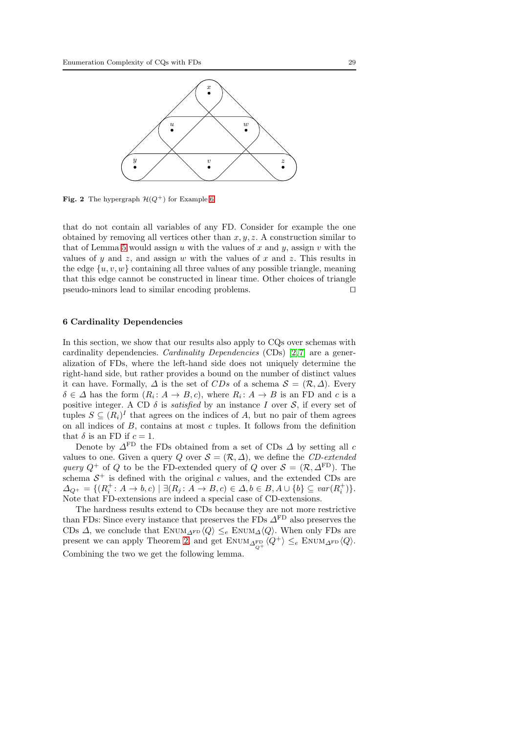Fig. 2 The hypergraph $\mathcal{H}(Q^+)$ for Example 6

that do not contain all variables of any FD. Consider for example the one obtained by removing all vertices other than $x, y, z$. A construction similar to that of Lemma 5 would assign $u$ with the values of $x$ and $y$, assign $v$ with the values of $y$ and $z$, and assign $w$ with the values of $x$ and $z$. This results in the edge $\{u, v, w\}$ containing all three values of any possible triangle, meaning that this edge cannot be constructed in linear time. Other choices of triangle pseudo-minors lead to similar encoding problems. $\square$

## 6 Cardinality Dependencies

In this section, we show that our results also apply to CQs over schemas with cardinality dependencies. *Cardinality Dependencies* (CDs) [2,7] are a generalization of FDs, where the left-hand side does not uniquely determine the right-hand side, but rather provides a bound on the number of distinct values it can have. Formally, $\Delta$ is the set of *CDs* of a schema $\mathcal{S} = (\mathcal{R}, \Delta)$. Every $\delta \in \Delta$ has the form $(R_i \colon A \to B, c)$, where $R_i \colon A \to B$ is an FD and $c$ is a positive integer. A CD $\delta$ is *satisfied* by an instance $I$ over $\mathcal{S}$, if every set of tuples $S \subseteq (R_i)^I$ that agrees on the indices of $A$, but no pair of them agrees on all indices of $B$, contains at most $c$ tuples. It follows from the definition that $\delta$ is an FD if $c = 1$.

Denote by $\Delta^{\text{FD}}$ the FDs obtained from a set of CDs $\Delta$ by setting all $c$ values to one. Given a query $Q$ over $\mathcal{S} = (\mathcal{R}, \Delta)$, we define the *CD-extended query* $Q^+$ of $Q$ to be the FD-extended query of $Q$ over $\mathcal{S} = (\mathcal{R}, \Delta^{\text{FD}})$. The schema $\mathcal{S}^+$ is defined with the original $c$ values, and the extended CDs are $\Delta_{Q^+} = \{(R_i^+ \colon A \to b, c) \mid \exists (R_j \colon A \to B, c) \in \Delta, b \in B, A \cup \{b\} \subseteq var(R_i^+)\}$. Note that FD-extensions are indeed a special case of CD-extensions.

The hardness results extend to CDs because they are not more restrictive than FDs: Since every instance that preserves the FDs $\Delta^{\text{FD}}$ also preserves the CDs $\Delta$, we conclude that $\textsc{Enum}_{\Delta^{\text{FD}}}\langle Q \rangle \leq_e \textsc{Enum}_{\Delta}\langle Q \rangle$. When only FDs are present we can apply Theorem 2, and get $\textsc{Enum}_{\Delta^{\text{FD}}_{Q^+}}\langle Q^+ \rangle \leq_e \textsc{Enum}_{\Delta^{\text{FD}}}\langle Q \rangle$. Combining the two we get the following lemma.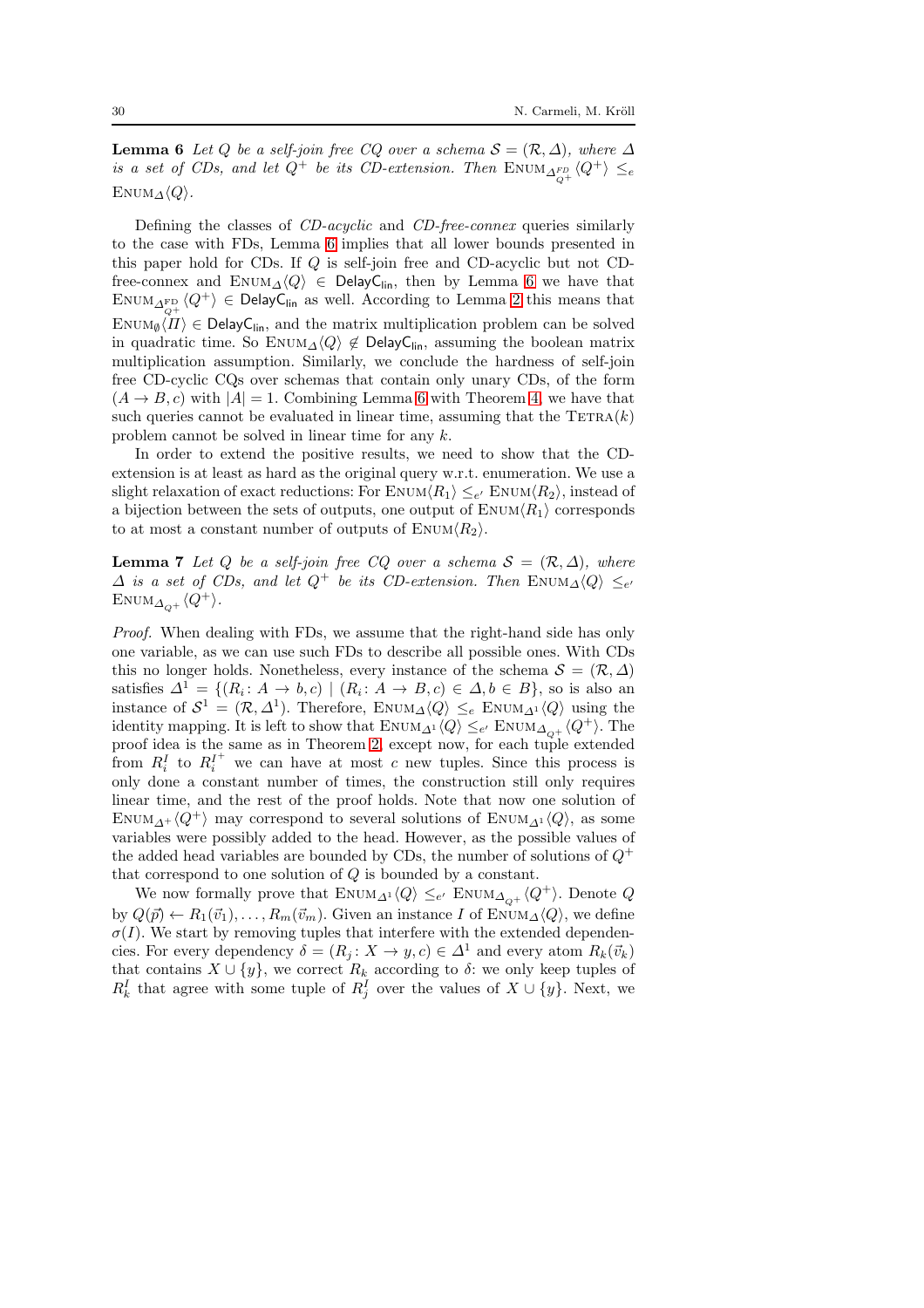**Lemma 6** *Let $Q$ be a self-join free CQ over a schema $\mathcal{S} = (\mathcal{R}, \Delta)$, where $\Delta$ is a set of CDs, and let $Q^+$ be its CD-extension. Then* $\textsc{Enum}_{\Delta^{FD}_{Q^+}}\langle Q^+\rangle \leq_e \textsc{Enum}_{\Delta}\langle Q\rangle$.

Defining the classes of *CD-acyclic* and *CD-free-connex* queries similarly to the case with FDs, Lemma 6 implies that all lower bounds presented in this paper hold for CDs. If $Q$ is self-join free and CD-acyclic but not CD-free-connex and $\textsc{Enum}_{\Delta}\langle Q\rangle \in \mathsf{DelayC_{lin}}$, then by Lemma 6 we have that $\textsc{Enum}_{\Delta^{\mathrm{FD}}_{Q^+}}\langle Q^+\rangle \in \mathsf{DelayC_{lin}}$ as well. According to Lemma 2 this means that $\textsc{Enum}_{\emptyset}\langle \Pi\rangle \in \mathsf{DelayC_{lin}}$, and the matrix multiplication problem can be solved in quadratic time. So $\textsc{Enum}_{\Delta}\langle Q\rangle \notin \mathsf{DelayC_{lin}}$, assuming the boolean matrix multiplication assumption. Similarly, we conclude the hardness of self-join free CD-cyclic CQs over schemas that contain only unary CDs, of the form $(A \to B, c)$ with $|A| = 1$. Combining Lemma 6 with Theorem 4, we have that such queries cannot be evaluated in linear time, assuming that the $\textsc{Tetra}(k)$ problem cannot be solved in linear time for any $k$.

In order to extend the positive results, we need to show that the CD-extension is at least as hard as the original query w.r.t. enumeration. We use a slight relaxation of exact reductions: For $\textsc{Enum}\langle R_1\rangle \leq_{e'} \textsc{Enum}\langle R_2\rangle$, instead of a bijection between the sets of outputs, one output of $\textsc{Enum}\langle R_1\rangle$ corresponds to at most a constant number of outputs of $\textsc{Enum}\langle R_2\rangle$.

**Lemma 7** *Let $Q$ be a self-join free CQ over a schema $\mathcal{S} = (\mathcal{R}, \Delta)$, where $\Delta$ is a set of CDs, and let $Q^+$ be its CD-extension. Then* $\textsc{Enum}_{\Delta}\langle Q\rangle \leq_{e'} \textsc{Enum}_{\Delta_{Q^+}}\langle Q^+\rangle$.

*Proof.* When dealing with FDs, we assume that the right-hand side has only one variable, as we can use such FDs to describe all possible ones. With CDs this no longer holds. Nonetheless, every instance of the schema $\mathcal{S} = (\mathcal{R}, \Delta)$ satisfies $\Delta^1 = \{(R_i\colon A \to b, c) \mid (R_i\colon A \to B, c) \in \Delta, b \in B\}$, so is also an instance of $\mathcal{S}^1 = (\mathcal{R}, \Delta^1)$. Therefore, $\textsc{Enum}_{\Delta}\langle Q\rangle \leq_e \textsc{Enum}_{\Delta^1}\langle Q\rangle$ using the identity mapping. It is left to show that $\textsc{Enum}_{\Delta^1}\langle Q\rangle \leq_{e'} \textsc{Enum}_{\Delta_{Q^+}}\langle Q^+\rangle$. The proof idea is the same as in Theorem 2, except now, for each tuple extended from $R_i^I$ to $R_i^{I^+}$ we can have at most $c$ new tuples. Since this process is only done a constant number of times, the construction still only requires linear time, and the rest of the proof holds. Note that now one solution of $\textsc{Enum}_{\Delta^+}\langle Q^+\rangle$ may correspond to several solutions of $\textsc{Enum}_{\Delta^1}\langle Q\rangle$, as some variables were possibly added to the head. However, as the possible values of the added head variables are bounded by CDs, the number of solutions of $Q^+$ that correspond to one solution of $Q$ is bounded by a constant.

We now formally prove that $\textsc{Enum}_{\Delta^1}\langle Q\rangle \leq_{e'} \textsc{Enum}_{\Delta_{Q^+}}\langle Q^+\rangle$. Denote $Q$ by $Q(\vec{p}) \leftarrow R_1(\vec{v}_1), \ldots, R_m(\vec{v}_m)$. Given an instance $I$ of $\textsc{Enum}_{\Delta}\langle Q\rangle$, we define $\sigma(I)$. We start by removing tuples that interfere with the extended dependencies. For every dependency $\delta = (R_j\colon X \to y, c) \in \Delta^1$ and every atom $R_k(\vec{v}_k)$ that contains $X \cup \{y\}$, we correct $R_k$ according to $\delta$: we only keep tuples of $R_k^I$ that agree with some tuple of $R_j^I$ over the values of $X \cup \{y\}$. Next, we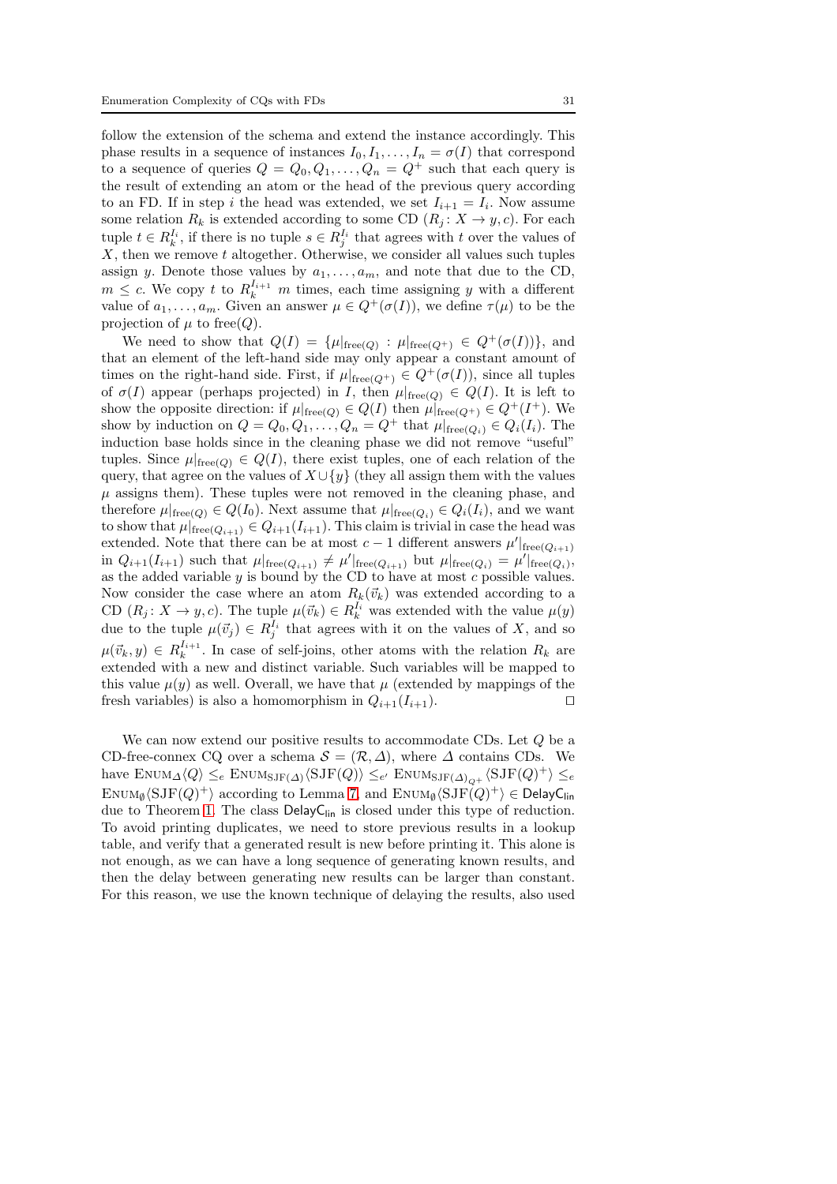follow the extension of the schema and extend the instance accordingly. This phase results in a sequence of instances $I_0, I_1, \ldots, I_n = \sigma(I)$ that correspond to a sequence of queries $Q = Q_0, Q_1, \ldots, Q_n = Q^+$ such that each query is the result of extending an atom or the head of the previous query according to an FD. If in step $i$ the head was extended, we set $I_{i+1} = I_i$. Now assume some relation $R_k$ is extended according to some CD $(R_j \colon X \to y, c)$. For each tuple $t \in R_k^{I_i}$, if there is no tuple $s \in R_j^{I_i}$ that agrees with $t$ over the values of $X$, then we remove $t$ altogether. Otherwise, we consider all values such tuples assign $y$. Denote those values by $a_1, \ldots, a_m$, and note that due to the CD, $m \leq c$. We copy $t$ to $R_k^{I_{i+1}}$ $m$ times, each time assigning $y$ with a different value of $a_1, \ldots, a_m$. Given an answer $\mu \in Q^+(\sigma(I))$, we define $\tau(\mu)$ to be the projection of $\mu$ to $\text{free}(Q)$.

We need to show that $Q(I) = \{\mu|_{\text{free}(Q)} : \mu|_{\text{free}(Q^+)} \in Q^+(\sigma(I))\}$, and that an element of the left-hand side may only appear a constant amount of times on the right-hand side. First, if $\mu|_{\text{free}(Q^+)} \in Q^+(\sigma(I))$, since all tuples of $\sigma(I)$ appear (perhaps projected) in $I$, then $\mu|_{\text{free}(Q)} \in Q(I)$. It is left to show the opposite direction: if $\mu|_{\text{free}(Q)} \in Q(I)$ then $\mu|_{\text{free}(Q^+)} \in Q^+(I^+)$. We show by induction on $Q = Q_0, Q_1, \ldots, Q_n = Q^+$ that $\mu|_{\text{free}(Q_i)} \in Q_i(I_i)$. The induction base holds since in the cleaning phase we did not remove "useful" tuples. Since $\mu|_{\text{free}(Q)} \in Q(I)$, there exist tuples, one of each relation of the query, that agree on the values of $X \cup \{y\}$ (they all assign them with the values $\mu$ assigns them). These tuples were not removed in the cleaning phase, and therefore $\mu|_{\text{free}(Q)} \in Q(I_0)$. Next assume that $\mu|_{\text{free}(Q_i)} \in Q_i(I_i)$, and we want to show that $\mu|_{\text{free}(Q_{i+1})} \in Q_{i+1}(I_{i+1})$. This claim is trivial in case the head was extended. Note that there can be at most $c-1$ different answers $\mu'|_{\text{free}(Q_{i+1})}$ in $Q_{i+1}(I_{i+1})$ such that $\mu|_{\text{free}(Q_{i+1})} \neq \mu'|_{\text{free}(Q_{i+1})}$ but $\mu|_{\text{free}(Q_i)} = \mu'|_{\text{free}(Q_i)}$, as the added variable $y$ is bound by the CD to have at most $c$ possible values. Now consider the case where an atom $R_k(\vec{v}_k)$ was extended according to a CD $(R_j \colon X \to y, c)$. The tuple $\mu(\vec{v}_k) \in R_k^{I_i}$ was extended with the value $\mu(y)$ due to the tuple $\mu(\vec{v}_j) \in R_j^{I_i}$ that agrees with it on the values of $X$, and so $\mu(\vec{v}_k, y) \in R_k^{I_{i+1}}$. In case of self-joins, other atoms with the relation $R_k$ are extended with a new and distinct variable. Such variables will be mapped to this value $\mu(y)$ as well. Overall, we have that $\mu$ (extended by mappings of the fresh variables) is also a homomorphism in $Q_{i+1}(I_{i+1})$. $\square$

We can now extend our positive results to accommodate CDs. Let $Q$ be a CD-free-connex CQ over a schema $\mathcal{S} = (\mathcal{R}, \Delta)$, where $\Delta$ contains CDs. We have $\text{Enum}_\Delta\langle Q\rangle \leq_e \text{Enum}_{\text{SJF}(\Delta)}\langle \text{SJF}(Q)\rangle \leq_{e'} \text{Enum}_{\text{SJF}(\Delta)_{Q^+}}\langle \text{SJF}(Q)^+\rangle \leq_e \text{Enum}_\emptyset\langle \text{SJF}(Q)^+\rangle$ according to Lemma 7, and $\text{Enum}_\emptyset\langle \text{SJF}(Q)^+\rangle \in \mathsf{DelayC_{lin}}$ due to Theorem 1. The class $\mathsf{DelayC_{lin}}$ is closed under this type of reduction. To avoid printing duplicates, we need to store previous results in a lookup table, and verify that a generated result is new before printing it. This alone is not enough, as we can have a long sequence of generating known results, and then the delay between generating new results can be larger than constant. For this reason, we use the known technique of delaying the results, also used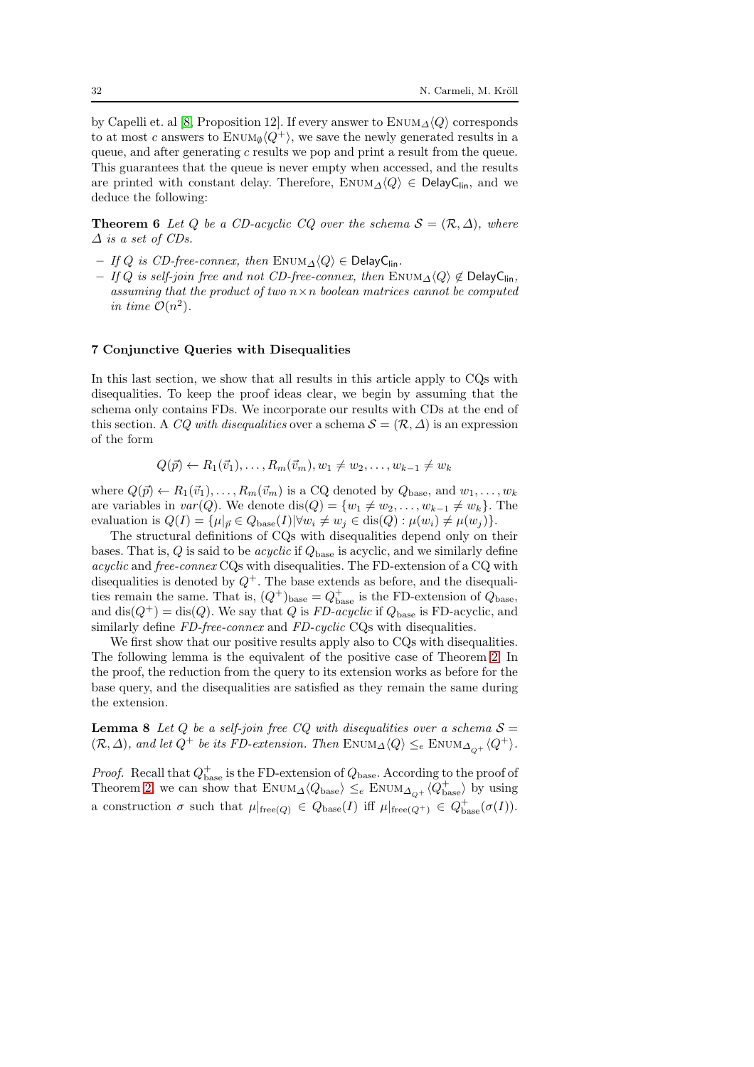by Capelli et. al [8, Proposition 12]. If every answer to $\textsc{Enum}_\Delta\langle Q\rangle$ corresponds to at most $c$ answers to $\textsc{Enum}_\emptyset\langle Q^+\rangle$, we save the newly generated results in a queue, and after generating $c$ results we pop and print a result from the queue. This guarantees that the queue is never empty when accessed, and the results are printed with constant delay. Therefore, $\textsc{Enum}_\Delta\langle Q\rangle \in \mathsf{DelayC_{lin}}$, and we deduce the following:

**Theorem 6** *Let $Q$ be a CD-acyclic CQ over the schema $\mathcal{S} = (\mathcal{R}, \Delta)$, where $\Delta$ is a set of CDs.*

- *If $Q$ is CD-free-connex, then $\textsc{Enum}_\Delta\langle Q\rangle \in \mathsf{DelayC_{lin}}$.*
- *If $Q$ is self-join free and not CD-free-connex, then $\textsc{Enum}_\Delta\langle Q\rangle \notin \mathsf{DelayC_{lin}}$, assuming that the product of two $n\times n$ boolean matrices cannot be computed in time $\mathcal{O}(n^2)$.*

## 7 Conjunctive Queries with Disequalities

In this last section, we show that all results in this article apply to CQs with disequalities. To keep the proof ideas clear, we begin by assuming that the schema only contains FDs. We incorporate our results with CDs at the end of this section. A *CQ with disequalities* over a schema $\mathcal{S} = (\mathcal{R}, \Delta)$ is an expression of the form

$$Q(\vec{p}) \leftarrow R_1(\vec{v}_1), \ldots, R_m(\vec{v}_m), w_1 \neq w_2, \ldots, w_{k-1} \neq w_k$$

where $Q(\vec{p}) \leftarrow R_1(\vec{v}_1), \ldots, R_m(\vec{v}_m)$ is a CQ denoted by $Q_{\text{base}}$, and $w_1, \ldots, w_k$ are variables in $var(Q)$. We denote $\text{dis}(Q) = \{w_1 \neq w_2, \ldots, w_{k-1} \neq w_k\}$. The evaluation is $Q(I) = \{\mu|_{\vec{p}} \in Q_{\text{base}}(I) | \forall w_i \neq w_j \in \text{dis}(Q) : \mu(w_i) \neq \mu(w_j)\}$.

The structural definitions of CQs with disequalities depend only on their bases. That is, $Q$ is said to be *acyclic* if $Q_{\text{base}}$ is acyclic, and we similarly define *acyclic* and *free-connex* CQs with disequalities. The FD-extension of a CQ with disequalities is denoted by $Q^+$. The base extends as before, and the disequalities remain the same. That is, $(Q^+)_{\text{base}} = Q^+_{\text{base}}$ is the FD-extension of $Q_{\text{base}}$, and $\text{dis}(Q^+) = \text{dis}(Q)$. We say that $Q$ is *FD-acyclic* if $Q_{\text{base}}$ is FD-acyclic, and similarly define *FD-free-connex* and *FD-cyclic* CQs with disequalities.

We first show that our positive results apply also to CQs with disequalities. The following lemma is the equivalent of the positive case of Theorem 2. In the proof, the reduction from the query to its extension works as before for the base query, and the disequalities are satisfied as they remain the same during the extension.

**Lemma 8** *Let $Q$ be a self-join free CQ with disequalities over a schema $\mathcal{S} = (\mathcal{R}, \Delta)$, and let $Q^+$ be its FD-extension. Then $\textsc{Enum}_\Delta\langle Q\rangle \leq_e \textsc{Enum}_{\Delta_{Q^+}}\langle Q^+\rangle$.*

*Proof.* Recall that $Q^+_{\text{base}}$ is the FD-extension of $Q_{\text{base}}$. According to the proof of Theorem 2, we can show that $\textsc{Enum}_\Delta\langle Q_{\text{base}}\rangle \leq_e \textsc{Enum}_{\Delta_{Q^+}}\langle Q^+_{\text{base}}\rangle$ by using a construction $\sigma$ such that $\mu|_{\text{free}(Q)} \in Q_{\text{base}}(I)$ iff $\mu|_{\text{free}(Q^+)} \in Q^+_{\text{base}}(\sigma(I))$.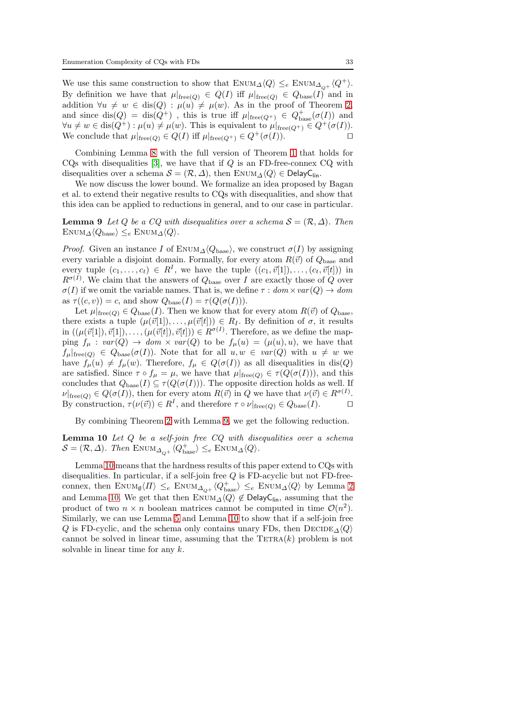We use this same construction to show that $\text{Enum}_{\Delta}\langle Q\rangle \leq_e \text{Enum}_{\Delta_{Q^+}}\langle Q^+\rangle$. By definition we have that $\mu|_{\text{free}(Q)} \in Q(I)$ iff $\mu|_{\text{free}(Q)} \in Q_{\text{base}}(I)$ and in addition $\forall u \neq w \in \text{dis}(Q) : \mu(u) \neq \mu(w)$. As in the proof of Theorem 2, and since $\text{dis}(Q) = \text{dis}(Q^+)$ , this is true iff $\mu|_{\text{free}(Q^+)} \in Q^+_{\text{base}}(\sigma(I))$ and $\forall u \neq w \in \text{dis}(Q^+) : \mu(u) \neq \mu(w)$. This is equivalent to $\mu|_{\text{free}(Q^+)} \in Q^+(\sigma(I))$. We conclude that $\mu|_{\text{free}(Q)} \in Q(I)$ iff $\mu|_{\text{free}(Q^+)} \in Q^+(\sigma(I))$. $\square$

Combining Lemma 8 with the full version of Theorem 1 that holds for CQs with disequalities [3], we have that if $Q$ is an FD-free-connex CQ with disequalities over a schema $\mathcal{S} = (\mathcal{R}, \Delta)$, then $\text{Enum}_{\Delta}\langle Q\rangle \in \mathsf{DelayC_{lin}}$.

We now discuss the lower bound. We formalize an idea proposed by Bagan et al. to extend their negative results to CQs with disequalities, and show that this idea can be applied to reductions in general, and to our case in particular.

**Lemma 9** *Let $Q$ be a CQ with disequalities over a schema $\mathcal{S} = (\mathcal{R}, \Delta)$. Then $\text{Enum}_{\Delta}\langle Q_{\text{base}}\rangle \leq_e \text{Enum}_{\Delta}\langle Q\rangle$.*

*Proof.* Given an instance $I$ of $\text{Enum}_{\Delta}\langle Q_{\text{base}}\rangle$, we construct $\sigma(I)$ by assigning every variable a disjoint domain. Formally, for every atom $R(\vec{v})$ of $Q_{\text{base}}$ and every tuple $(c_1, \dots, c_t) \in R^I$, we have the tuple $((c_1, \vec{v}[1]), \dots, (c_t, \vec{v}[t]))$ in $R^{\sigma(I)}$. We claim that the answers of $Q_{\text{base}}$ over $I$ are exactly those of $Q$ over $\sigma(I)$ if we omit the variable names. That is, we define $\tau : \mathit{dom} \times \mathit{var}(Q) \to \mathit{dom}$ as $\tau((c, v)) = c$, and show $Q_{\text{base}}(I) = \tau(Q(\sigma(I)))$.

Let $\mu|_{\text{free}(Q)} \in Q_{\text{base}}(I)$. Then we know that for every atom $R(\vec{v})$ of $Q_{\text{base}}$, there exists a tuple $(\mu(\vec{v}[1]), \dots, \mu(\vec{v}[t])) \in R_I$. By definition of $\sigma$, it results in $((\mu(\vec{v}[1]), \vec{v}[1]), \dots, (\mu(\vec{v}[t]), \vec{v}[t])) \in R^{\sigma(I)}$. Therefore, as we define the mapping $f_\mu : \mathit{var}(Q) \to \mathit{dom} \times \mathit{var}(Q)$ to be $f_\mu(u) = (\mu(u), u)$, we have that $f_\mu|_{\text{free}(Q)} \in Q_{\text{base}}(\sigma(I))$. Note that for all $u, w \in \mathit{var}(Q)$ with $u \neq w$ we have $f_\mu(u) \neq f_\mu(w)$. Therefore, $f_\mu \in Q(\sigma(I))$ as all disequalities in $\text{dis}(Q)$ are satisfied. Since $\tau \circ f_\mu = \mu$, we have that $\mu|_{\text{free}(Q)} \in \tau(Q(\sigma(I)))$, and this concludes that $Q_{\text{base}}(I) \subseteq \tau(Q(\sigma(I)))$. The opposite direction holds as well. If $\nu|_{\text{free}(Q)} \in Q(\sigma(I))$, then for every atom $R(\vec{v})$ in $Q$ we have that $\nu(\vec{v}) \in R^{\sigma(I)}$. By construction, $\tau(\nu(\vec{v})) \in R^I$, and therefore $\tau \circ \nu|_{\text{free}(Q)} \in Q_{\text{base}}(I)$. $\square$

By combining Theorem 2 with Lemma 9, we get the following reduction.

**Lemma 10** *Let $Q$ be a self-join free CQ with disequalities over a schema $\mathcal{S} = (\mathcal{R}, \Delta)$. Then $\text{Enum}_{\Delta_{Q^+}}\langle Q^+_{\text{base}}\rangle \leq_e \text{Enum}_{\Delta}\langle Q\rangle$.*

Lemma 10 means that the hardness results of this paper extend to CQs with disequalities. In particular, if a self-join free $Q$ is FD-acyclic but not FD-free-connex, then $\text{Enum}_{\emptyset}\langle \Pi\rangle \leq_e \text{Enum}_{\Delta_{Q^+}}\langle Q^+_{\text{base}}\rangle \leq_e \text{Enum}_{\Delta}\langle Q\rangle$ by Lemma 2 and Lemma 10. We get that then $\text{Enum}_{\Delta}\langle Q\rangle \notin \mathsf{DelayC_{lin}}$, assuming that the product of two $n \times n$ boolean matrices cannot be computed in time $\mathcal{O}(n^2)$. Similarly, we can use Lemma 5 and Lemma 10 to show that if a self-join free $Q$ is FD-cyclic, and the schema only contains unary FDs, then $\text{Decide}_{\Delta}\langle Q\rangle$ cannot be solved in linear time, assuming that the $\text{Tetra}(k)$ problem is not solvable in linear time for any $k$.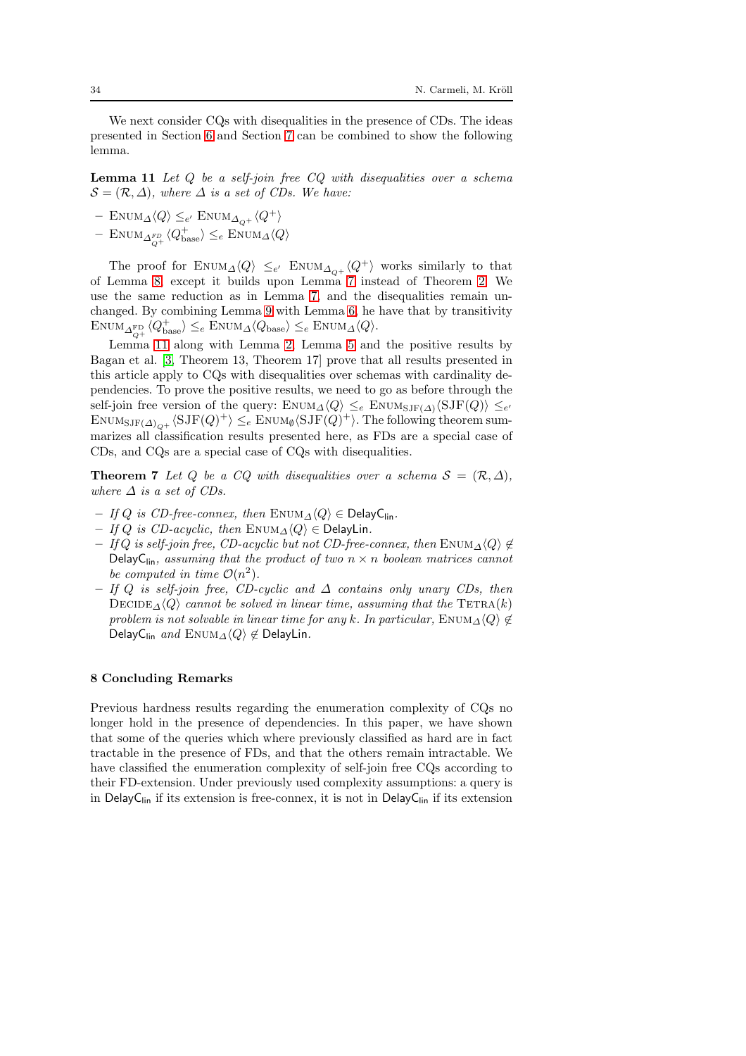We next consider CQs with disequalities in the presence of CDs. The ideas presented in Section 6 and Section 7 can be combined to show the following lemma.

**Lemma 11** *Let $Q$ be a self-join free CQ with disequalities over a schema $\mathcal{S} = (\mathcal{R}, \Delta)$, where $\Delta$ is a set of CDs. We have:*

- $\textsc{Enum}_{\Delta}\langle Q\rangle \leq_{e'} \textsc{Enum}_{\Delta_{Q^+}}\langle Q^+\rangle$
- $\textsc{Enum}_{\Delta^{FD}_{Q^+}}\langle Q^+_{\text{base}}\rangle \leq_{e} \textsc{Enum}_{\Delta}\langle Q\rangle$

The proof for $\textsc{Enum}_{\Delta}\langle Q\rangle \leq_{e'} \textsc{Enum}_{\Delta_{Q^+}}\langle Q^+\rangle$ works similarly to that of Lemma 8 except it builds upon Lemma 7 instead of Theorem 2. We use the same reduction as in Lemma 7, and the disequalities remain unchanged. By combining Lemma 9 with Lemma 6, he have that by transitivity $\textsc{Enum}_{\Delta^{\text{FD}}_{Q^+}}\langle Q^+_{\text{base}}\rangle \leq_{e} \textsc{Enum}_{\Delta}\langle Q_{\text{base}}\rangle \leq_{e} \textsc{Enum}_{\Delta}\langle Q\rangle$.

Lemma 11 along with Lemma 2, Lemma 5 and the positive results by Bagan et al. [3, Theorem 13, Theorem 17] prove that all results presented in this article apply to CQs with disequalities over schemas with cardinality dependencies. To prove the positive results, we need to go as before through the self-join free version of the query: $\textsc{Enum}_{\Delta}\langle Q\rangle \leq_{e} \textsc{Enum}_{\text{SJF}(\Delta)}\langle \text{SJF}(Q)\rangle \leq_{e'} \textsc{Enum}_{\text{SJF}(\Delta)_{Q^+}}\langle \text{SJF}(Q)^+\rangle \leq_{e} \textsc{Enum}_{\emptyset}\langle \text{SJF}(Q)^+\rangle$. The following theorem summarizes all classification results presented here, as FDs are a special case of CDs, and CQs are a special case of CQs with disequalities.

**Theorem 7** *Let $Q$ be a CQ with disequalities over a schema $\mathcal{S} = (\mathcal{R}, \Delta)$, where $\Delta$ is a set of CDs.*

- *If $Q$ is CD-free-connex, then $\textsc{Enum}_{\Delta}\langle Q\rangle \in \mathsf{DelayC_{lin}}$.*
- *If $Q$ is CD-acyclic, then $\textsc{Enum}_{\Delta}\langle Q\rangle \in \mathsf{DelayLin}$.*
- *If $Q$ is self-join free, CD-acyclic but not CD-free-connex, then $\textsc{Enum}_{\Delta}\langle Q\rangle \notin \mathsf{DelayC_{lin}}$, assuming that the product of two $n \times n$ boolean matrices cannot be computed in time $\mathcal{O}(n^2)$.*
- *If $Q$ is self-join free, CD-cyclic and $\Delta$ contains only unary CDs, then $\textsc{Decide}_{\Delta}\langle Q\rangle$ cannot be solved in linear time, assuming that the $\textsc{Tetra}(k)$ problem is not solvable in linear time for any $k$. In particular, $\textsc{Enum}_{\Delta}\langle Q\rangle \notin \mathsf{DelayC_{lin}}$ and $\textsc{Enum}_{\Delta}\langle Q\rangle \notin \mathsf{DelayLin}$.*

## 8 Concluding Remarks

Previous hardness results regarding the enumeration complexity of CQs no longer hold in the presence of dependencies. In this paper, we have shown that some of the queries which where previously classified as hard are in fact tractable in the presence of FDs, and that the others remain intractable. We have classified the enumeration complexity of self-join free CQs according to their FD-extension. Under previously used complexity assumptions: a query is in $\mathsf{DelayC_{lin}}$ if its extension is free-connex, it is not in $\mathsf{DelayC_{lin}}$ if its extension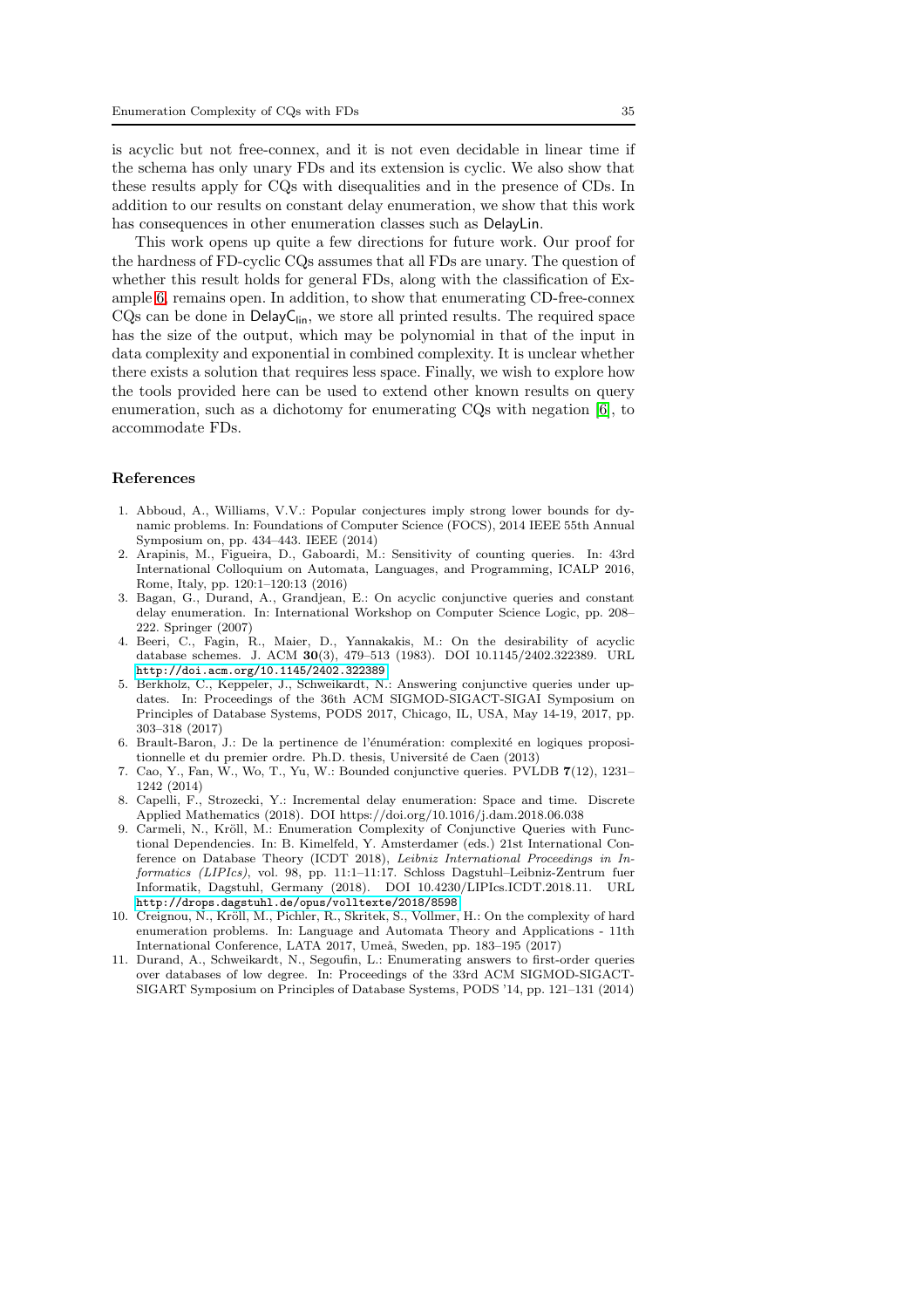is acyclic but not free-connex, and it is not even decidable in linear time if the schema has only unary FDs and its extension is cyclic. We also show that these results apply for CQs with disequalities and in the presence of CDs. In addition to our results on constant delay enumeration, we show that this work has consequences in other enumeration classes such as DelayLin.

This work opens up quite a few directions for future work. Our proof for the hardness of FD-cyclic CQs assumes that all FDs are unary. The question of whether this result holds for general FDs, along with the classification of Example 6, remains open. In addition, to show that enumerating CD-free-connex CQs can be done in $\mathsf{DelayC}_{\mathsf{lin}}$, we store all printed results. The required space has the size of the output, which may be polynomial in that of the input in data complexity and exponential in combined complexity. It is unclear whether there exists a solution that requires less space. Finally, we wish to explore how the tools provided here can be used to extend other known results on query enumeration, such as a dichotomy for enumerating CQs with negation [6], to accommodate FDs.

## References

1. Abboud, A., Williams, V.V.: Popular conjectures imply strong lower bounds for dynamic problems. In: Foundations of Computer Science (FOCS), 2014 IEEE 55th Annual Symposium on, pp. 434–443. IEEE (2014)
2. Arapinis, M., Figueira, D., Gaboardi, M.: Sensitivity of counting queries. In: 43rd International Colloquium on Automata, Languages, and Programming, ICALP 2016, Rome, Italy, pp. 120:1–120:13 (2016)
3. Bagan, G., Durand, A., Grandjean, E.: On acyclic conjunctive queries and constant delay enumeration. In: International Workshop on Computer Science Logic, pp. 208–222. Springer (2007)
4. Beeri, C., Fagin, R., Maier, D., Yannakakis, M.: On the desirability of acyclic database schemes. J. ACM **30**(3), 479–513 (1983). DOI 10.1145/2402.322389. URL http://doi.acm.org/10.1145/2402.322389
5. Berkholz, C., Keppeler, J., Schweikardt, N.: Answering conjunctive queries under updates. In: Proceedings of the 36th ACM SIGMOD-SIGACT-SIGAI Symposium on Principles of Database Systems, PODS 2017, Chicago, IL, USA, May 14-19, 2017, pp. 303–318 (2017)
6. Brault-Baron, J.: De la pertinence de l'énumération: complexité en logiques propositionnelle et du premier ordre. Ph.D. thesis, Université de Caen (2013)
7. Cao, Y., Fan, W., Wo, T., Yu, W.: Bounded conjunctive queries. PVLDB **7**(12), 1231–1242 (2014)
8. Capelli, F., Strozecki, Y.: Incremental delay enumeration: Space and time. Discrete Applied Mathematics (2018). DOI https://doi.org/10.1016/j.dam.2018.06.038
9. Carmeli, N., Kröll, M.: Enumeration Complexity of Conjunctive Queries with Functional Dependencies. In: B. Kimelfeld, Y. Amsterdamer (eds.) 21st International Conference on Database Theory (ICDT 2018), *Leibniz International Proceedings in Informatics (LIPIcs)*, vol. 98, pp. 11:1–11:17. Schloss Dagstuhl–Leibniz-Zentrum fuer Informatik, Dagstuhl, Germany (2018). DOI 10.4230/LIPIcs.ICDT.2018.11. URL http://drops.dagstuhl.de/opus/volltexte/2018/8598
10. Creignou, N., Kröll, M., Pichler, R., Skritek, S., Vollmer, H.: On the complexity of hard enumeration problems. In: Language and Automata Theory and Applications - 11th International Conference, LATA 2017, Umeå, Sweden, pp. 183–195 (2017)
11. Durand, A., Schweikardt, N., Segoufin, L.: Enumerating answers to first-order queries over databases of low degree. In: Proceedings of the 33rd ACM SIGMOD-SIGACT-SIGART Symposium on Principles of Database Systems, PODS '14, pp. 121–131 (2014)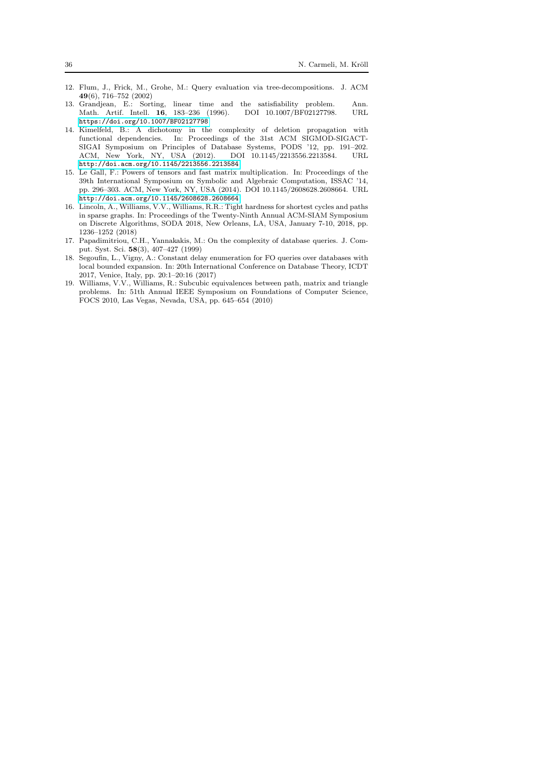12. Flum, J., Frick, M., Grohe, M.: Query evaluation via tree-decompositions. J. ACM **49**(6), 716–752 (2002)
13. Grandjean, E.: Sorting, linear time and the satisfiability problem. Ann. Math. Artif. Intell. **16**, 183–236 (1996). DOI 10.1007/BF02127798. URL https://doi.org/10.1007/BF02127798
14. Kimelfeld, B.: A dichotomy in the complexity of deletion propagation with functional dependencies. In: Proceedings of the 31st ACM SIGMOD-SIGACT-SIGAI Symposium on Principles of Database Systems, PODS '12, pp. 191–202. ACM, New York, NY, USA (2012). DOI 10.1145/2213556.2213584. URL http://doi.acm.org/10.1145/2213556.2213584
15. Le Gall, F.: Powers of tensors and fast matrix multiplication. In: Proceedings of the 39th International Symposium on Symbolic and Algebraic Computation, ISSAC '14, pp. 296–303. ACM, New York, NY, USA (2014). DOI 10.1145/2608628.2608664. URL http://doi.acm.org/10.1145/2608628.2608664
16. Lincoln, A., Williams, V.V., Williams, R.R.: Tight hardness for shortest cycles and paths in sparse graphs. In: Proceedings of the Twenty-Ninth Annual ACM-SIAM Symposium on Discrete Algorithms, SODA 2018, New Orleans, LA, USA, January 7-10, 2018, pp. 1236–1252 (2018)
17. Papadimitriou, C.H., Yannakakis, M.: On the complexity of database queries. J. Comput. Syst. Sci. **58**(3), 407–427 (1999)
18. Segoufin, L., Vigny, A.: Constant delay enumeration for FO queries over databases with local bounded expansion. In: 20th International Conference on Database Theory, ICDT 2017, Venice, Italy, pp. 20:1–20:16 (2017)
19. Williams, V.V., Williams, R.: Subcubic equivalences between path, matrix and triangle problems. In: 51th Annual IEEE Symposium on Foundations of Computer Science, FOCS 2010, Las Vegas, Nevada, USA, pp. 645–654 (2010)